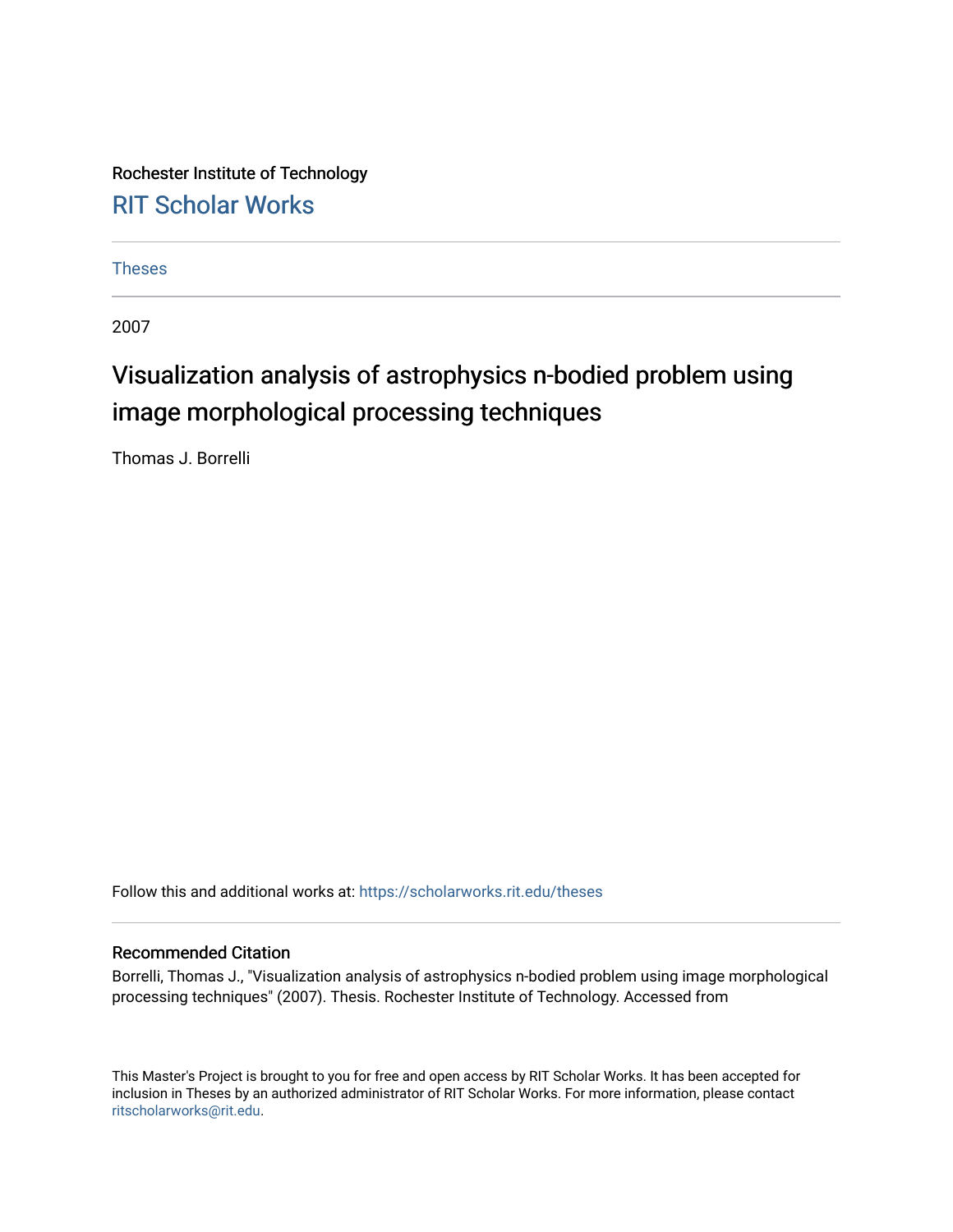Rochester Institute of Technology

RIT Scholar Works

Theses

2007

# Visualization analysis of astrophysics n-bodied problem using image morphological processing techniques

Thomas J. Borrelli

Follow this and additional works at: https://scholarworks.rit.edu/theses

## Recommended Citation

Borrelli, Thomas J., "Visualization analysis of astrophysics n-bodied problem using image morphological processing techniques" (2007). Thesis. Rochester Institute of Technology. Accessed from

This Master's Project is brought to you for free and open access by RIT Scholar Works. It has been accepted for inclusion in Theses by an authorized administrator of RIT Scholar Works. For more information, please contact ritscholarworks@rit.edu.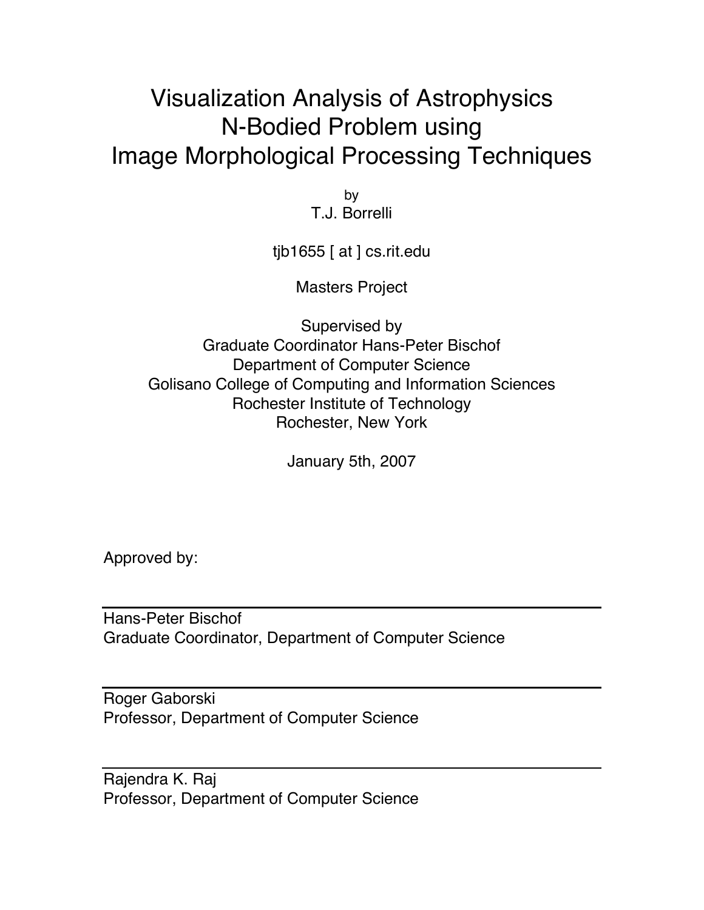# Visualization Analysis of Astrophysics N-Bodied Problem using Image Morphological Processing Techniques

by

T.J. Borrelli

tjb1655 [ at ] cs.rit.edu

Masters Project

Supervised by
Graduate Coordinator Hans-Peter Bischof
Department of Computer Science
Golisano College of Computing and Information Sciences
Rochester Institute of Technology
Rochester, New York

January 5th, 2007

Approved by:

---

Hans-Peter Bischof
Graduate Coordinator, Department of Computer Science

---

Roger Gaborski
Professor, Department of Computer Science

---

Rajendra K. Raj
Professor, Department of Computer Science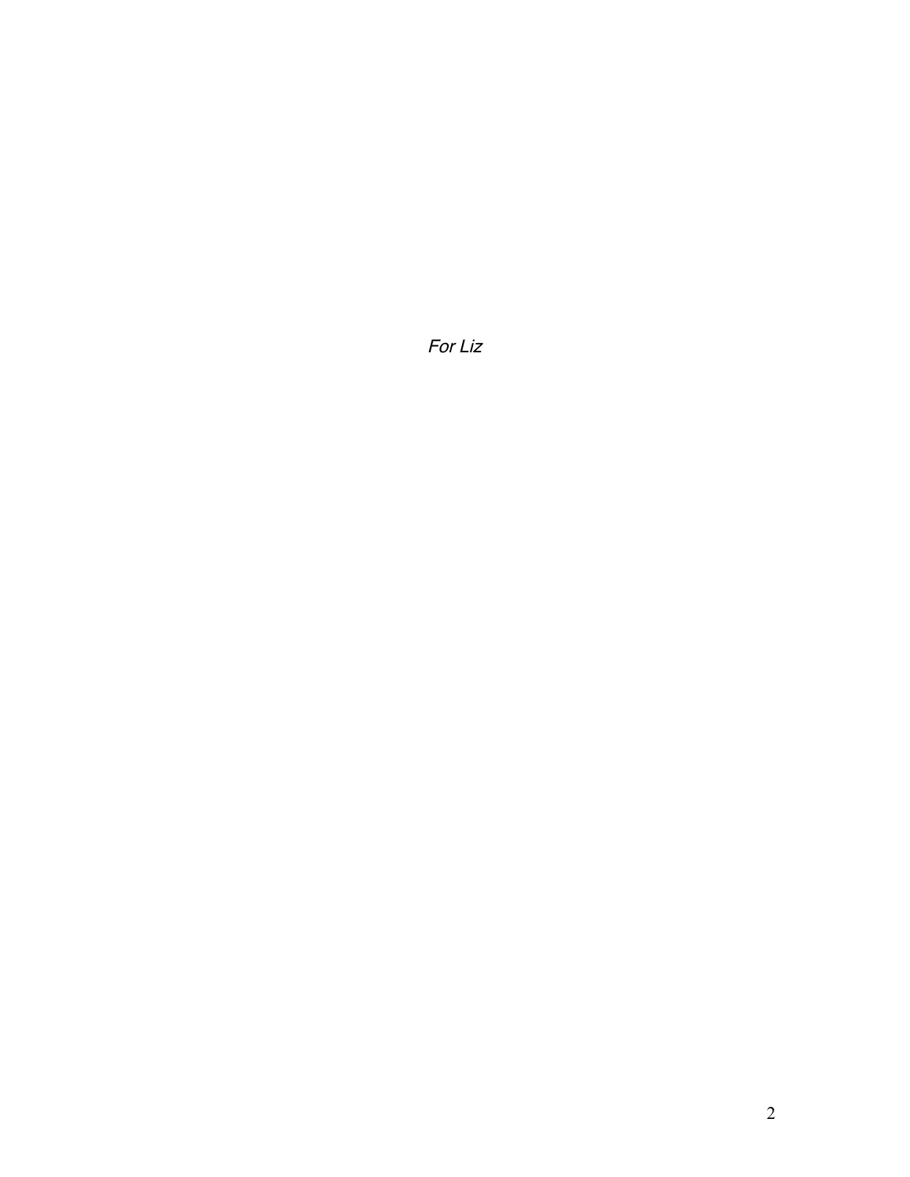*For Liz*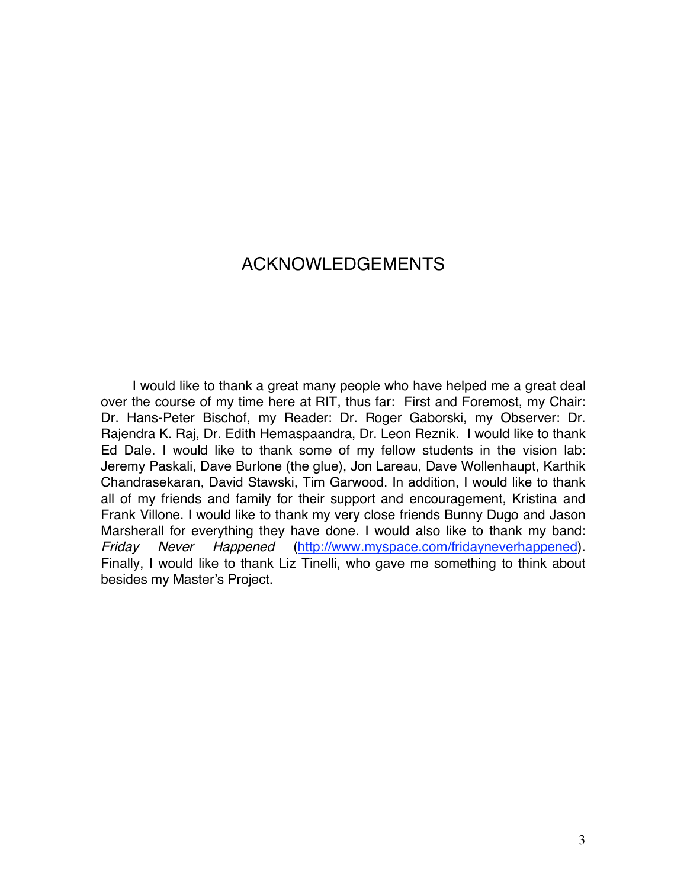# ACKNOWLEDGEMENTS

I would like to thank a great many people who have helped me a great deal over the course of my time here at RIT, thus far: First and Foremost, my Chair: Dr. Hans-Peter Bischof, my Reader: Dr. Roger Gaborski, my Observer: Dr. Rajendra K. Raj, Dr. Edith Hemaspaandra, Dr. Leon Reznik. I would like to thank Ed Dale. I would like to thank some of my fellow students in the vision lab: Jeremy Paskali, Dave Burlone (the glue), Jon Lareau, Dave Wollenhaupt, Karthik Chandrasekaran, David Stawski, Tim Garwood. In addition, I would like to thank all of my friends and family for their support and encouragement, Kristina and Frank Villone. I would like to thank my very close friends Bunny Dugo and Jason Marsherall for everything they have done. I would also like to thank my band: *Friday Never Happened* (http://www.myspace.com/fridayneverhappened). Finally, I would like to thank Liz Tinelli, who gave me something to think about besides my Master's Project.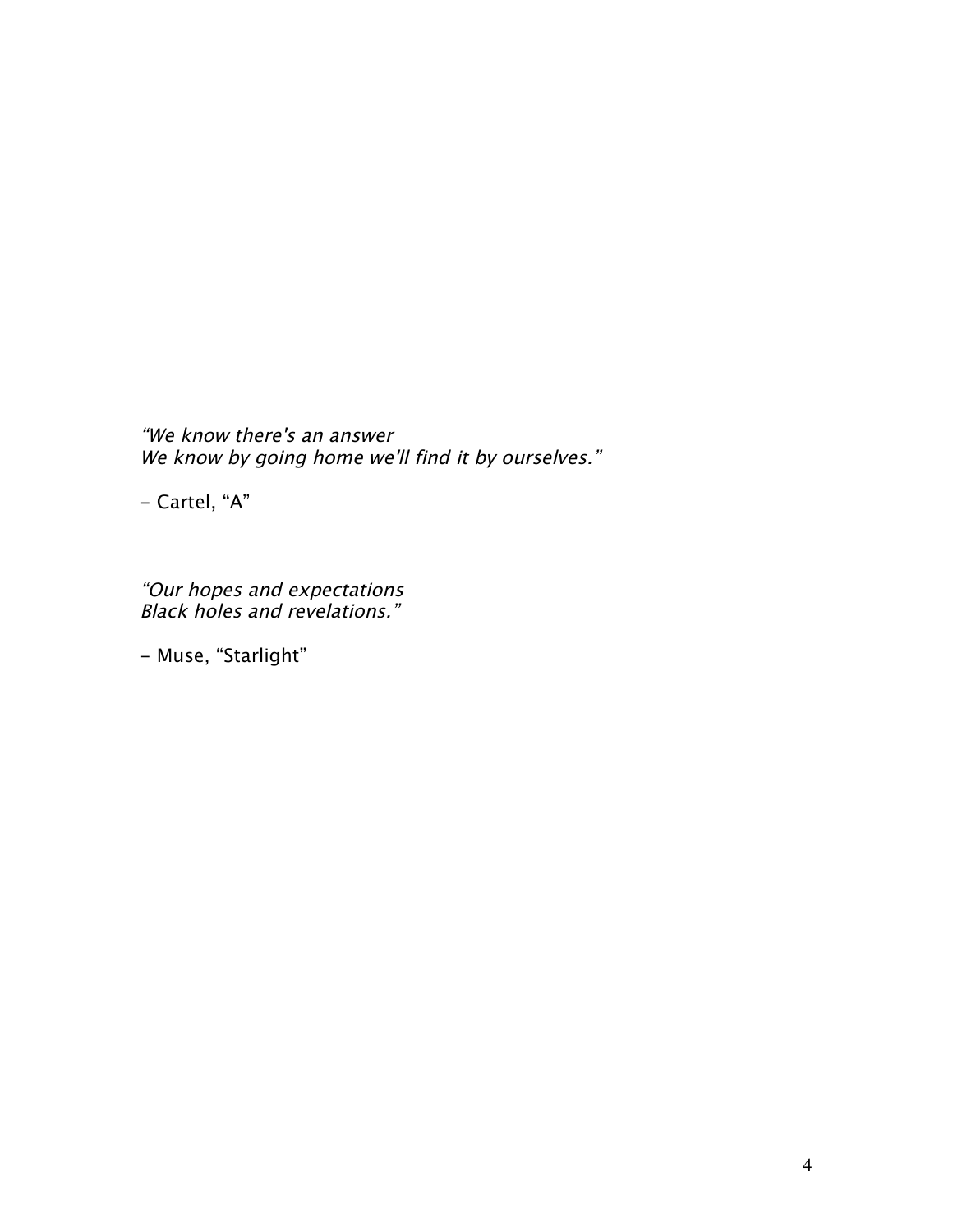*“We know there's an answer*
*We know by going home we'll find it by ourselves.”*

– Cartel, “A”

*“Our hopes and expectations*
*Black holes and revelations.”*

– Muse, “Starlight”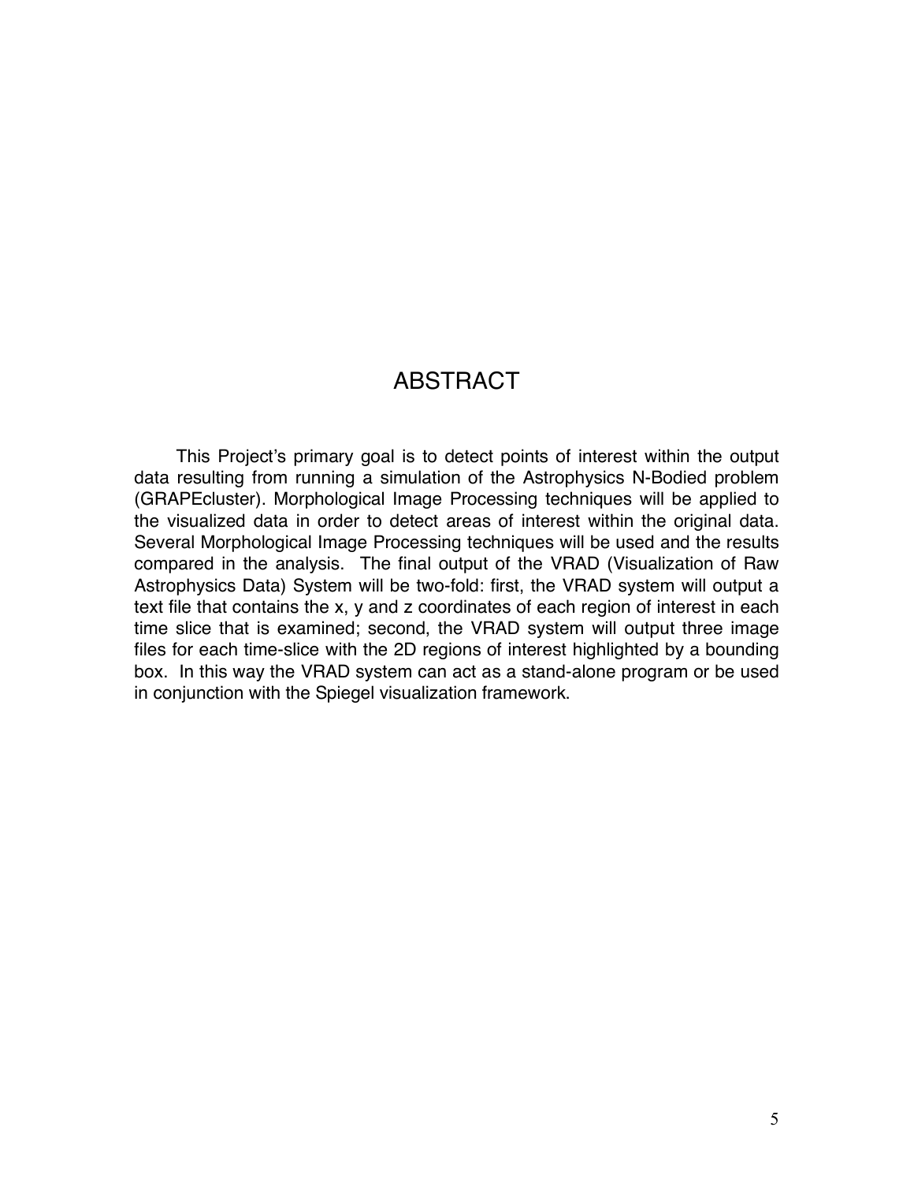# ABSTRACT

This Project's primary goal is to detect points of interest within the output data resulting from running a simulation of the Astrophysics N-Bodied problem (GRAPEcluster). Morphological Image Processing techniques will be applied to the visualized data in order to detect areas of interest within the original data. Several Morphological Image Processing techniques will be used and the results compared in the analysis. The final output of the VRAD (Visualization of Raw Astrophysics Data) System will be two-fold: first, the VRAD system will output a text file that contains the x, y and z coordinates of each region of interest in each time slice that is examined; second, the VRAD system will output three image files for each time-slice with the 2D regions of interest highlighted by a bounding box. In this way the VRAD system can act as a stand-alone program or be used in conjunction with the Spiegel visualization framework.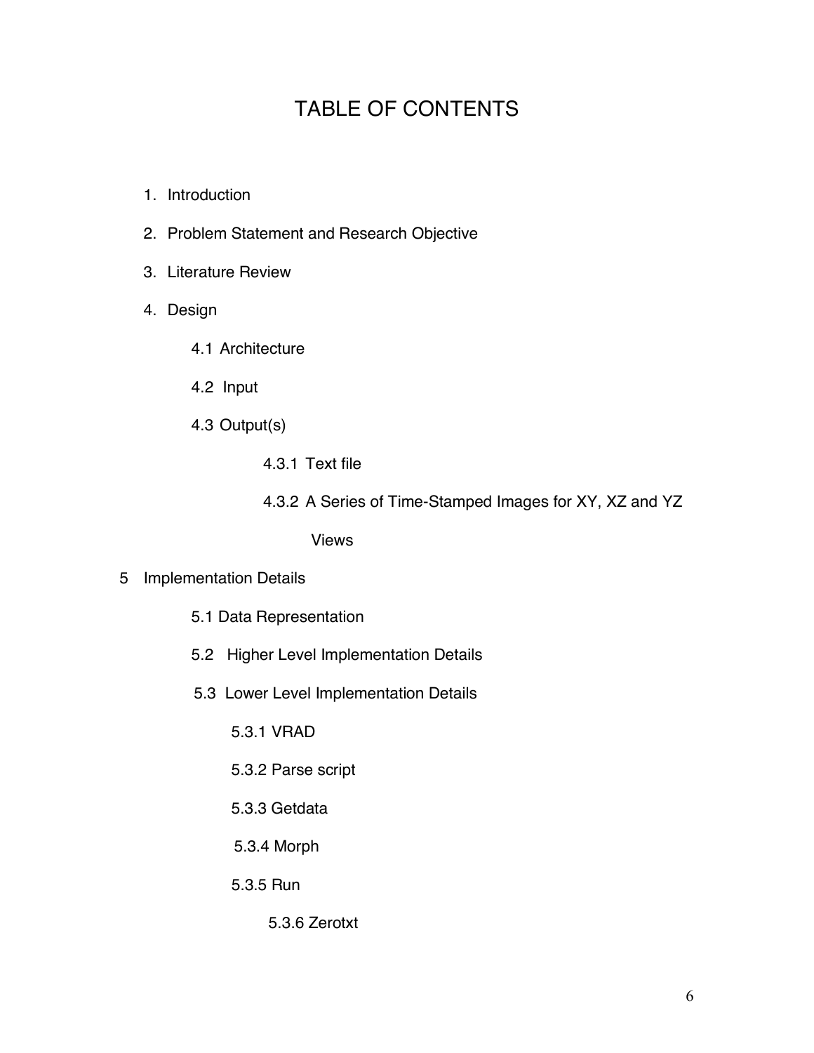# TABLE OF CONTENTS

1. Introduction
2. Problem Statement and Research Objective
3. Literature Review
4. Design
    - 4.1 Architecture
    - 4.2 Input
    - 4.3 Output(s)
        - 4.3.1 Text file
        - 4.3.2 A Series of Time-Stamped Images for XY, XZ and YZ Views
5. Implementation Details
    - 5.1 Data Representation
    - 5.2 Higher Level Implementation Details
    - 5.3 Lower Level Implementation Details
        - 5.3.1 VRAD
        - 5.3.2 Parse script
        - 5.3.3 Getdata
        - 5.3.4 Morph
        - 5.3.5 Run
        - 5.3.6 Zerotxt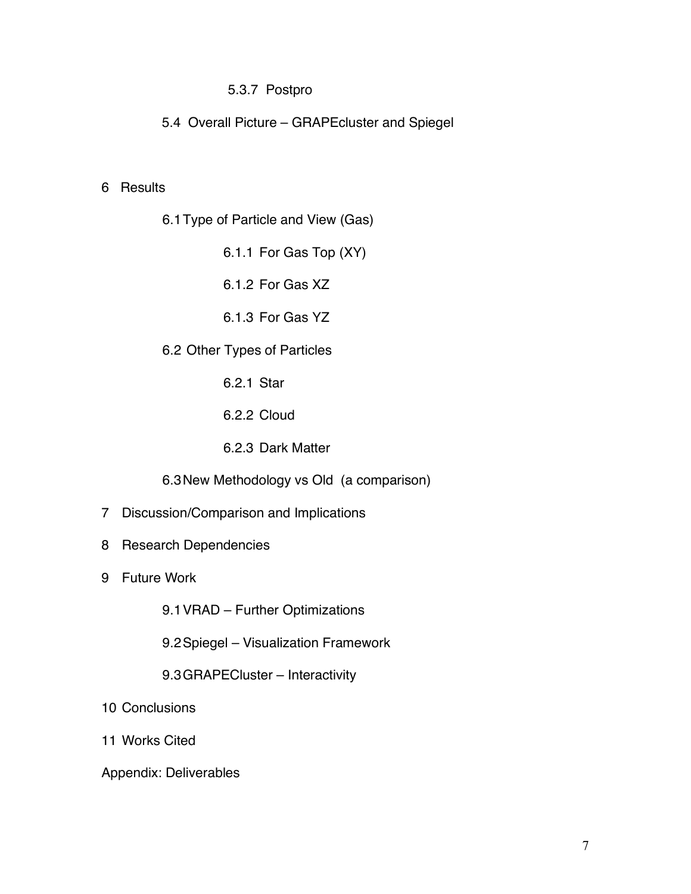5.3.7 Postpro

5.4 Overall Picture – GRAPEcluster and Spiegel

6 Results

6.1 Type of Particle and View (Gas)

6.1.1 For Gas Top (XY)

6.1.2 For Gas XZ

6.1.3 For Gas YZ

6.2 Other Types of Particles

6.2.1 Star

6.2.2 Cloud

6.2.3 Dark Matter

6.3 New Methodology vs Old (a comparison)

7 Discussion/Comparison and Implications

8 Research Dependencies

9 Future Work

9.1 VRAD – Further Optimizations

9.2 Spiegel – Visualization Framework

9.3 GRAPECluster – Interactivity

10 Conclusions

11 Works Cited

Appendix: Deliverables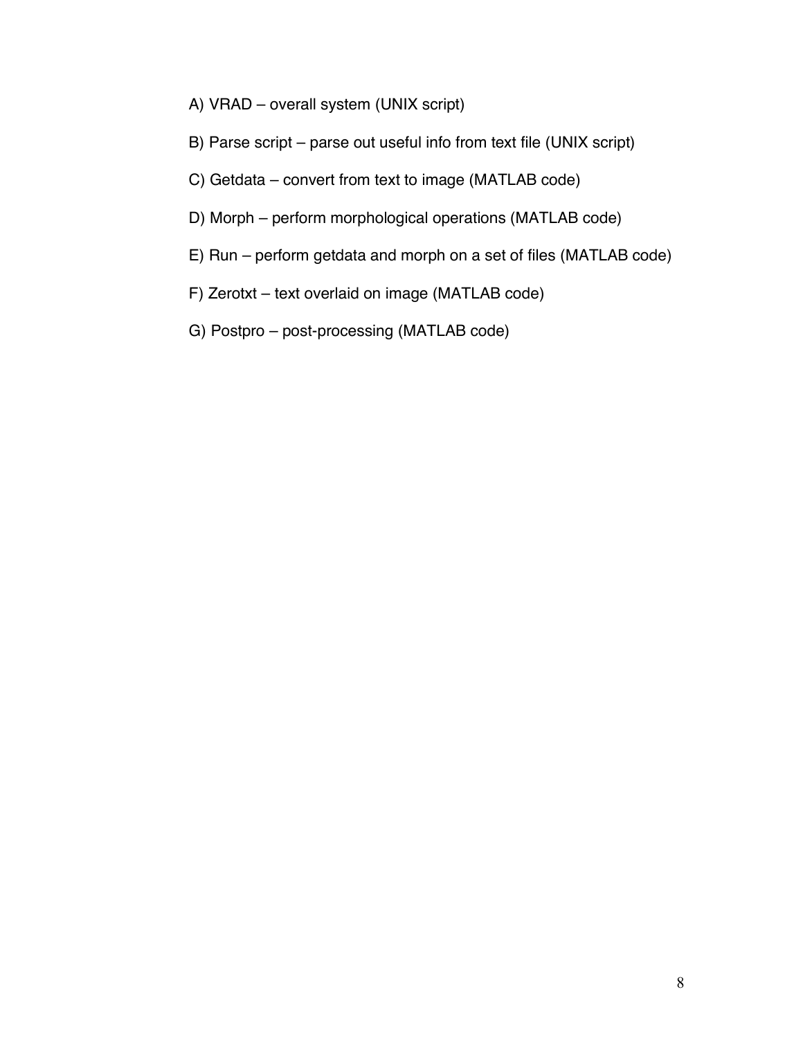A) VRAD – overall system (UNIX script)

B) Parse script – parse out useful info from text file (UNIX script)

C) Getdata – convert from text to image (MATLAB code)

D) Morph – perform morphological operations (MATLAB code)

E) Run – perform getdata and morph on a set of files (MATLAB code)

F) Zerotxt – text overlaid on image (MATLAB code)

G) Postpro – post-processing (MATLAB code)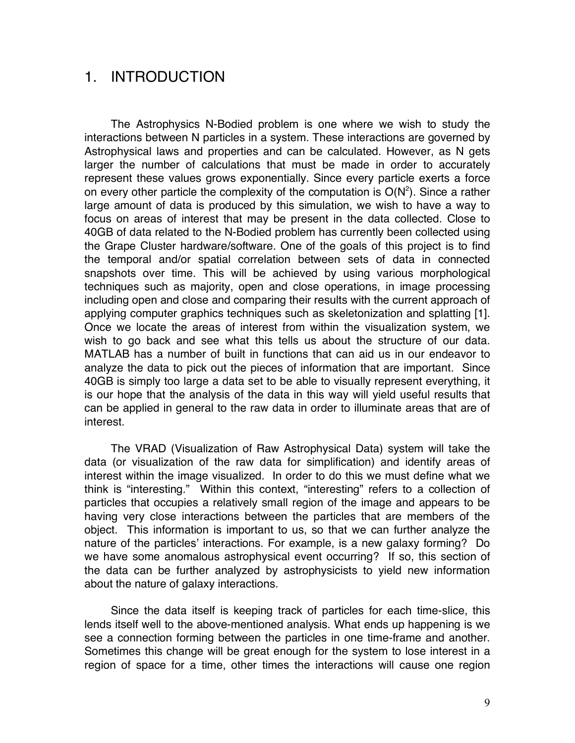# 1. INTRODUCTION

The Astrophysics N-Bodied problem is one where we wish to study the interactions between N particles in a system. These interactions are governed by Astrophysical laws and properties and can be calculated. However, as N gets larger the number of calculations that must be made in order to accurately represent these values grows exponentially. Since every particle exerts a force on every other particle the complexity of the computation is $O(N^2)$. Since a rather large amount of data is produced by this simulation, we wish to have a way to focus on areas of interest that may be present in the data collected. Close to 40GB of data related to the N-Bodied problem has currently been collected using the Grape Cluster hardware/software. One of the goals of this project is to find the temporal and/or spatial correlation between sets of data in connected snapshots over time. This will be achieved by using various morphological techniques such as majority, open and close operations, in image processing including open and close and comparing their results with the current approach of applying computer graphics techniques such as skeletonization and splatting [1]. Once we locate the areas of interest from within the visualization system, we wish to go back and see what this tells us about the structure of our data. MATLAB has a number of built in functions that can aid us in our endeavor to analyze the data to pick out the pieces of information that are important. Since 40GB is simply too large a data set to be able to visually represent everything, it is our hope that the analysis of the data in this way will yield useful results that can be applied in general to the raw data in order to illuminate areas that are of interest.

The VRAD (Visualization of Raw Astrophysical Data) system will take the data (or visualization of the raw data for simplification) and identify areas of interest within the image visualized. In order to do this we must define what we think is "interesting." Within this context, "interesting" refers to a collection of particles that occupies a relatively small region of the image and appears to be having very close interactions between the particles that are members of the object. This information is important to us, so that we can further analyze the nature of the particles' interactions. For example, is a new galaxy forming? Do we have some anomalous astrophysical event occurring? If so, this section of the data can be further analyzed by astrophysicists to yield new information about the nature of galaxy interactions.

Since the data itself is keeping track of particles for each time-slice, this lends itself well to the above-mentioned analysis. What ends up happening is we see a connection forming between the particles in one time-frame and another. Sometimes this change will be great enough for the system to lose interest in a region of space for a time, other times the interactions will cause one region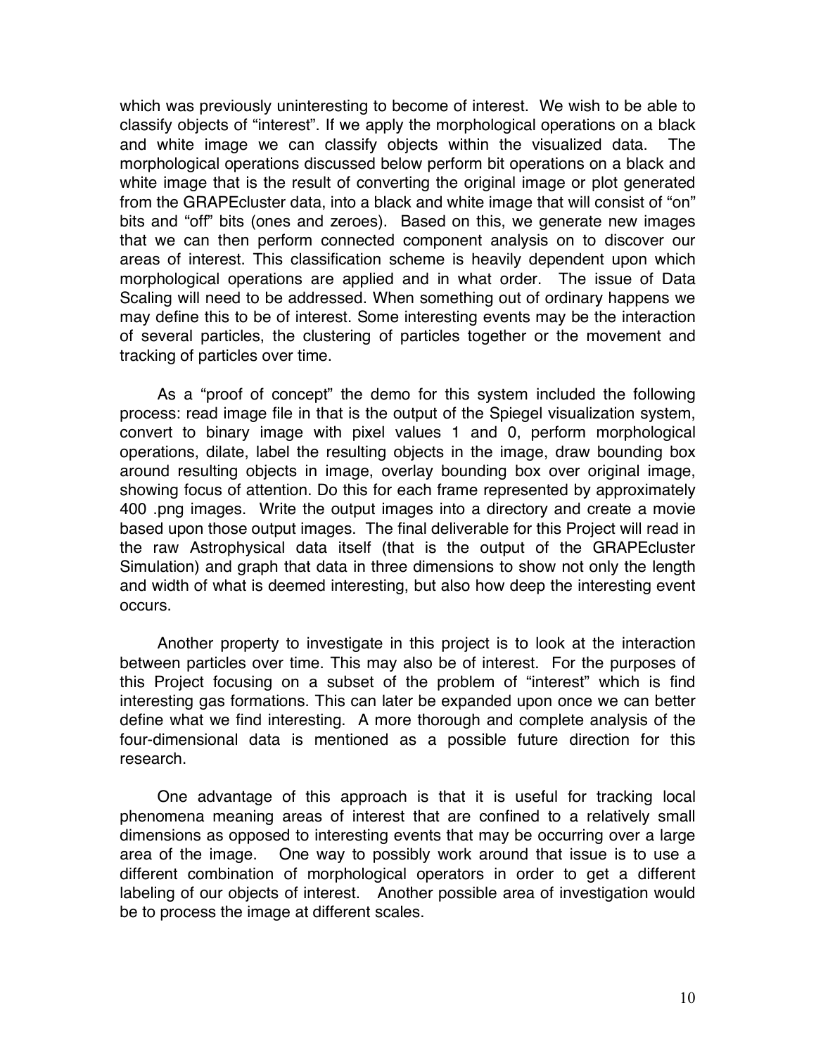which was previously uninteresting to become of interest. We wish to be able to classify objects of "interest". If we apply the morphological operations on a black and white image we can classify objects within the visualized data. The morphological operations discussed below perform bit operations on a black and white image that is the result of converting the original image or plot generated from the GRAPEcluster data, into a black and white image that will consist of "on" bits and "off" bits (ones and zeroes). Based on this, we generate new images that we can then perform connected component analysis on to discover our areas of interest. This classification scheme is heavily dependent upon which morphological operations are applied and in what order. The issue of Data Scaling will need to be addressed. When something out of ordinary happens we may define this to be of interest. Some interesting events may be the interaction of several particles, the clustering of particles together or the movement and tracking of particles over time.

As a "proof of concept" the demo for this system included the following process: read image file in that is the output of the Spiegel visualization system, convert to binary image with pixel values 1 and 0, perform morphological operations, dilate, label the resulting objects in the image, draw bounding box around resulting objects in image, overlay bounding box over original image, showing focus of attention. Do this for each frame represented by approximately 400 .png images. Write the output images into a directory and create a movie based upon those output images. The final deliverable for this Project will read in the raw Astrophysical data itself (that is the output of the GRAPEcluster Simulation) and graph that data in three dimensions to show not only the length and width of what is deemed interesting, but also how deep the interesting event occurs.

Another property to investigate in this project is to look at the interaction between particles over time. This may also be of interest. For the purposes of this Project focusing on a subset of the problem of "interest" which is find interesting gas formations. This can later be expanded upon once we can better define what we find interesting. A more thorough and complete analysis of the four-dimensional data is mentioned as a possible future direction for this research.

One advantage of this approach is that it is useful for tracking local phenomena meaning areas of interest that are confined to a relatively small dimensions as opposed to interesting events that may be occurring over a large area of the image. One way to possibly work around that issue is to use a different combination of morphological operators in order to get a different labeling of our objects of interest. Another possible area of investigation would be to process the image at different scales.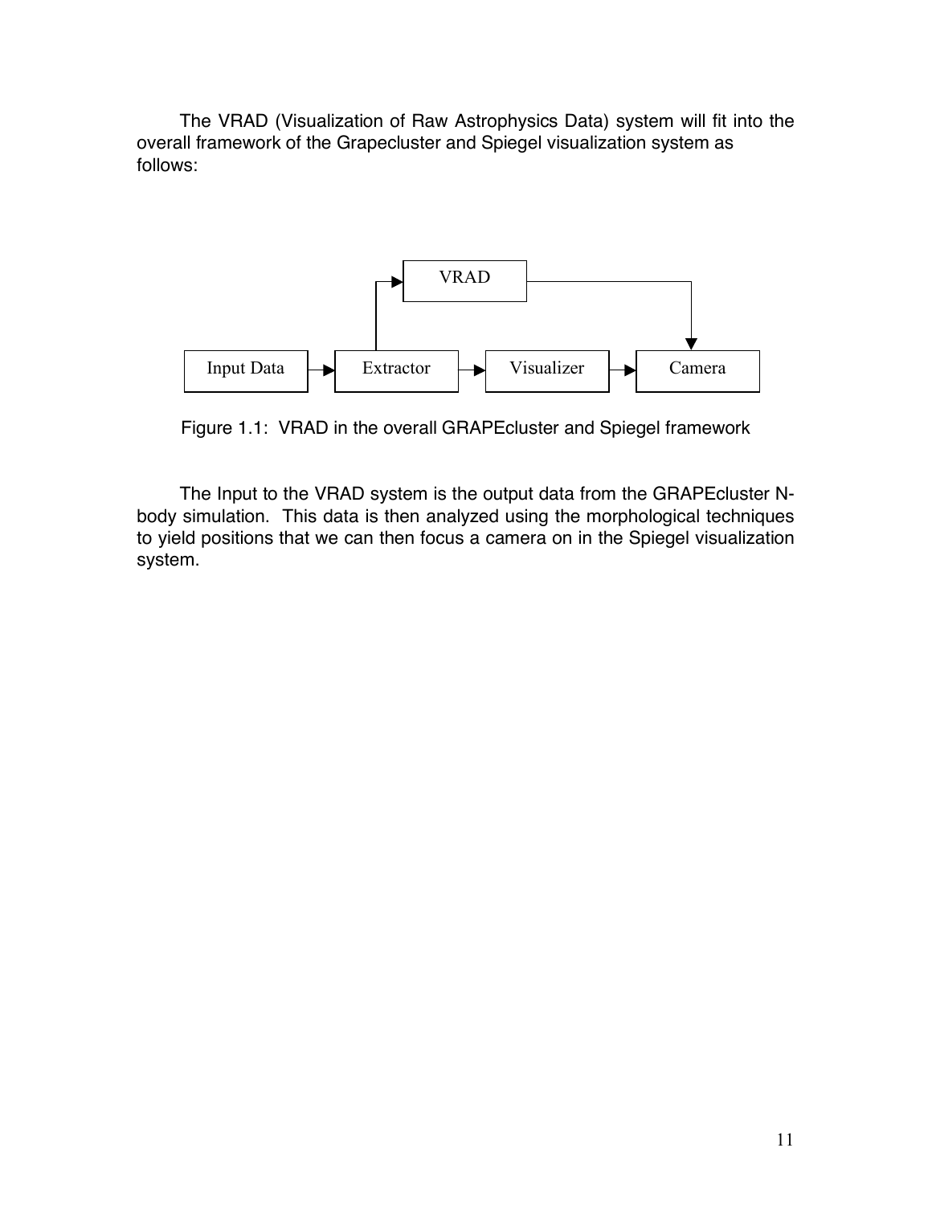The VRAD (Visualization of Raw Astrophysics Data) system will fit into the overall framework of the Grapecluster and Spiegel visualization system as follows:

VRAD

Input Data → Extractor → Visualizer → Camera

Figure 1.1: VRAD in the overall GRAPEcluster and Spiegel framework

The Input to the VRAD system is the output data from the GRAPEcluster N-body simulation. This data is then analyzed using the morphological techniques to yield positions that we can then focus a camera on in the Spiegel visualization system.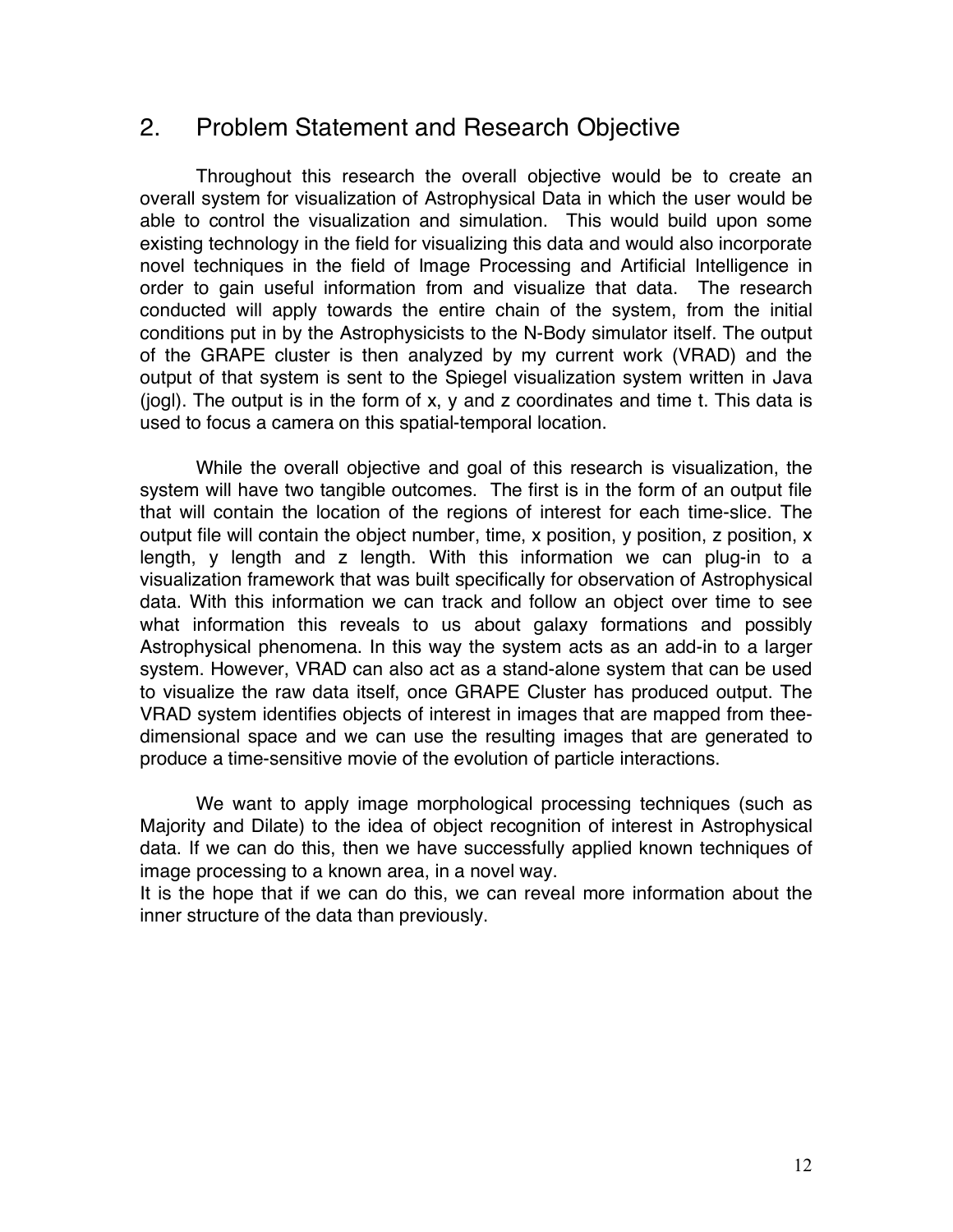## 2. Problem Statement and Research Objective

Throughout this research the overall objective would be to create an overall system for visualization of Astrophysical Data in which the user would be able to control the visualization and simulation. This would build upon some existing technology in the field for visualizing this data and would also incorporate novel techniques in the field of Image Processing and Artificial Intelligence in order to gain useful information from and visualize that data. The research conducted will apply towards the entire chain of the system, from the initial conditions put in by the Astrophysicists to the N-Body simulator itself. The output of the GRAPE cluster is then analyzed by my current work (VRAD) and the output of that system is sent to the Spiegel visualization system written in Java (jogl). The output is in the form of x, y and z coordinates and time t. This data is used to focus a camera on this spatial-temporal location.

While the overall objective and goal of this research is visualization, the system will have two tangible outcomes. The first is in the form of an output file that will contain the location of the regions of interest for each time-slice. The output file will contain the object number, time, x position, y position, z position, x length, y length and z length. With this information we can plug-in to a visualization framework that was built specifically for observation of Astrophysical data. With this information we can track and follow an object over time to see what information this reveals to us about galaxy formations and possibly Astrophysical phenomena. In this way the system acts as an add-in to a larger system. However, VRAD can also act as a stand-alone system that can be used to visualize the raw data itself, once GRAPE Cluster has produced output. The VRAD system identifies objects of interest in images that are mapped from thee-dimensional space and we can use the resulting images that are generated to produce a time-sensitive movie of the evolution of particle interactions.

We want to apply image morphological processing techniques (such as Majority and Dilate) to the idea of object recognition of interest in Astrophysical data. If we can do this, then we have successfully applied known techniques of image processing to a known area, in a novel way.
It is the hope that if we can do this, we can reveal more information about the inner structure of the data than previously.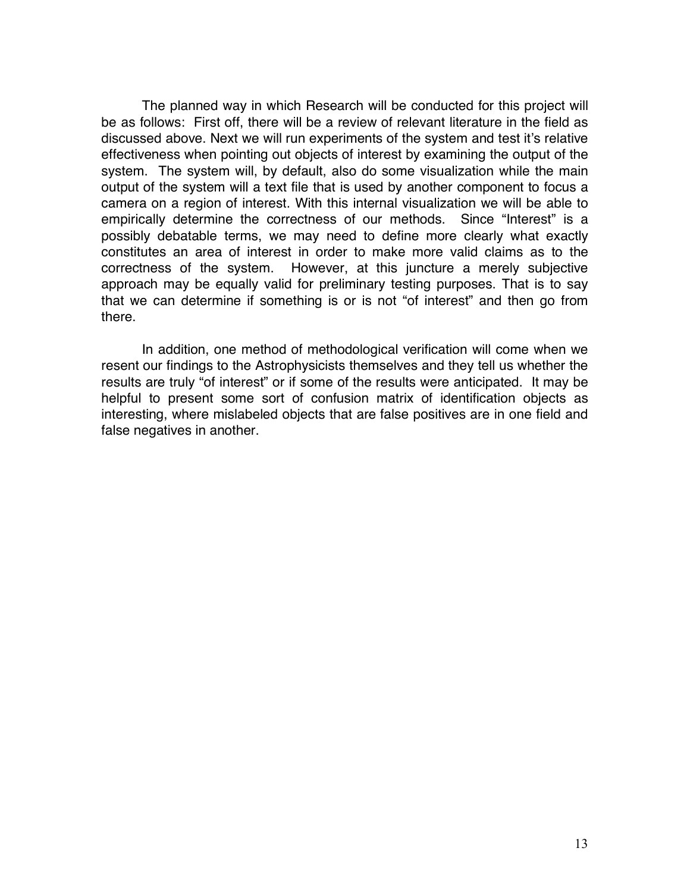The planned way in which Research will be conducted for this project will be as follows: First off, there will be a review of relevant literature in the field as discussed above. Next we will run experiments of the system and test it's relative effectiveness when pointing out objects of interest by examining the output of the system. The system will, by default, also do some visualization while the main output of the system will a text file that is used by another component to focus a camera on a region of interest. With this internal visualization we will be able to empirically determine the correctness of our methods. Since "Interest" is a possibly debatable terms, we may need to define more clearly what exactly constitutes an area of interest in order to make more valid claims as to the correctness of the system. However, at this juncture a merely subjective approach may be equally valid for preliminary testing purposes. That is to say that we can determine if something is or is not "of interest" and then go from there.

In addition, one method of methodological verification will come when we resent our findings to the Astrophysicists themselves and they tell us whether the results are truly "of interest" or if some of the results were anticipated. It may be helpful to present some sort of confusion matrix of identification objects as interesting, where mislabeled objects that are false positives are in one field and false negatives in another.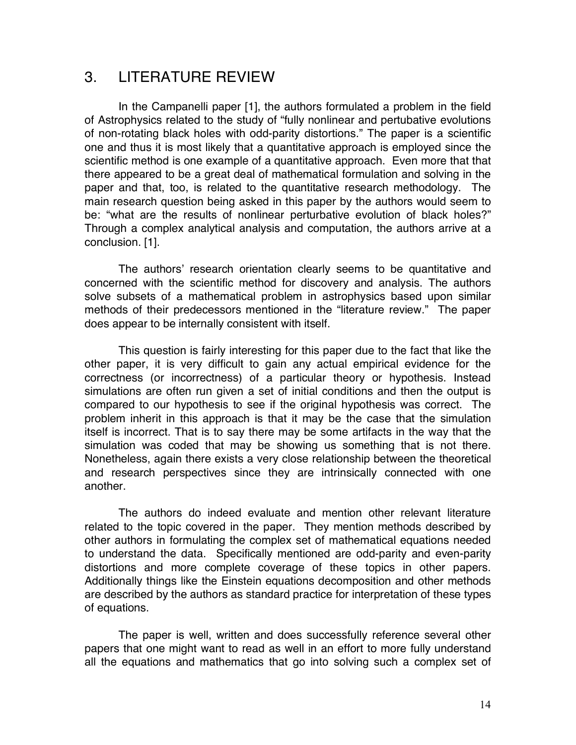## 3. LITERATURE REVIEW

In the Campanelli paper [1], the authors formulated a problem in the field of Astrophysics related to the study of "fully nonlinear and pertubative evolutions of non-rotating black holes with odd-parity distortions." The paper is a scientific one and thus it is most likely that a quantitative approach is employed since the scientific method is one example of a quantitative approach. Even more that that there appeared to be a great deal of mathematical formulation and solving in the paper and that, too, is related to the quantitative research methodology. The main research question being asked in this paper by the authors would seem to be: "what are the results of nonlinear perturbative evolution of black holes?" Through a complex analytical analysis and computation, the authors arrive at a conclusion. [1].

The authors' research orientation clearly seems to be quantitative and concerned with the scientific method for discovery and analysis. The authors solve subsets of a mathematical problem in astrophysics based upon similar methods of their predecessors mentioned in the "literature review." The paper does appear to be internally consistent with itself.

This question is fairly interesting for this paper due to the fact that like the other paper, it is very difficult to gain any actual empirical evidence for the correctness (or incorrectness) of a particular theory or hypothesis. Instead simulations are often run given a set of initial conditions and then the output is compared to our hypothesis to see if the original hypothesis was correct. The problem inherit in this approach is that it may be the case that the simulation itself is incorrect. That is to say there may be some artifacts in the way that the simulation was coded that may be showing us something that is not there. Nonetheless, again there exists a very close relationship between the theoretical and research perspectives since they are intrinsically connected with one another.

The authors do indeed evaluate and mention other relevant literature related to the topic covered in the paper. They mention methods described by other authors in formulating the complex set of mathematical equations needed to understand the data. Specifically mentioned are odd-parity and even-parity distortions and more complete coverage of these topics in other papers. Additionally things like the Einstein equations decomposition and other methods are described by the authors as standard practice for interpretation of these types of equations.

The paper is well, written and does successfully reference several other papers that one might want to read as well in an effort to more fully understand all the equations and mathematics that go into solving such a complex set of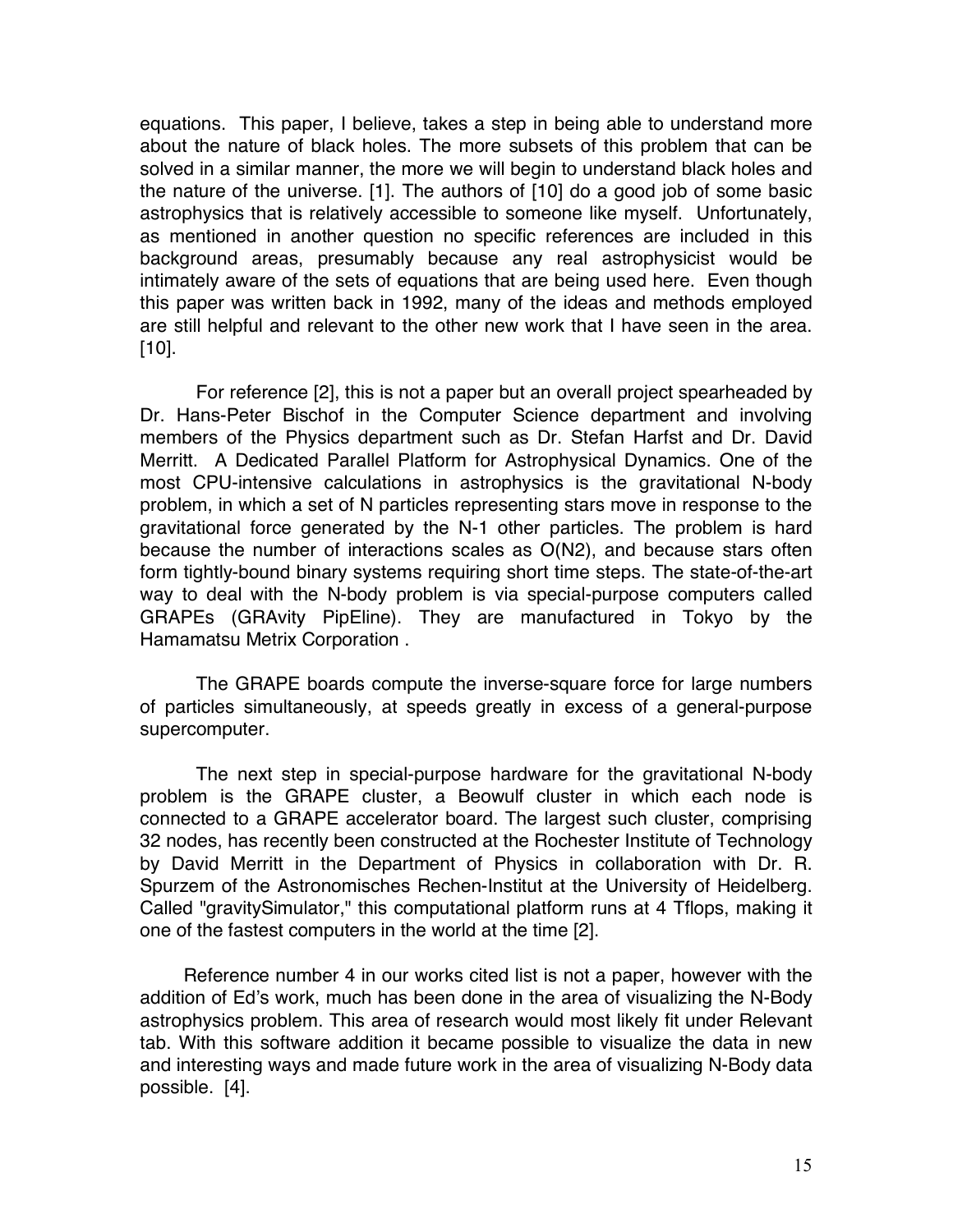equations. This paper, I believe, takes a step in being able to understand more about the nature of black holes. The more subsets of this problem that can be solved in a similar manner, the more we will begin to understand black holes and the nature of the universe. [1]. The authors of [10] do a good job of some basic astrophysics that is relatively accessible to someone like myself. Unfortunately, as mentioned in another question no specific references are included in this background areas, presumably because any real astrophysicist would be intimately aware of the sets of equations that are being used here. Even though this paper was written back in 1992, many of the ideas and methods employed are still helpful and relevant to the other new work that I have seen in the area. [10].

For reference [2], this is not a paper but an overall project spearheaded by Dr. Hans-Peter Bischof in the Computer Science department and involving members of the Physics department such as Dr. Stefan Harfst and Dr. David Merritt. A Dedicated Parallel Platform for Astrophysical Dynamics. One of the most CPU-intensive calculations in astrophysics is the gravitational N-body problem, in which a set of N particles representing stars move in response to the gravitational force generated by the N-1 other particles. The problem is hard because the number of interactions scales as O(N2), and because stars often form tightly-bound binary systems requiring short time steps. The state-of-the-art way to deal with the N-body problem is via special-purpose computers called GRAPEs (GRAvity PipEline). They are manufactured in Tokyo by the Hamamatsu Metrix Corporation .

The GRAPE boards compute the inverse-square force for large numbers of particles simultaneously, at speeds greatly in excess of a general-purpose supercomputer.

The next step in special-purpose hardware for the gravitational N-body problem is the GRAPE cluster, a Beowulf cluster in which each node is connected to a GRAPE accelerator board. The largest such cluster, comprising 32 nodes, has recently been constructed at the Rochester Institute of Technology by David Merritt in the Department of Physics in collaboration with Dr. R. Spurzem of the Astronomisches Rechen-Institut at the University of Heidelberg. Called "gravitySimulator," this computational platform runs at 4 Tflops, making it one of the fastest computers in the world at the time [2].

Reference number 4 in our works cited list is not a paper, however with the addition of Ed's work, much has been done in the area of visualizing the N-Body astrophysics problem. This area of research would most likely fit under Relevant tab. With this software addition it became possible to visualize the data in new and interesting ways and made future work in the area of visualizing N-Body data possible. [4].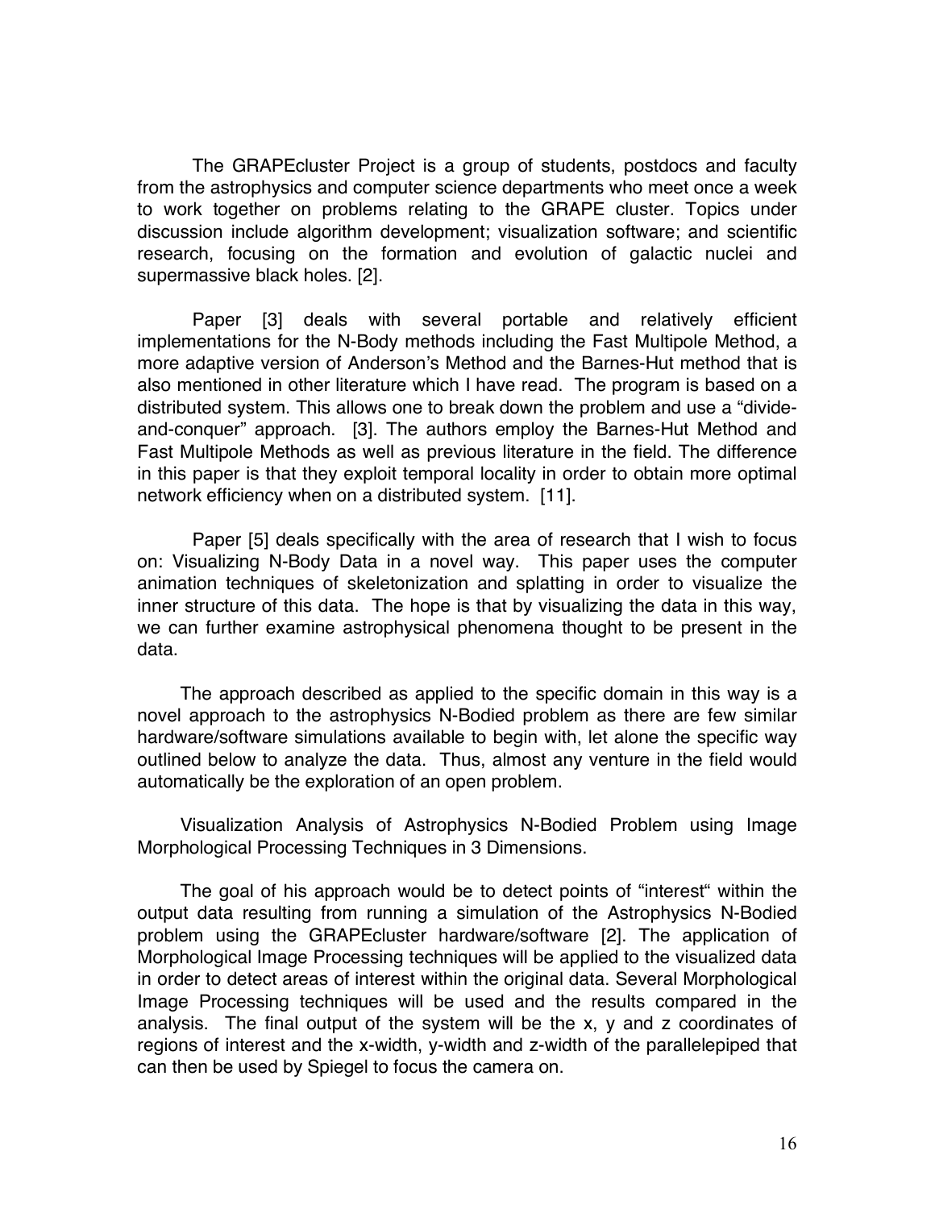The GRAPEcluster Project is a group of students, postdocs and faculty from the astrophysics and computer science departments who meet once a week to work together on problems relating to the GRAPE cluster. Topics under discussion include algorithm development; visualization software; and scientific research, focusing on the formation and evolution of galactic nuclei and supermassive black holes. [2].

Paper [3] deals with several portable and relatively efficient implementations for the N-Body methods including the Fast Multipole Method, a more adaptive version of Anderson's Method and the Barnes-Hut method that is also mentioned in other literature which I have read. The program is based on a distributed system. This allows one to break down the problem and use a "divide-and-conquer" approach. [3]. The authors employ the Barnes-Hut Method and Fast Multipole Methods as well as previous literature in the field. The difference in this paper is that they exploit temporal locality in order to obtain more optimal network efficiency when on a distributed system. [11].

Paper [5] deals specifically with the area of research that I wish to focus on: Visualizing N-Body Data in a novel way. This paper uses the computer animation techniques of skeletonization and splatting in order to visualize the inner structure of this data. The hope is that by visualizing the data in this way, we can further examine astrophysical phenomena thought to be present in the data.

The approach described as applied to the specific domain in this way is a novel approach to the astrophysics N-Bodied problem as there are few similar hardware/software simulations available to begin with, let alone the specific way outlined below to analyze the data. Thus, almost any venture in the field would automatically be the exploration of an open problem.

Visualization Analysis of Astrophysics N-Bodied Problem using Image Morphological Processing Techniques in 3 Dimensions.

The goal of his approach would be to detect points of "interest" within the output data resulting from running a simulation of the Astrophysics N-Bodied problem using the GRAPEcluster hardware/software [2]. The application of Morphological Image Processing techniques will be applied to the visualized data in order to detect areas of interest within the original data. Several Morphological Image Processing techniques will be used and the results compared in the analysis. The final output of the system will be the x, y and z coordinates of regions of interest and the x-width, y-width and z-width of the parallelepiped that can then be used by Spiegel to focus the camera on.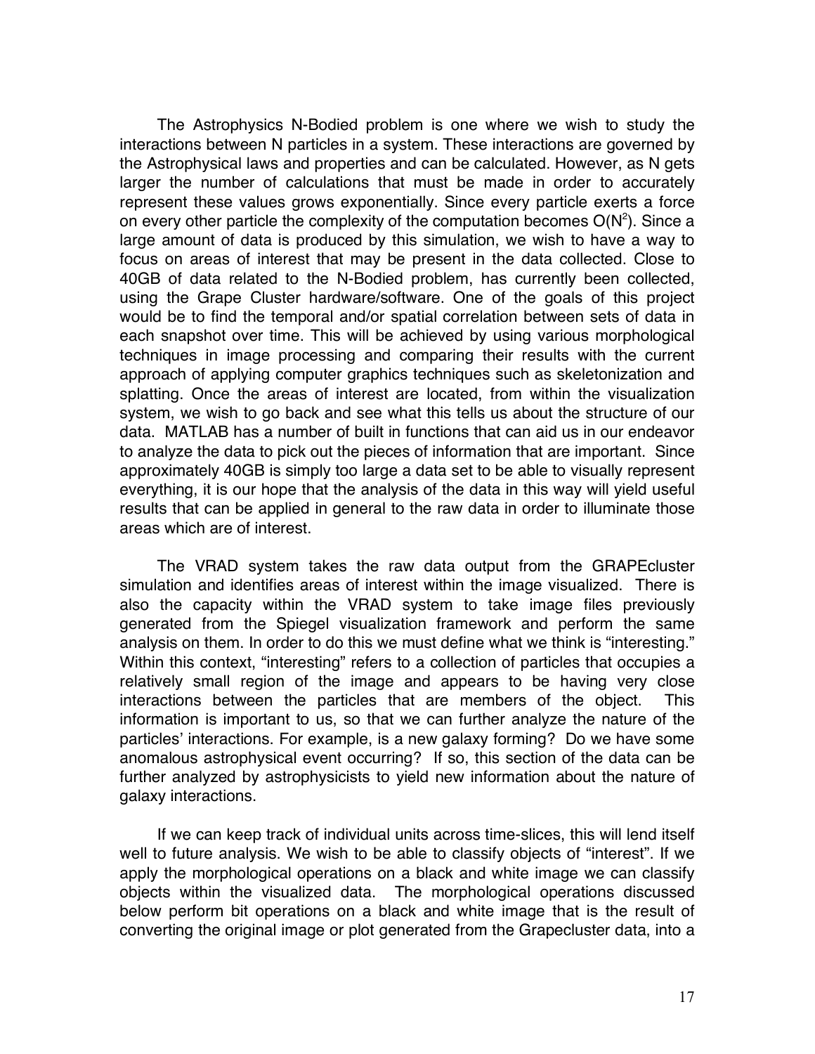The Astrophysics N-Bodied problem is one where we wish to study the interactions between N particles in a system. These interactions are governed by the Astrophysical laws and properties and can be calculated. However, as N gets larger the number of calculations that must be made in order to accurately represent these values grows exponentially. Since every particle exerts a force on every other particle the complexity of the computation becomes $O(N^2)$. Since a large amount of data is produced by this simulation, we wish to have a way to focus on areas of interest that may be present in the data collected. Close to 40GB of data related to the N-Bodied problem, has currently been collected, using the Grape Cluster hardware/software. One of the goals of this project would be to find the temporal and/or spatial correlation between sets of data in each snapshot over time. This will be achieved by using various morphological techniques in image processing and comparing their results with the current approach of applying computer graphics techniques such as skeletonization and splatting. Once the areas of interest are located, from within the visualization system, we wish to go back and see what this tells us about the structure of our data. MATLAB has a number of built in functions that can aid us in our endeavor to analyze the data to pick out the pieces of information that are important. Since approximately 40GB is simply too large a data set to be able to visually represent everything, it is our hope that the analysis of the data in this way will yield useful results that can be applied in general to the raw data in order to illuminate those areas which are of interest.

The VRAD system takes the raw data output from the GRAPEcluster simulation and identifies areas of interest within the image visualized. There is also the capacity within the VRAD system to take image files previously generated from the Spiegel visualization framework and perform the same analysis on them. In order to do this we must define what we think is "interesting." Within this context, "interesting" refers to a collection of particles that occupies a relatively small region of the image and appears to be having very close interactions between the particles that are members of the object. This information is important to us, so that we can further analyze the nature of the particles' interactions. For example, is a new galaxy forming? Do we have some anomalous astrophysical event occurring? If so, this section of the data can be further analyzed by astrophysicists to yield new information about the nature of galaxy interactions.

If we can keep track of individual units across time-slices, this will lend itself well to future analysis. We wish to be able to classify objects of "interest". If we apply the morphological operations on a black and white image we can classify objects within the visualized data. The morphological operations discussed below perform bit operations on a black and white image that is the result of converting the original image or plot generated from the Grapecluster data, into a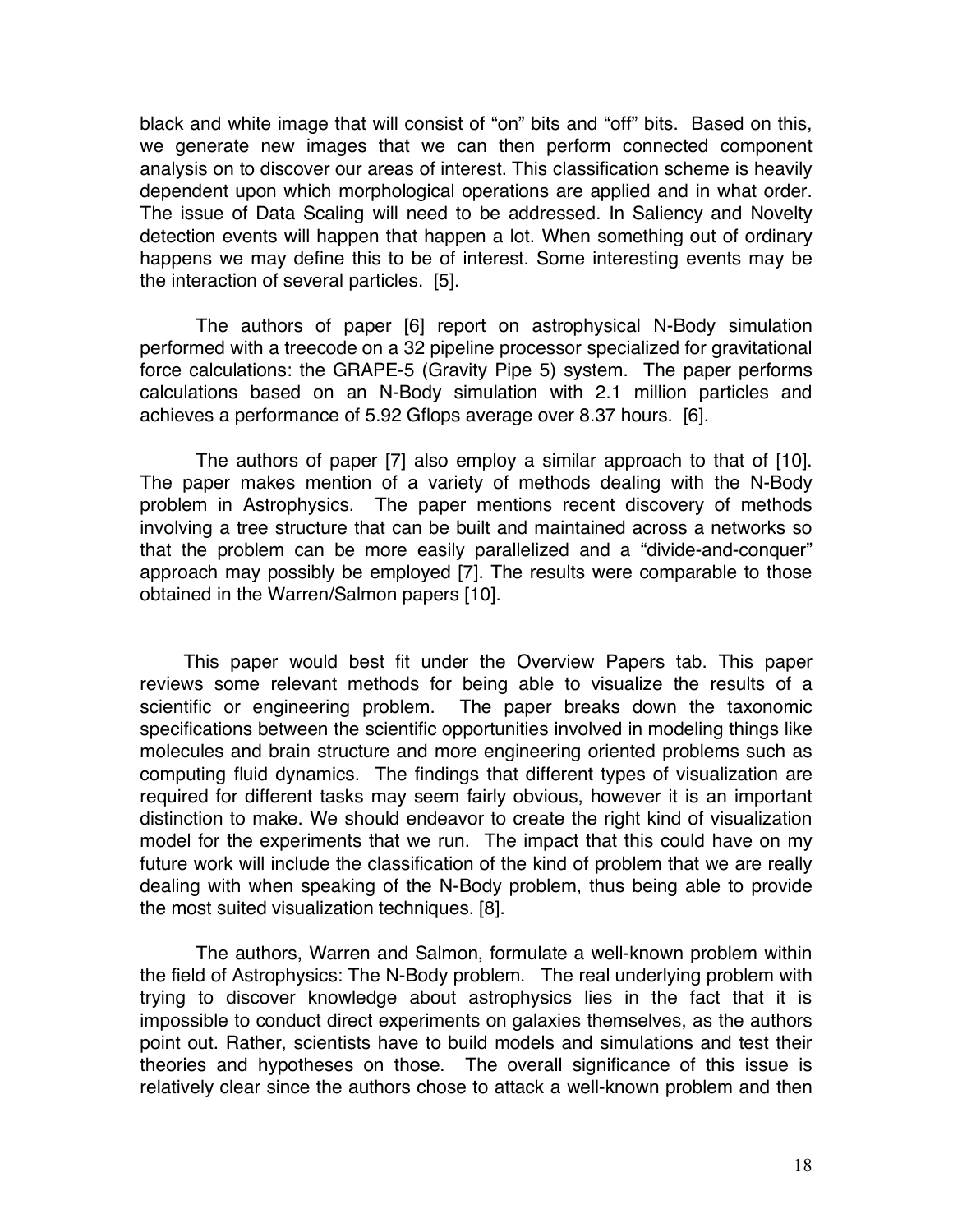black and white image that will consist of "on" bits and "off" bits. Based on this, we generate new images that we can then perform connected component analysis on to discover our areas of interest. This classification scheme is heavily dependent upon which morphological operations are applied and in what order. The issue of Data Scaling will need to be addressed. In Saliency and Novelty detection events will happen that happen a lot. When something out of ordinary happens we may define this to be of interest. Some interesting events may be the interaction of several particles. [5].

The authors of paper [6] report on astrophysical N-Body simulation performed with a treecode on a 32 pipeline processor specialized for gravitational force calculations: the GRAPE-5 (Gravity Pipe 5) system. The paper performs calculations based on an N-Body simulation with 2.1 million particles and achieves a performance of 5.92 Gflops average over 8.37 hours. [6].

The authors of paper [7] also employ a similar approach to that of [10]. The paper makes mention of a variety of methods dealing with the N-Body problem in Astrophysics. The paper mentions recent discovery of methods involving a tree structure that can be built and maintained across a networks so that the problem can be more easily parallelized and a "divide-and-conquer" approach may possibly be employed [7]. The results were comparable to those obtained in the Warren/Salmon papers [10].

This paper would best fit under the Overview Papers tab. This paper reviews some relevant methods for being able to visualize the results of a scientific or engineering problem. The paper breaks down the taxonomic specifications between the scientific opportunities involved in modeling things like molecules and brain structure and more engineering oriented problems such as computing fluid dynamics. The findings that different types of visualization are required for different tasks may seem fairly obvious, however it is an important distinction to make. We should endeavor to create the right kind of visualization model for the experiments that we run. The impact that this could have on my future work will include the classification of the kind of problem that we are really dealing with when speaking of the N-Body problem, thus being able to provide the most suited visualization techniques. [8].

The authors, Warren and Salmon, formulate a well-known problem within the field of Astrophysics: The N-Body problem. The real underlying problem with trying to discover knowledge about astrophysics lies in the fact that it is impossible to conduct direct experiments on galaxies themselves, as the authors point out. Rather, scientists have to build models and simulations and test their theories and hypotheses on those. The overall significance of this issue is relatively clear since the authors chose to attack a well-known problem and then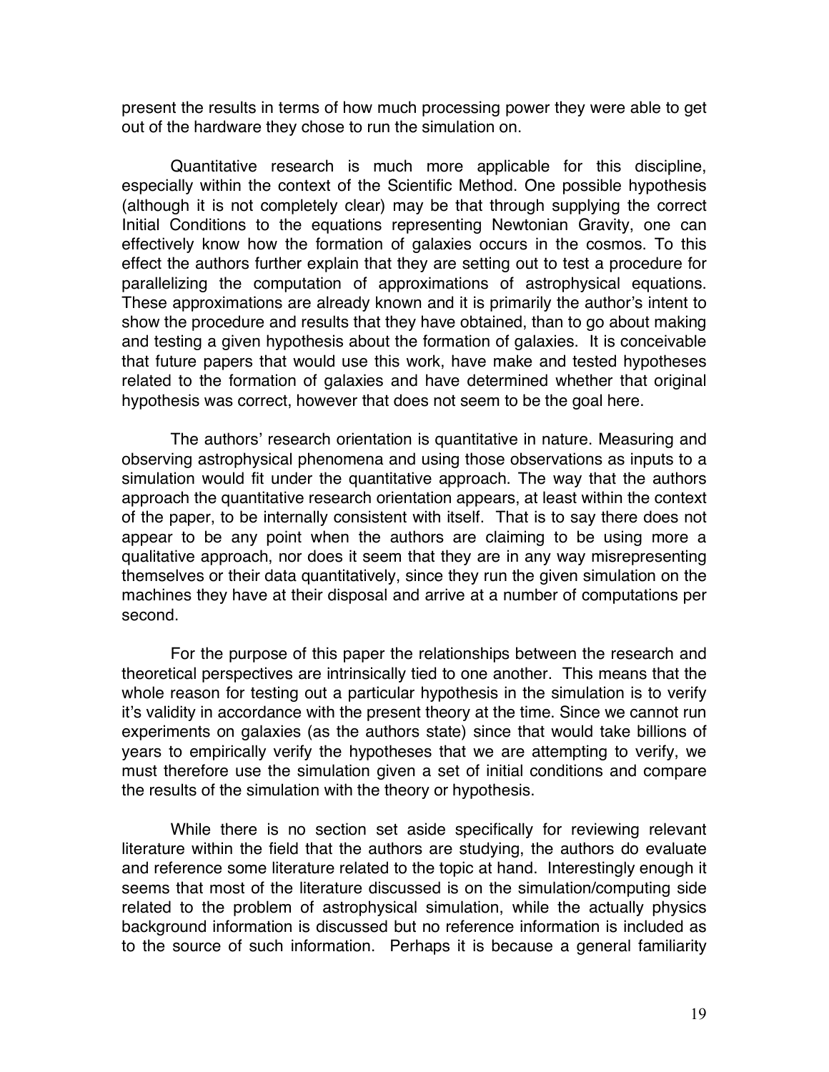present the results in terms of how much processing power they were able to get out of the hardware they chose to run the simulation on.

Quantitative research is much more applicable for this discipline, especially within the context of the Scientific Method. One possible hypothesis (although it is not completely clear) may be that through supplying the correct Initial Conditions to the equations representing Newtonian Gravity, one can effectively know how the formation of galaxies occurs in the cosmos. To this effect the authors further explain that they are setting out to test a procedure for parallelizing the computation of approximations of astrophysical equations. These approximations are already known and it is primarily the author's intent to show the procedure and results that they have obtained, than to go about making and testing a given hypothesis about the formation of galaxies. It is conceivable that future papers that would use this work, have make and tested hypotheses related to the formation of galaxies and have determined whether that original hypothesis was correct, however that does not seem to be the goal here.

The authors' research orientation is quantitative in nature. Measuring and observing astrophysical phenomena and using those observations as inputs to a simulation would fit under the quantitative approach. The way that the authors approach the quantitative research orientation appears, at least within the context of the paper, to be internally consistent with itself. That is to say there does not appear to be any point when the authors are claiming to be using more a qualitative approach, nor does it seem that they are in any way misrepresenting themselves or their data quantitatively, since they run the given simulation on the machines they have at their disposal and arrive at a number of computations per second.

For the purpose of this paper the relationships between the research and theoretical perspectives are intrinsically tied to one another. This means that the whole reason for testing out a particular hypothesis in the simulation is to verify it's validity in accordance with the present theory at the time. Since we cannot run experiments on galaxies (as the authors state) since that would take billions of years to empirically verify the hypotheses that we are attempting to verify, we must therefore use the simulation given a set of initial conditions and compare the results of the simulation with the theory or hypothesis.

While there is no section set aside specifically for reviewing relevant literature within the field that the authors are studying, the authors do evaluate and reference some literature related to the topic at hand. Interestingly enough it seems that most of the literature discussed is on the simulation/computing side related to the problem of astrophysical simulation, while the actually physics background information is discussed but no reference information is included as to the source of such information. Perhaps it is because a general familiarity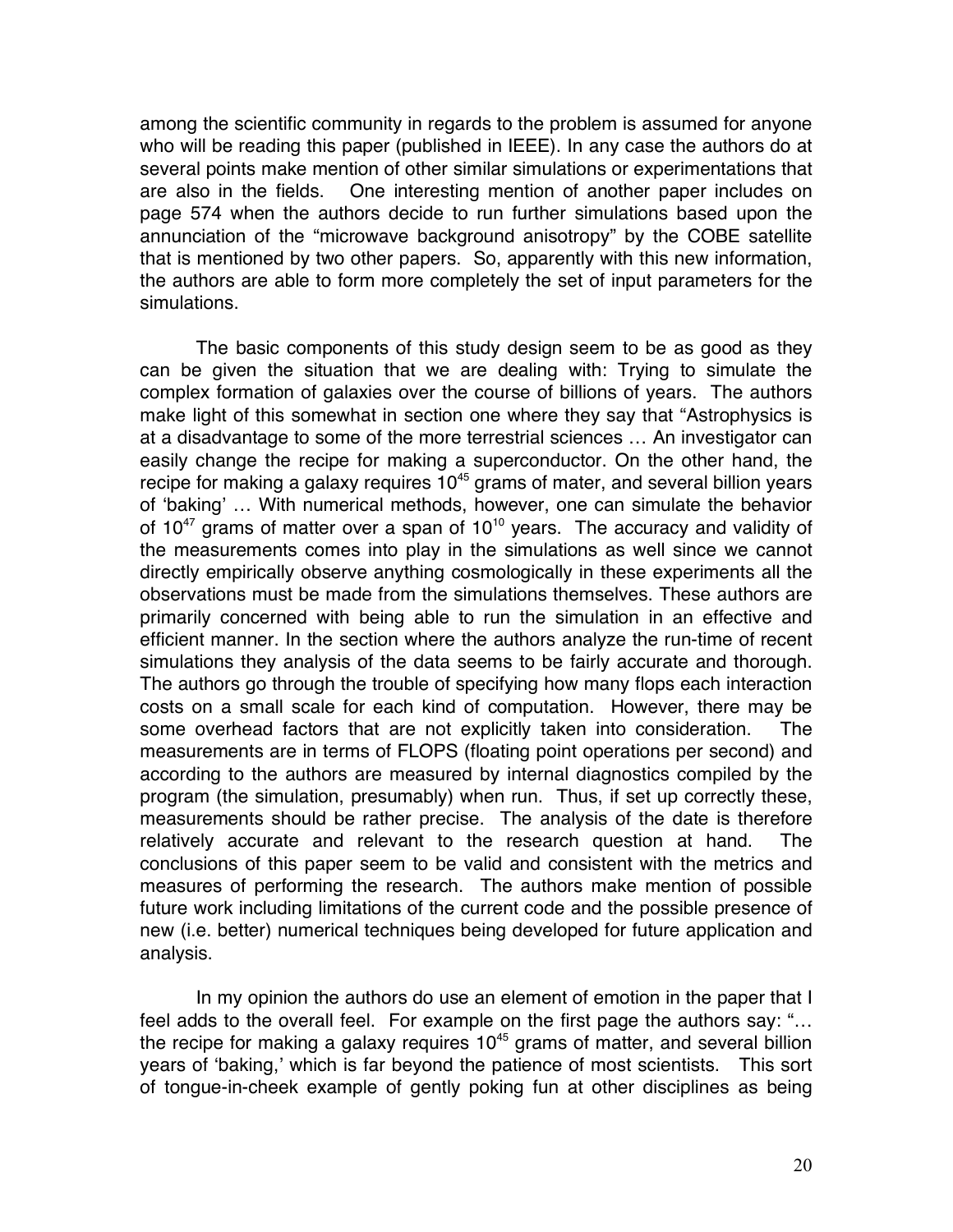among the scientific community in regards to the problem is assumed for anyone who will be reading this paper (published in IEEE). In any case the authors do at several points make mention of other similar simulations or experimentations that are also in the fields. One interesting mention of another paper includes on page 574 when the authors decide to run further simulations based upon the annunciation of the "microwave background anisotropy" by the COBE satellite that is mentioned by two other papers. So, apparently with this new information, the authors are able to form more completely the set of input parameters for the simulations.

The basic components of this study design seem to be as good as they can be given the situation that we are dealing with: Trying to simulate the complex formation of galaxies over the course of billions of years. The authors make light of this somewhat in section one where they say that "Astrophysics is at a disadvantage to some of the more terrestrial sciences … An investigator can easily change the recipe for making a superconductor. On the other hand, the recipe for making a galaxy requires $10^{45}$ grams of mater, and several billion years of 'baking' … With numerical methods, however, one can simulate the behavior of $10^{47}$ grams of matter over a span of $10^{10}$ years. The accuracy and validity of the measurements comes into play in the simulations as well since we cannot directly empirically observe anything cosmologically in these experiments all the observations must be made from the simulations themselves. These authors are primarily concerned with being able to run the simulation in an effective and efficient manner. In the section where the authors analyze the run-time of recent simulations they analysis of the data seems to be fairly accurate and thorough. The authors go through the trouble of specifying how many flops each interaction costs on a small scale for each kind of computation. However, there may be some overhead factors that are not explicitly taken into consideration. The measurements are in terms of FLOPS (floating point operations per second) and according to the authors are measured by internal diagnostics compiled by the program (the simulation, presumably) when run. Thus, if set up correctly these, measurements should be rather precise. The analysis of the date is therefore relatively accurate and relevant to the research question at hand. The conclusions of this paper seem to be valid and consistent with the metrics and measures of performing the research. The authors make mention of possible future work including limitations of the current code and the possible presence of new (i.e. better) numerical techniques being developed for future application and analysis.

In my opinion the authors do use an element of emotion in the paper that I feel adds to the overall feel. For example on the first page the authors say: "… the recipe for making a galaxy requires $10^{45}$ grams of matter, and several billion years of 'baking,' which is far beyond the patience of most scientists. This sort of tongue-in-cheek example of gently poking fun at other disciplines as being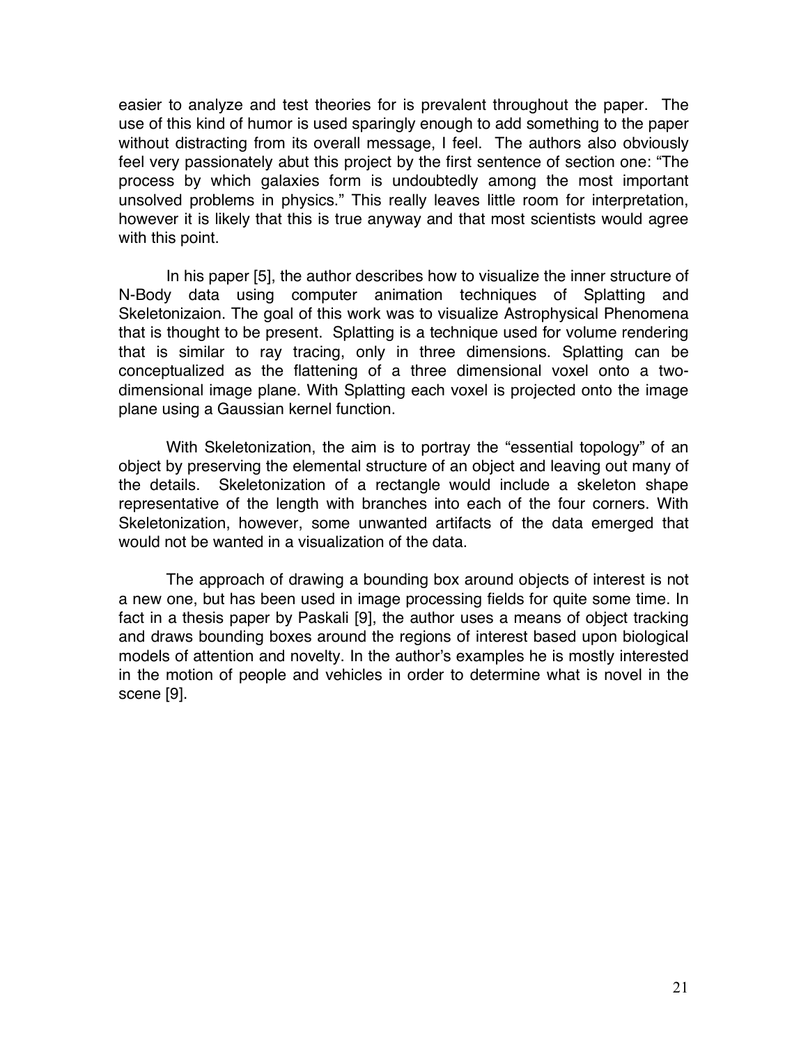easier to analyze and test theories for is prevalent throughout the paper. The use of this kind of humor is used sparingly enough to add something to the paper without distracting from its overall message, I feel. The authors also obviously feel very passionately abut this project by the first sentence of section one: "The process by which galaxies form is undoubtedly among the most important unsolved problems in physics." This really leaves little room for interpretation, however it is likely that this is true anyway and that most scientists would agree with this point.

In his paper [5], the author describes how to visualize the inner structure of N-Body data using computer animation techniques of Splatting and Skeletonizaion. The goal of this work was to visualize Astrophysical Phenomena that is thought to be present. Splatting is a technique used for volume rendering that is similar to ray tracing, only in three dimensions. Splatting can be conceptualized as the flattening of a three dimensional voxel onto a two-dimensional image plane. With Splatting each voxel is projected onto the image plane using a Gaussian kernel function.

With Skeletonization, the aim is to portray the "essential topology" of an object by preserving the elemental structure of an object and leaving out many of the details. Skeletonization of a rectangle would include a skeleton shape representative of the length with branches into each of the four corners. With Skeletonization, however, some unwanted artifacts of the data emerged that would not be wanted in a visualization of the data.

The approach of drawing a bounding box around objects of interest is not a new one, but has been used in image processing fields for quite some time. In fact in a thesis paper by Paskali [9], the author uses a means of object tracking and draws bounding boxes around the regions of interest based upon biological models of attention and novelty. In the author's examples he is mostly interested in the motion of people and vehicles in order to determine what is novel in the scene [9].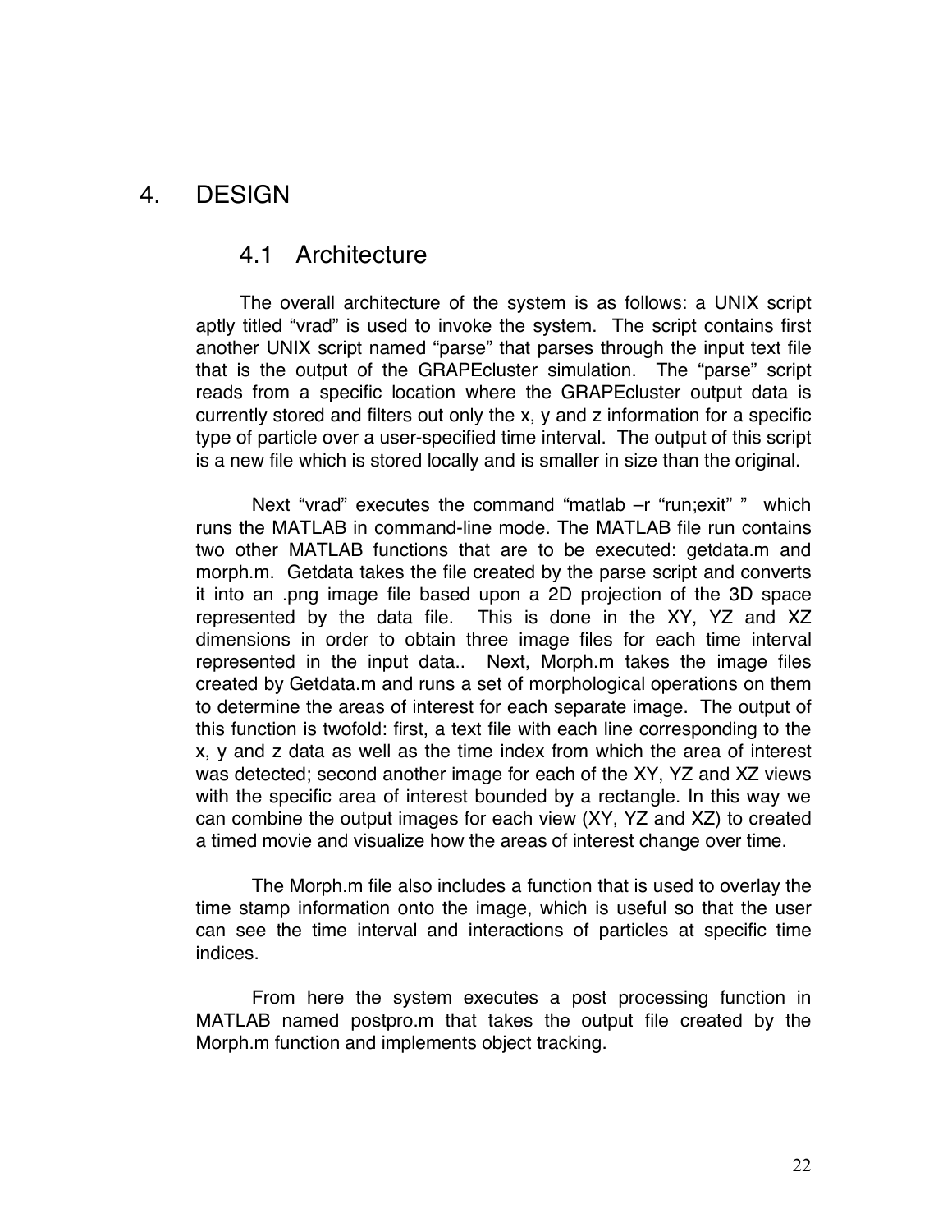# 4. DESIGN

## 4.1 Architecture

The overall architecture of the system is as follows: a UNIX script aptly titled “vrad” is used to invoke the system. The script contains first another UNIX script named “parse” that parses through the input text file that is the output of the GRAPEcluster simulation. The “parse” script reads from a specific location where the GRAPEcluster output data is currently stored and filters out only the x, y and z information for a specific type of particle over a user-specified time interval. The output of this script is a new file which is stored locally and is smaller in size than the original.

Next “vrad” executes the command “matlab –r “run;exit” ” which runs the MATLAB in command-line mode. The MATLAB file run contains two other MATLAB functions that are to be executed: getdata.m and morph.m. Getdata takes the file created by the parse script and converts it into an .png image file based upon a 2D projection of the 3D space represented by the data file. This is done in the XY, YZ and XZ dimensions in order to obtain three image files for each time interval represented in the input data.. Next, Morph.m takes the image files created by Getdata.m and runs a set of morphological operations on them to determine the areas of interest for each separate image. The output of this function is twofold: first, a text file with each line corresponding to the x, y and z data as well as the time index from which the area of interest was detected; second another image for each of the XY, YZ and XZ views with the specific area of interest bounded by a rectangle. In this way we can combine the output images for each view (XY, YZ and XZ) to created a timed movie and visualize how the areas of interest change over time.

The Morph.m file also includes a function that is used to overlay the time stamp information onto the image, which is useful so that the user can see the time interval and interactions of particles at specific time indices.

From here the system executes a post processing function in MATLAB named postpro.m that takes the output file created by the Morph.m function and implements object tracking.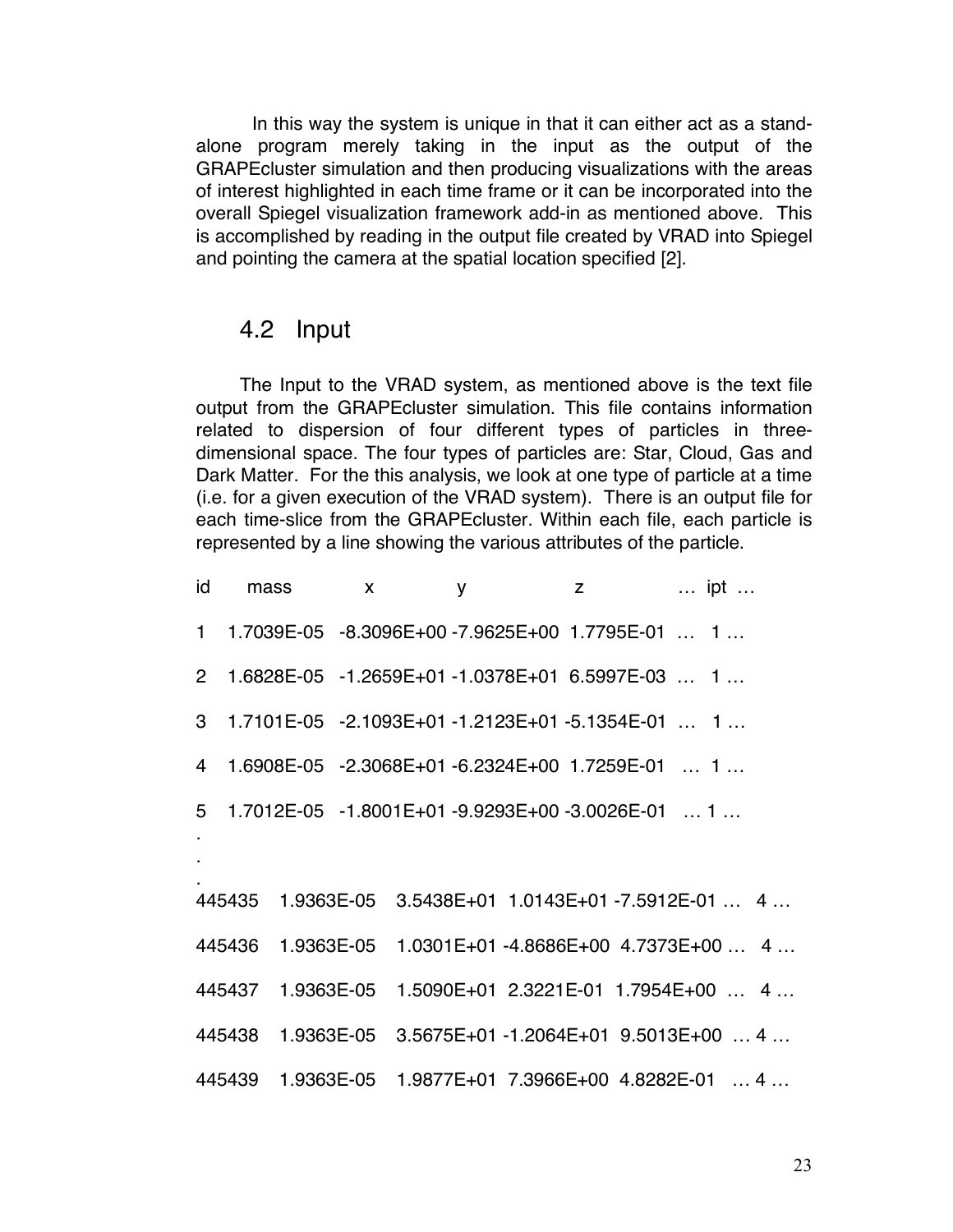In this way the system is unique in that it can either act as a stand-alone program merely taking in the input as the output of the GRAPEcluster simulation and then producing visualizations with the areas of interest highlighted in each time frame or it can be incorporated into the overall Spiegel visualization framework add-in as mentioned above. This is accomplished by reading in the output file created by VRAD into Spiegel and pointing the camera at the spatial location specified [2].

## 4.2 Input

The Input to the VRAD system, as mentioned above is the text file output from the GRAPEcluster simulation. This file contains information related to dispersion of four different types of particles in three-dimensional space. The four types of particles are: Star, Cloud, Gas and Dark Matter. For the this analysis, we look at one type of particle at a time (i.e. for a given execution of the VRAD system). There is an output file for each time-slice from the GRAPEcluster. Within each file, each particle is represented by a line showing the various attributes of the particle.

```
id      mass          x            y               z            …  ipt  …

1    1.7039E-05   -8.3096E+00 -7.9625E+00  1.7795E-01  …   1 …

2    1.6828E-05   -1.2659E+01 -1.0378E+01  6.5997E-03  …   1 …

3    1.7101E-05   -2.1093E+01 -1.2123E+01 -5.1354E-01  …   1 …

4    1.6908E-05   -2.3068E+01 -6.2324E+00  1.7259E-01   …  1 …

5    1.7012E-05   -1.8001E+01 -9.9293E+00 -3.0026E-01   … 1 …
.
.
.
445435    1.9363E-05    3.5438E+01  1.0143E+01 -7.5912E-01 …   4 …

445436    1.9363E-05    1.0301E+01 -4.8686E+00  4.7373E+00 …   4 …

445437    1.9363E-05    1.5090E+01  2.3221E-01  1.7954E+00  …   4 …

445438    1.9363E-05    3.5675E+01 -1.2064E+01  9.5013E+00  … 4 …

445439    1.9363E-05    1.9877E+01  7.3966E+00  4.8282E-01   … 4 …
```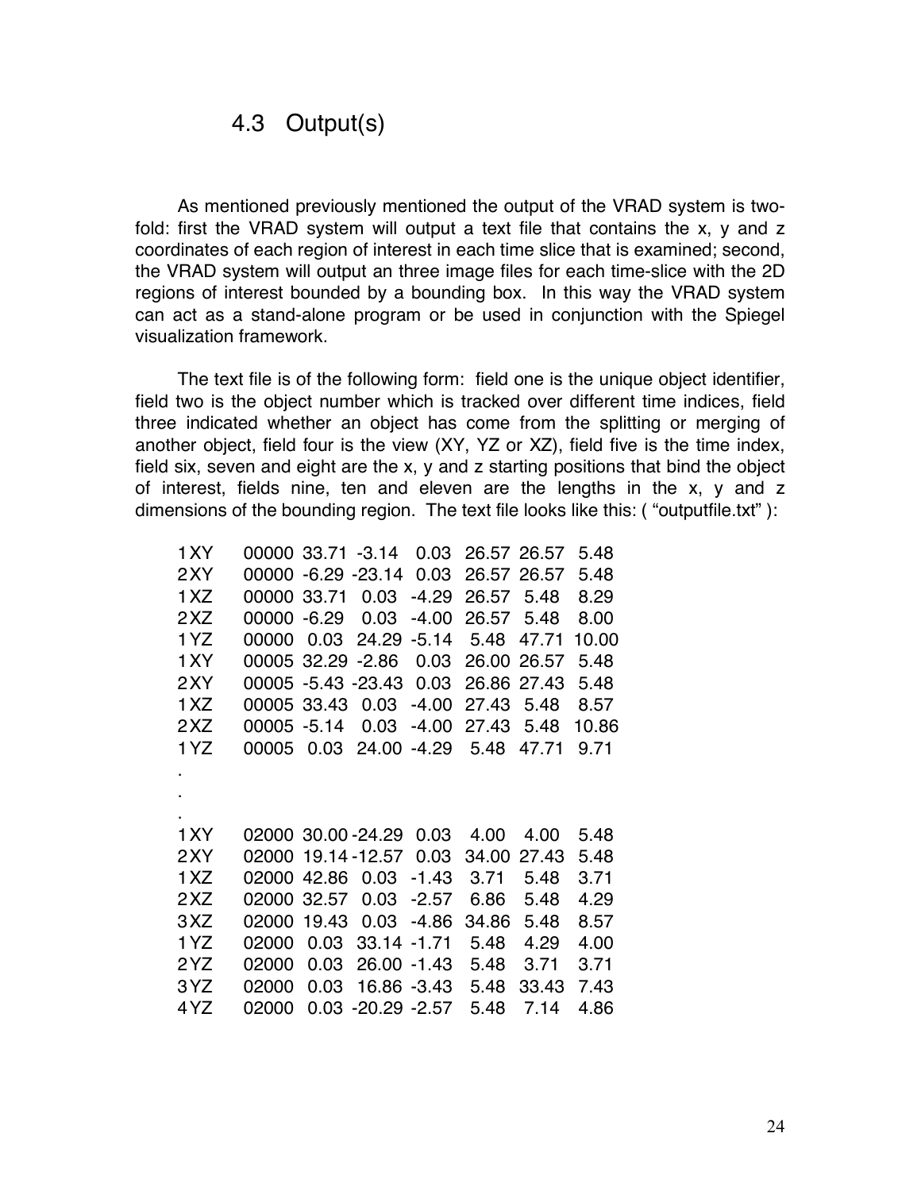## 4.3 Output(s)

As mentioned previously mentioned the output of the VRAD system is two-fold: first the VRAD system will output a text file that contains the x, y and z coordinates of each region of interest in each time slice that is examined; second, the VRAD system will output an three image files for each time-slice with the 2D regions of interest bounded by a bounding box. In this way the VRAD system can act as a stand-alone program or be used in conjunction with the Spiegel visualization framework.

The text file is of the following form: field one is the unique object identifier, field two is the object number which is tracked over different time indices, field three indicated whether an object has come from the splitting or merging of another object, field four is the view (XY, YZ or XZ), field five is the time index, field six, seven and eight are the x, y and z starting positions that bind the object of interest, fields nine, ten and eleven are the lengths in the x, y and z dimensions of the bounding region. The text file looks like this: ( "outputfile.txt" ):

```
1XY   00000  33.71  -3.14   0.03  26.57  26.57   5.48
2XY   00000  -6.29 -23.14   0.03  26.57  26.57   5.48
1XZ   00000  33.71   0.03  -4.29  26.57   5.48   8.29
2XZ   00000  -6.29   0.03  -4.00  26.57   5.48   8.00
1YZ   00000   0.03  24.29  -5.14   5.48  47.71  10.00
1XY   00005  32.29  -2.86   0.03  26.00  26.57   5.48
2XY   00005  -5.43 -23.43   0.03  26.86  27.43   5.48
1XZ   00005  33.43   0.03  -4.00  27.43   5.48   8.57
2XZ   00005  -5.14   0.03  -4.00  27.43   5.48  10.86
1YZ   00005   0.03  24.00  -4.29   5.48  47.71   9.71
.
.
.
1XY   02000  30.00 -24.29   0.03   4.00   4.00   5.48
2XY   02000  19.14 -12.57   0.03  34.00  27.43   5.48
1XZ   02000  42.86   0.03  -1.43   3.71   5.48   3.71
2XZ   02000  32.57   0.03  -2.57   6.86   5.48   4.29
3XZ   02000  19.43   0.03  -4.86  34.86   5.48   8.57
1YZ   02000   0.03  33.14  -1.71   5.48   4.29   4.00
2YZ   02000   0.03  26.00  -1.43   5.48   3.71   3.71
3YZ   02000   0.03  16.86  -3.43   5.48  33.43   7.43
4YZ   02000   0.03 -20.29  -2.57   5.48   7.14   4.86
```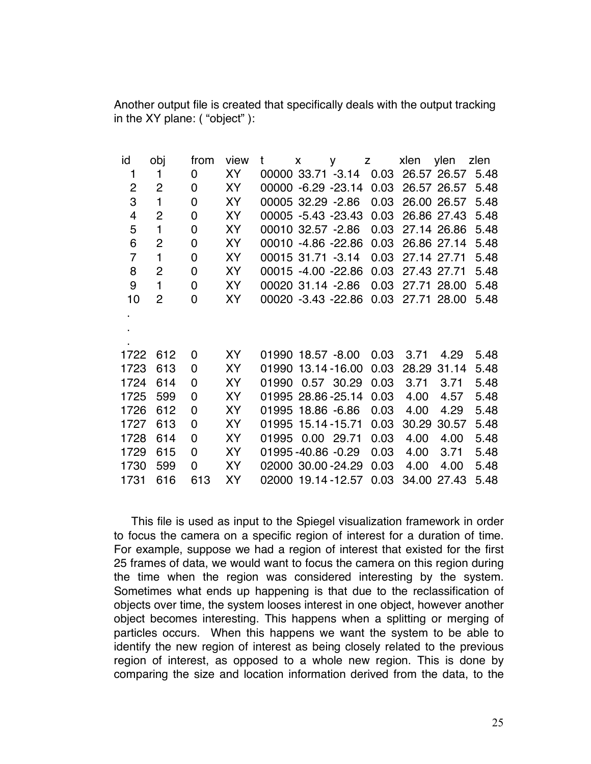Another output file is created that specifically deals with the output tracking in the XY plane: ( "object" ):

| id | obj | from | view | t | x | y | z | xlen | ylen | zlen |
|---|---|---|---|---|---|---|---|---|---|---|
| 1 | 1 | 0 | XY | 00000 | 33.71 | -3.14 | 0.03 | 26.57 | 26.57 | 5.48 |
| 2 | 2 | 0 | XY | 00000 | -6.29 | -23.14 | 0.03 | 26.57 | 26.57 | 5.48 |
| 3 | 1 | 0 | XY | 00005 | 32.29 | -2.86 | 0.03 | 26.00 | 26.57 | 5.48 |
| 4 | 2 | 0 | XY | 00005 | -5.43 | -23.43 | 0.03 | 26.86 | 27.43 | 5.48 |
| 5 | 1 | 0 | XY | 00010 | 32.57 | -2.86 | 0.03 | 27.14 | 26.86 | 5.48 |
| 6 | 2 | 0 | XY | 00010 | -4.86 | -22.86 | 0.03 | 26.86 | 27.14 | 5.48 |
| 7 | 1 | 0 | XY | 00015 | 31.71 | -3.14 | 0.03 | 27.14 | 27.71 | 5.48 |
| 8 | 2 | 0 | XY | 00015 | -4.00 | -22.86 | 0.03 | 27.43 | 27.71 | 5.48 |
| 9 | 1 | 0 | XY | 00020 | 31.14 | -2.86 | 0.03 | 27.71 | 28.00 | 5.48 |
| 10 | 2 | 0 | XY | 00020 | -3.43 | -22.86 | 0.03 | 27.71 | 28.00 | 5.48 |
| . | | | | | | | | | | |
| . | | | | | | | | | | |
| . | | | | | | | | | | |
| 1722 | 612 | 0 | XY | 01990 | 18.57 | -8.00 | 0.03 | 3.71 | 4.29 | 5.48 |
| 1723 | 613 | 0 | XY | 01990 | 13.14 | -16.00 | 0.03 | 28.29 | 31.14 | 5.48 |
| 1724 | 614 | 0 | XY | 01990 | 0.57 | 30.29 | 0.03 | 3.71 | 3.71 | 5.48 |
| 1725 | 599 | 0 | XY | 01995 | 28.86 | -25.14 | 0.03 | 4.00 | 4.57 | 5.48 |
| 1726 | 612 | 0 | XY | 01995 | 18.86 | -6.86 | 0.03 | 4.00 | 4.29 | 5.48 |
| 1727 | 613 | 0 | XY | 01995 | 15.14 | -15.71 | 0.03 | 30.29 | 30.57 | 5.48 |
| 1728 | 614 | 0 | XY | 01995 | 0.00 | 29.71 | 0.03 | 4.00 | 4.00 | 5.48 |
| 1729 | 615 | 0 | XY | 01995 | -40.86 | -0.29 | 0.03 | 4.00 | 3.71 | 5.48 |
| 1730 | 599 | 0 | XY | 02000 | 30.00 | -24.29 | 0.03 | 4.00 | 4.00 | 5.48 |
| 1731 | 616 | 613 | XY | 02000 | 19.14 | -12.57 | 0.03 | 34.00 | 27.43 | 5.48 |

This file is used as input to the Spiegel visualization framework in order to focus the camera on a specific region of interest for a duration of time. For example, suppose we had a region of interest that existed for the first 25 frames of data, we would want to focus the camera on this region during the time when the region was considered interesting by the system. Sometimes what ends up happening is that due to the reclassification of objects over time, the system looses interest in one object, however another object becomes interesting. This happens when a splitting or merging of particles occurs. When this happens we want the system to be able to identify the new region of interest as being closely related to the previous region of interest, as opposed to a whole new region. This is done by comparing the size and location information derived from the data, to the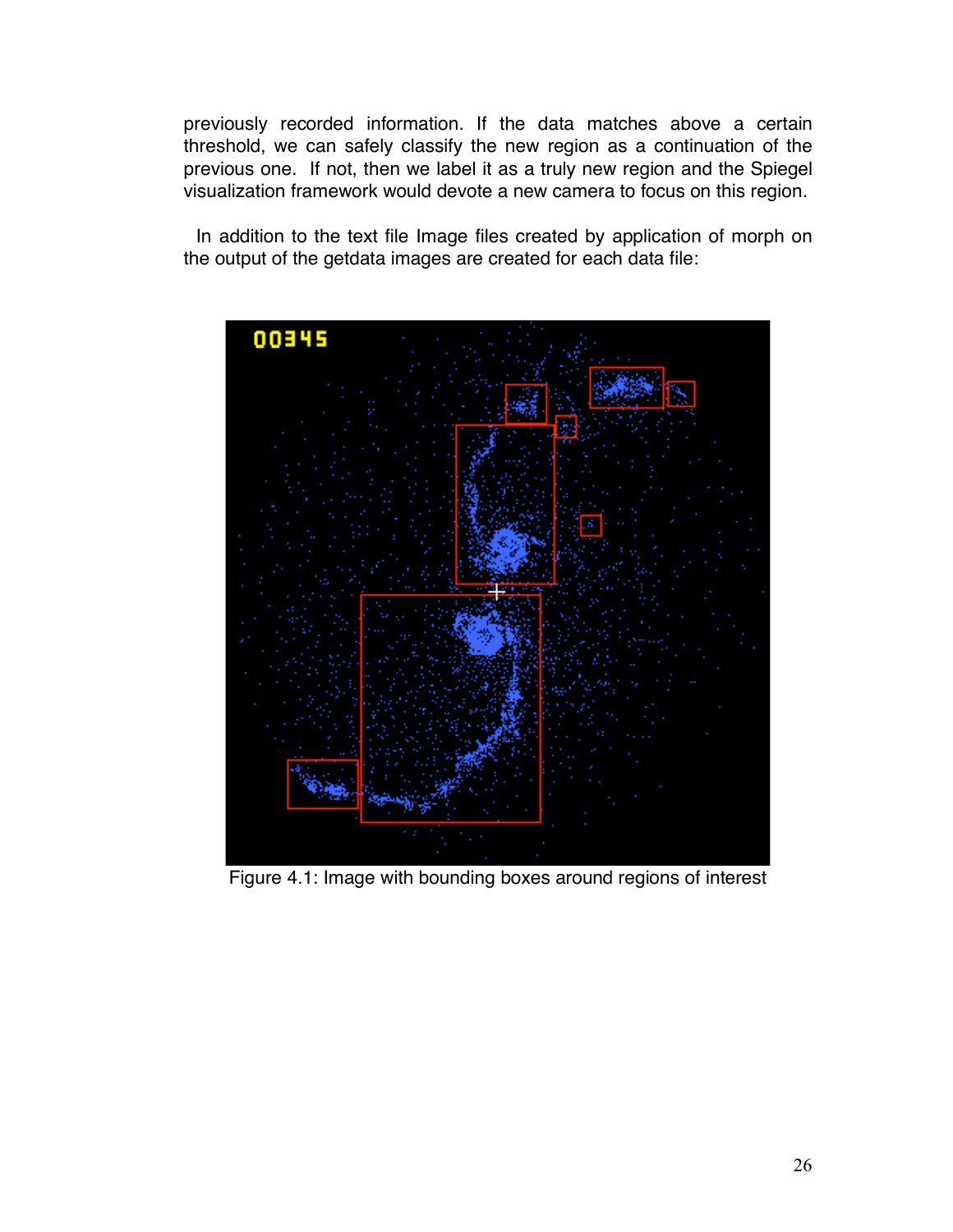previously recorded information. If the data matches above a certain threshold, we can safely classify the new region as a continuation of the previous one. If not, then we label it as a truly new region and the Spiegel visualization framework would devote a new camera to focus on this region.

In addition to the text file Image files created by application of morph on the output of the getdata images are created for each data file:

Figure 4.1: Image with bounding boxes around regions of interest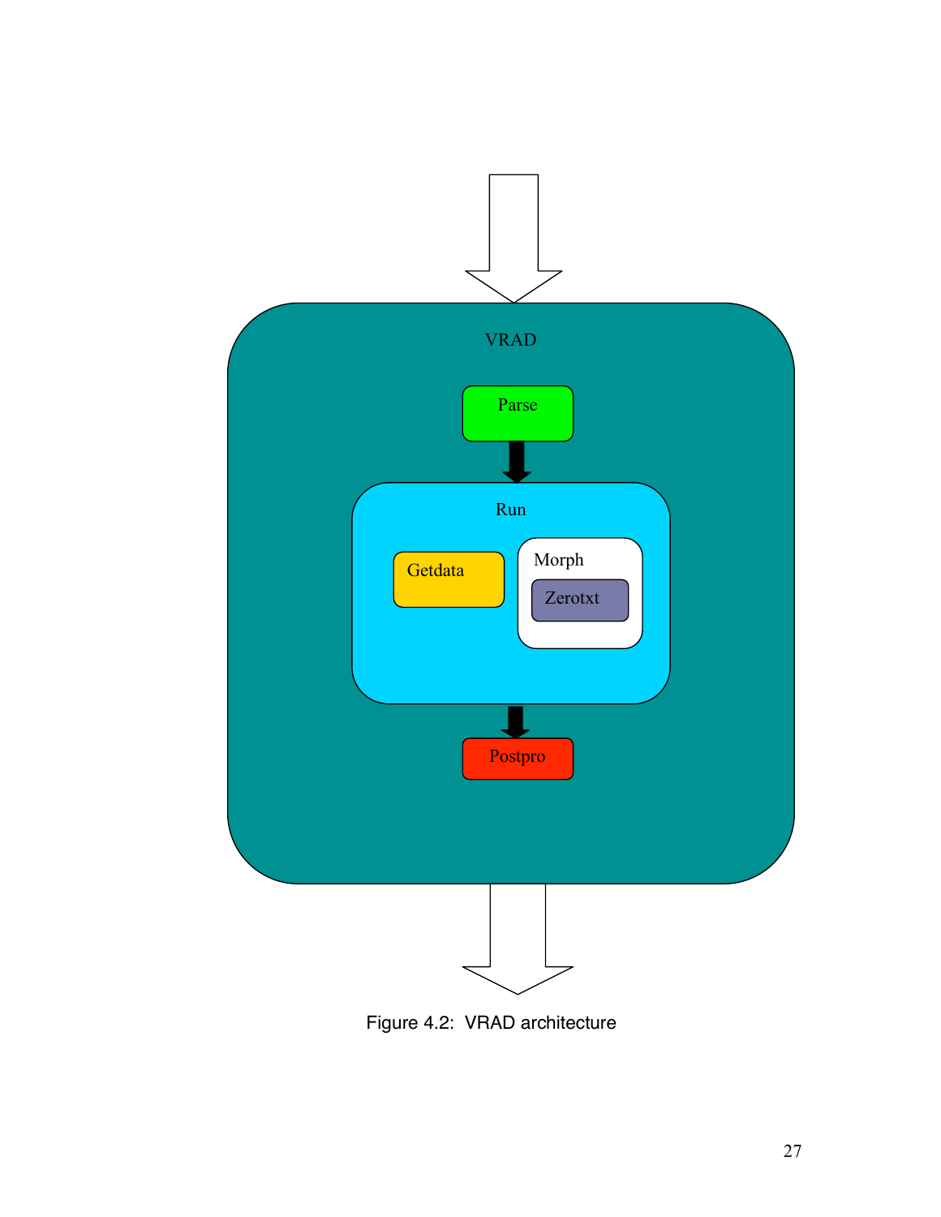VRAD

Parse

Run

Getdata

Morph

Zerotxt

Postpro

Figure 4.2: VRAD architecture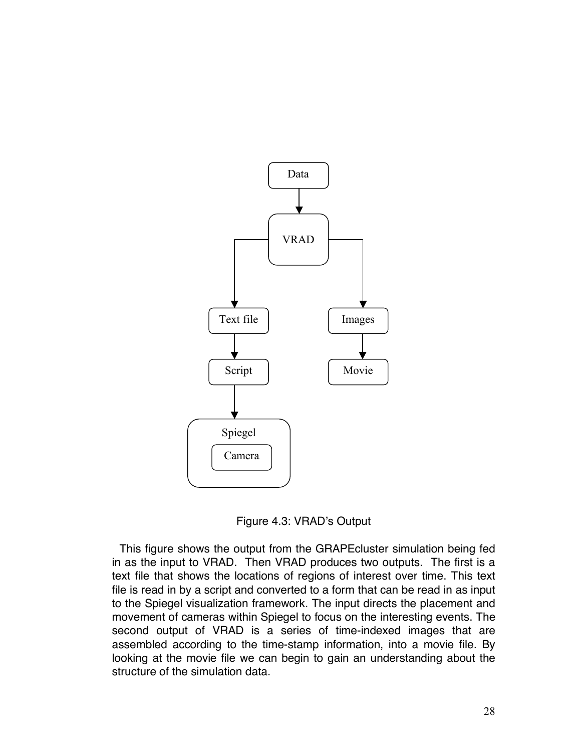Figure 4.3: VRAD's Output

This figure shows the output from the GRAPEcluster simulation being fed in as the input to VRAD. Then VRAD produces two outputs. The first is a text file that shows the locations of regions of interest over time. This text file is read in by a script and converted to a form that can be read in as input to the Spiegel visualization framework. The input directs the placement and movement of cameras within Spiegel to focus on the interesting events. The second output of VRAD is a series of time-indexed images that are assembled according to the time-stamp information, into a movie file. By looking at the movie file we can begin to gain an understanding about the structure of the simulation data.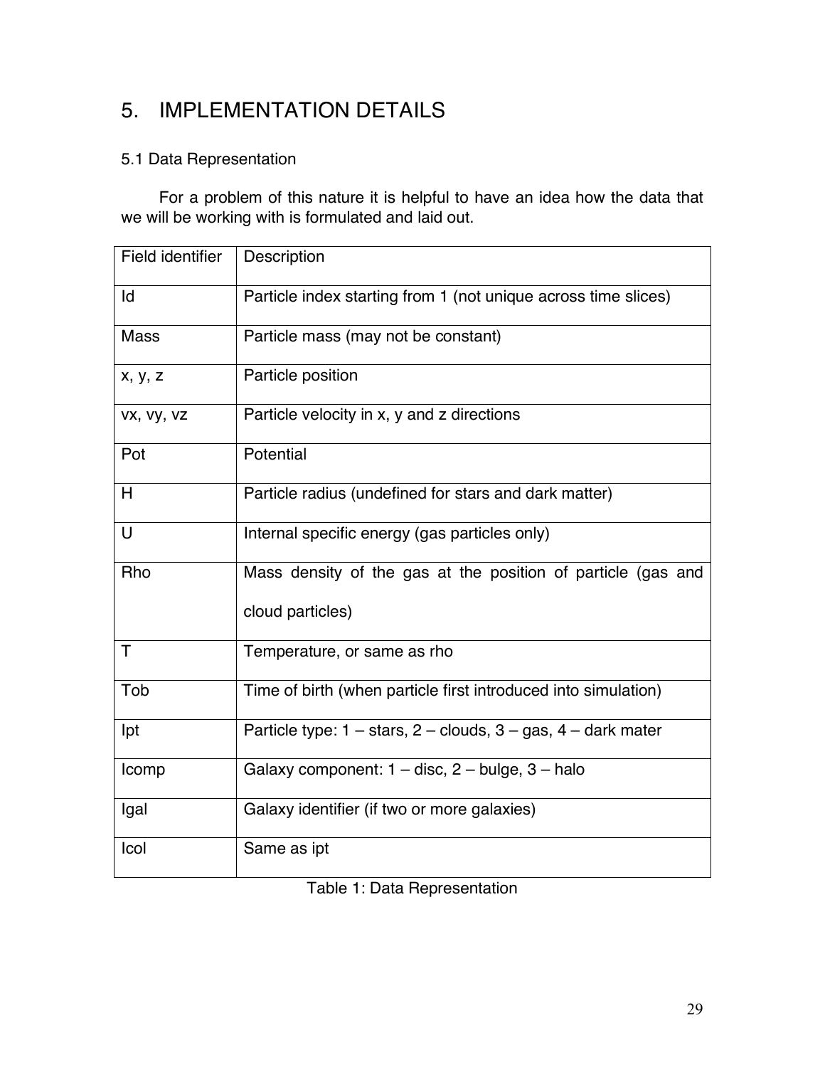# 5. IMPLEMENTATION DETAILS

## 5.1 Data Representation

For a problem of this nature it is helpful to have an idea how the data that we will be working with is formulated and laid out.

| Field identifier | Description |
|---|---|
| Id | Particle index starting from 1 (not unique across time slices) |
| Mass | Particle mass (may not be constant) |
| x, y, z | Particle position |
| vx, vy, vz | Particle velocity in x, y and z directions |
| Pot | Potential |
| H | Particle radius (undefined for stars and dark matter) |
| U | Internal specific energy (gas particles only) |
| Rho | Mass density of the gas at the position of particle (gas and cloud particles) |
| T | Temperature, or same as rho |
| Tob | Time of birth (when particle first introduced into simulation) |
| Ipt | Particle type: 1 – stars, 2 – clouds, 3 – gas, 4 – dark mater |
| Icomp | Galaxy component: 1 – disc, 2 – bulge, 3 – halo |
| Igal | Galaxy identifier (if two or more galaxies) |
| Icol | Same as ipt |

Table 1: Data Representation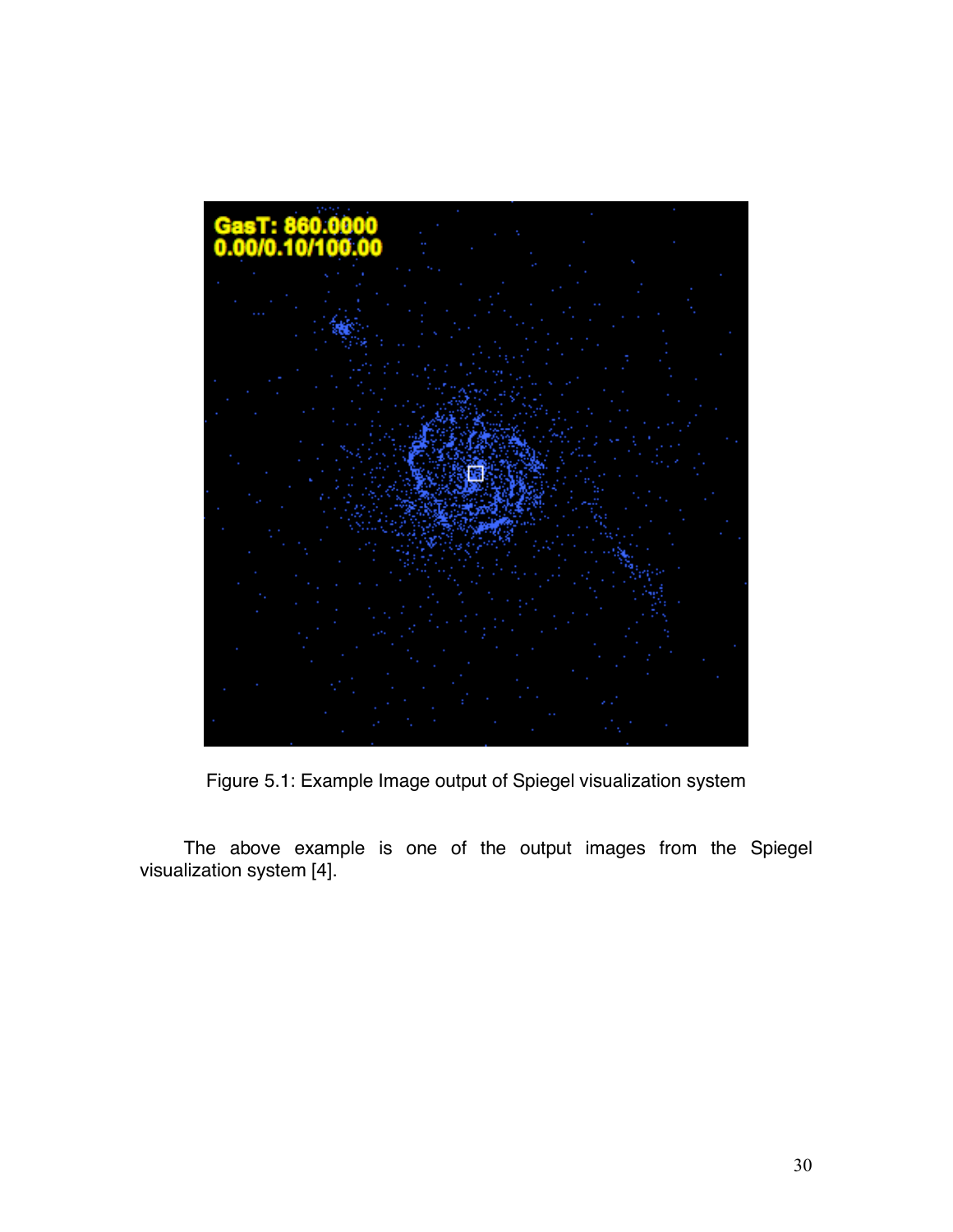Figure 5.1: Example Image output of Spiegel visualization system

The above example is one of the output images from the Spiegel visualization system [4].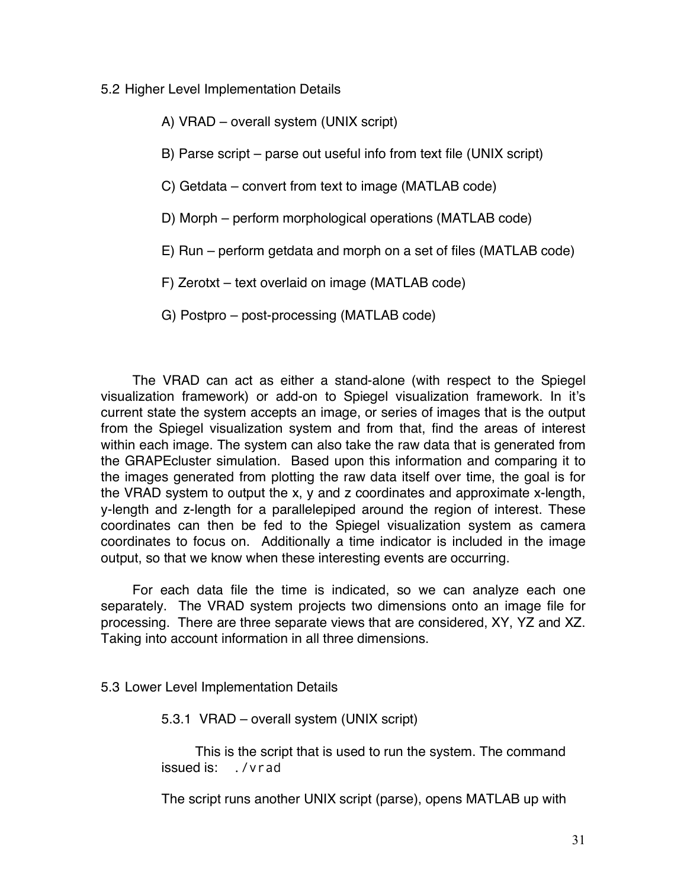## 5.2 Higher Level Implementation Details

A) VRAD – overall system (UNIX script)

B) Parse script – parse out useful info from text file (UNIX script)

C) Getdata – convert from text to image (MATLAB code)

D) Morph – perform morphological operations (MATLAB code)

E) Run – perform getdata and morph on a set of files (MATLAB code)

F) Zerotxt – text overlaid on image (MATLAB code)

G) Postpro – post-processing (MATLAB code)

The VRAD can act as either a stand-alone (with respect to the Spiegel visualization framework) or add-on to Spiegel visualization framework. In it's current state the system accepts an image, or series of images that is the output from the Spiegel visualization system and from that, find the areas of interest within each image. The system can also take the raw data that is generated from the GRAPEcluster simulation. Based upon this information and comparing it to the images generated from plotting the raw data itself over time, the goal is for the VRAD system to output the x, y and z coordinates and approximate x-length, y-length and z-length for a parallelepiped around the region of interest. These coordinates can then be fed to the Spiegel visualization system as camera coordinates to focus on. Additionally a time indicator is included in the image output, so that we know when these interesting events are occurring.

For each data file the time is indicated, so we can analyze each one separately. The VRAD system projects two dimensions onto an image file for processing. There are three separate views that are considered, XY, YZ and XZ. Taking into account information in all three dimensions.

## 5.3 Lower Level Implementation Details

### 5.3.1 VRAD – overall system (UNIX script)

This is the script that is used to run the system. The command issued is: `./vrad`

The script runs another UNIX script (parse), opens MATLAB up with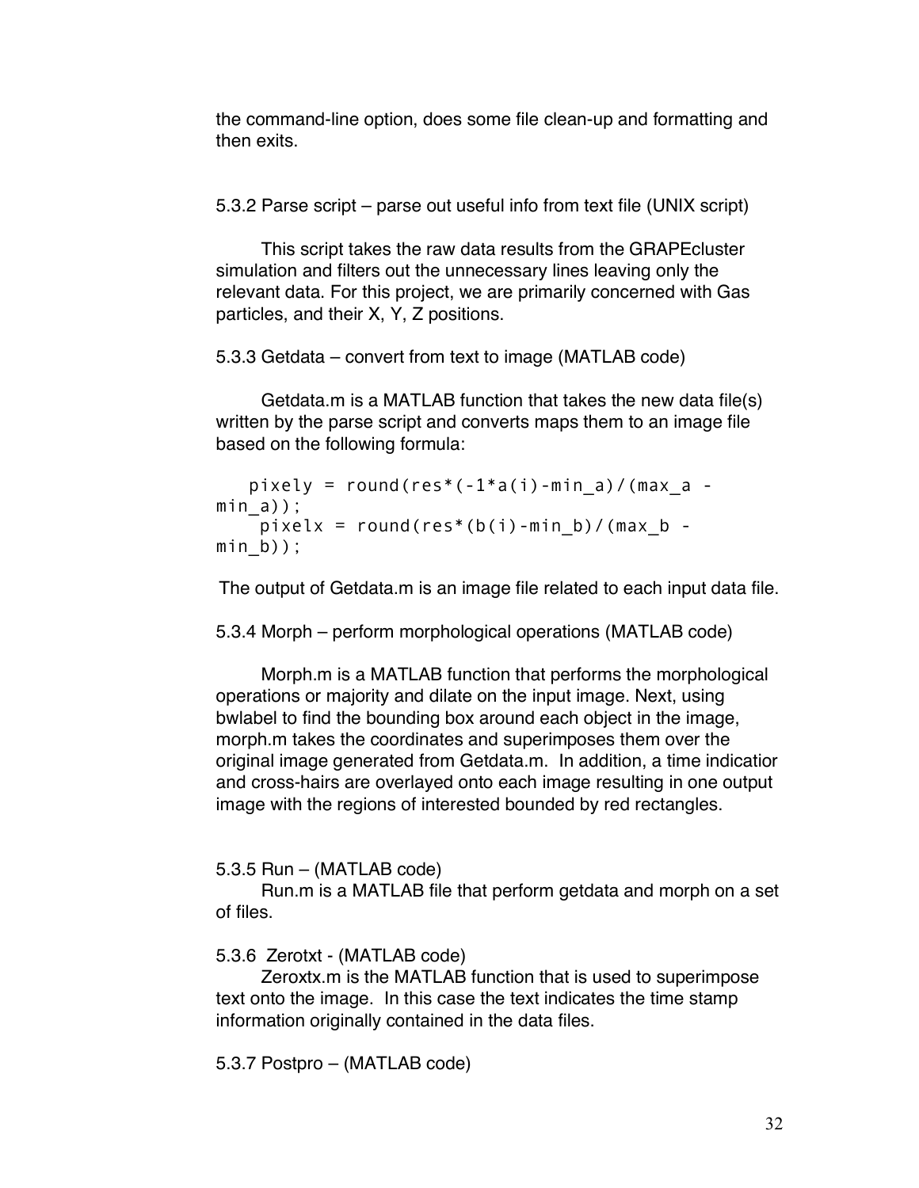the command-line option, does some file clean-up and formatting and then exits.

### 5.3.2 Parse script – parse out useful info from text file (UNIX script)

This script takes the raw data results from the GRAPEcluster simulation and filters out the unnecessary lines leaving only the relevant data. For this project, we are primarily concerned with Gas particles, and their X, Y, Z positions.

### 5.3.3 Getdata – convert from text to image (MATLAB code)

Getdata.m is a MATLAB function that takes the new data file(s) written by the parse script and converts maps them to an image file based on the following formula:

```
   pixely = round(res*(-1*a(i)-min_a)/(max_a - min_a));
    pixelx = round(res*(b(i)-min_b)/(max_b - min_b));
```

The output of Getdata.m is an image file related to each input data file.

### 5.3.4 Morph – perform morphological operations (MATLAB code)

Morph.m is a MATLAB function that performs the morphological operations or majority and dilate on the input image. Next, using bwlabel to find the bounding box around each object in the image, morph.m takes the coordinates and superimposes them over the original image generated from Getdata.m. In addition, a time indicatior and cross-hairs are overlayed onto each image resulting in one output image with the regions of interested bounded by red rectangles.

### 5.3.5 Run – (MATLAB code)

Run.m is a MATLAB file that perform getdata and morph on a set of files.

### 5.3.6 Zerotxt - (MATLAB code)

Zeroxtx.m is the MATLAB function that is used to superimpose text onto the image. In this case the text indicates the time stamp information originally contained in the data files.

### 5.3.7 Postpro – (MATLAB code)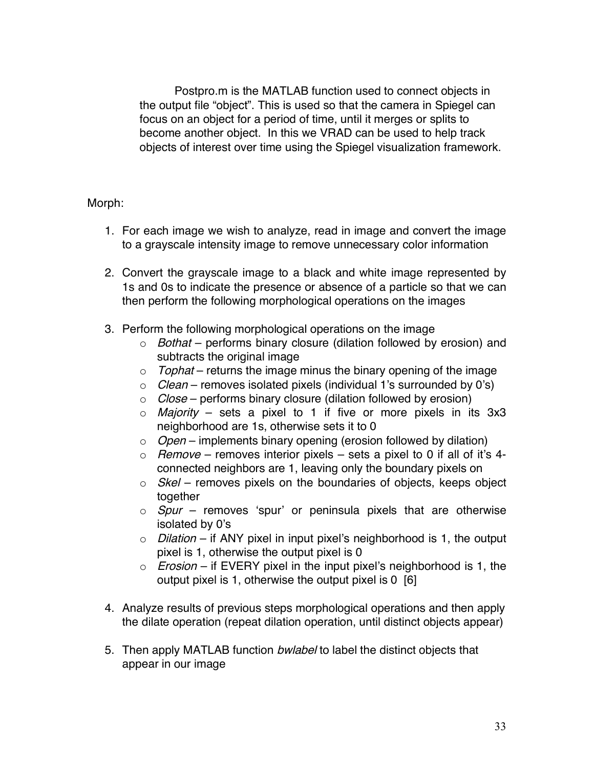Postpro.m is the MATLAB function used to connect objects in the output file "object". This is used so that the camera in Spiegel can focus on an object for a period of time, until it merges or splits to become another object. In this we VRAD can be used to help track objects of interest over time using the Spiegel visualization framework.

Morph:

1. For each image we wish to analyze, read in image and convert the image to a grayscale intensity image to remove unnecessary color information

2. Convert the grayscale image to a black and white image represented by 1s and 0s to indicate the presence or absence of a particle so that we can then perform the following morphological operations on the images

3. Perform the following morphological operations on the image
   - *Bothat* – performs binary closure (dilation followed by erosion) and subtracts the original image
   - *Tophat* – returns the image minus the binary opening of the image
   - *Clean* – removes isolated pixels (individual 1's surrounded by 0's)
   - *Close* – performs binary closure (dilation followed by erosion)
   - *Majority* – sets a pixel to 1 if five or more pixels in its 3x3 neighborhood are 1s, otherwise sets it to 0
   - *Open* – implements binary opening (erosion followed by dilation)
   - *Remove* – removes interior pixels – sets a pixel to 0 if all of it's 4-connected neighbors are 1, leaving only the boundary pixels on
   - *Skel* – removes pixels on the boundaries of objects, keeps object together
   - *Spur* – removes 'spur' or peninsula pixels that are otherwise isolated by 0's
   - *Dilation* – if ANY pixel in input pixel's neighborhood is 1, the output pixel is 1, otherwise the output pixel is 0
   - *Erosion* – if EVERY pixel in the input pixel's neighborhood is 1, the output pixel is 1, otherwise the output pixel is 0 [6]

4. Analyze results of previous steps morphological operations and then apply the dilate operation (repeat dilation operation, until distinct objects appear)

5. Then apply MATLAB function *bwlabel* to label the distinct objects that appear in our image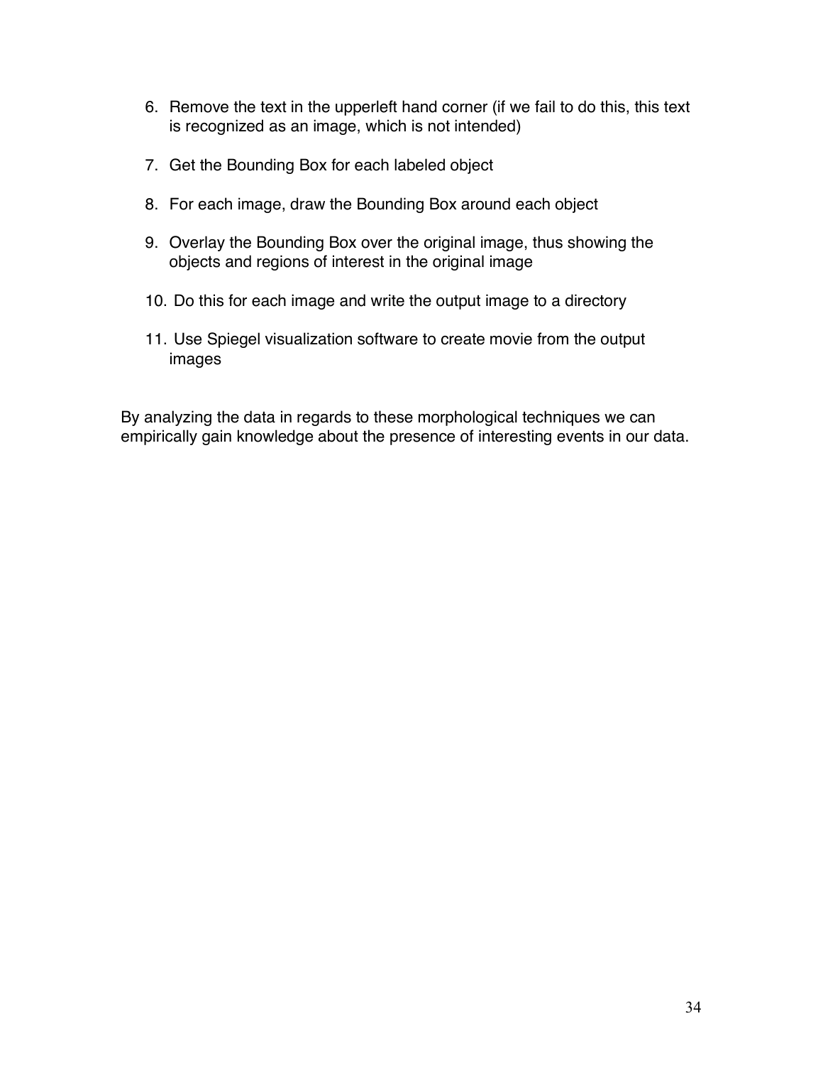6. Remove the text in the upperleft hand corner (if we fail to do this, this text is recognized as an image, which is not intended)

7. Get the Bounding Box for each labeled object

8. For each image, draw the Bounding Box around each object

9. Overlay the Bounding Box over the original image, thus showing the objects and regions of interest in the original image

10. Do this for each image and write the output image to a directory

11. Use Spiegel visualization software to create movie from the output images

By analyzing the data in regards to these morphological techniques we can empirically gain knowledge about the presence of interesting events in our data.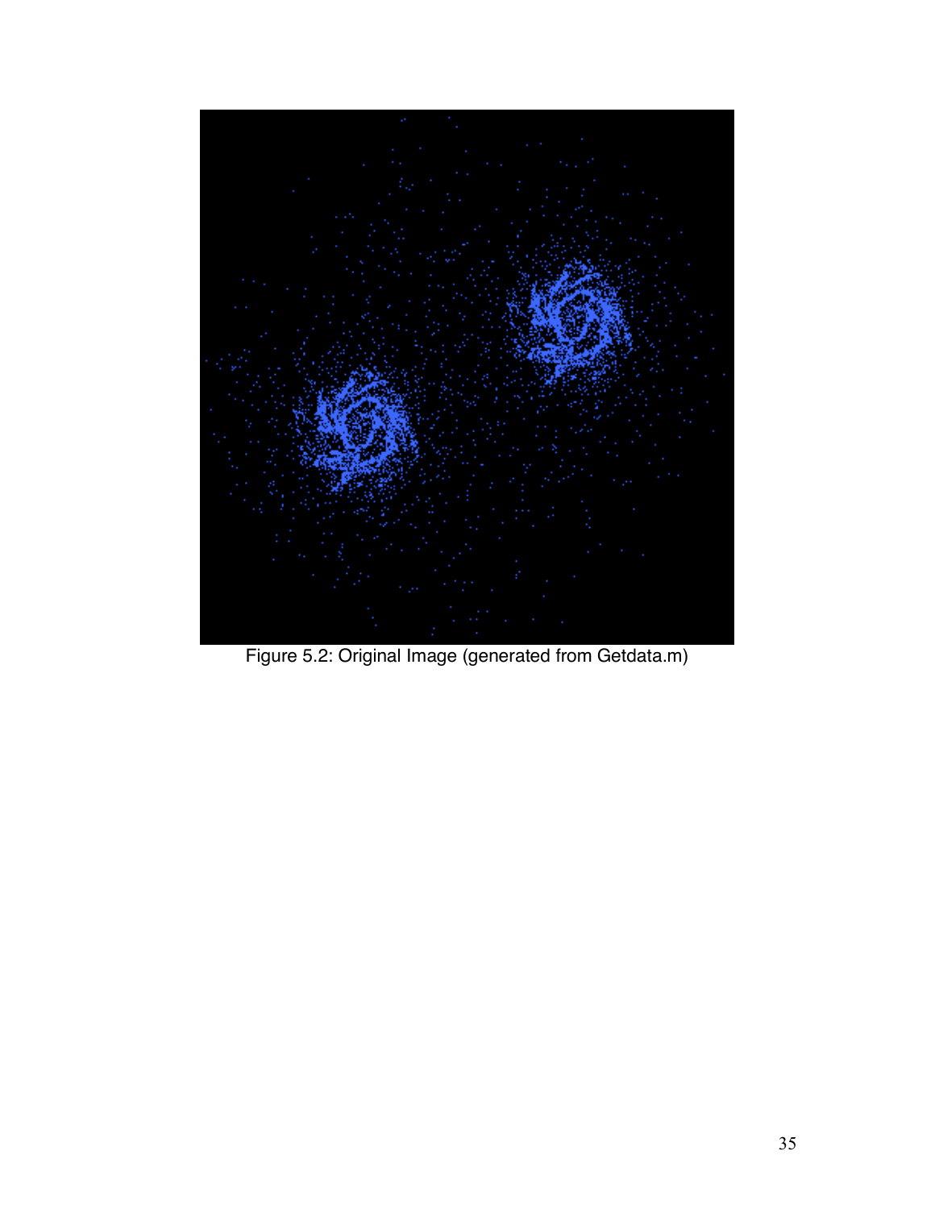Figure 5.2: Original Image (generated from Getdata.m)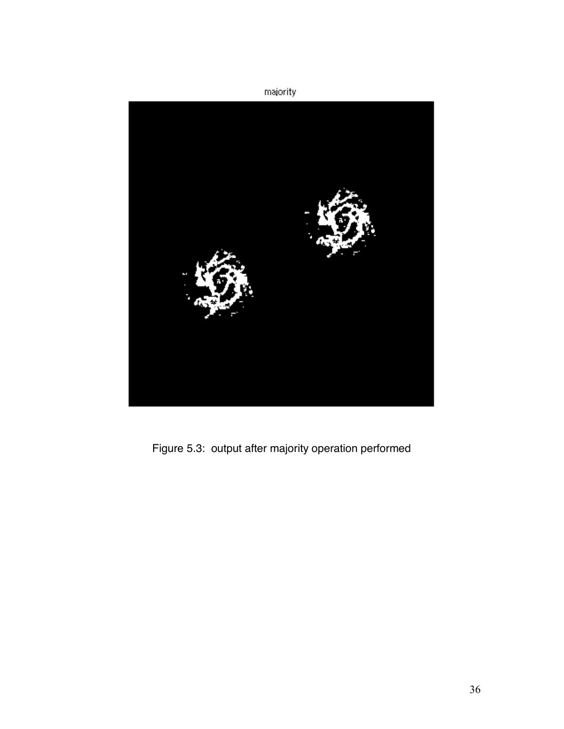Figure 5.3: output after majority operation performed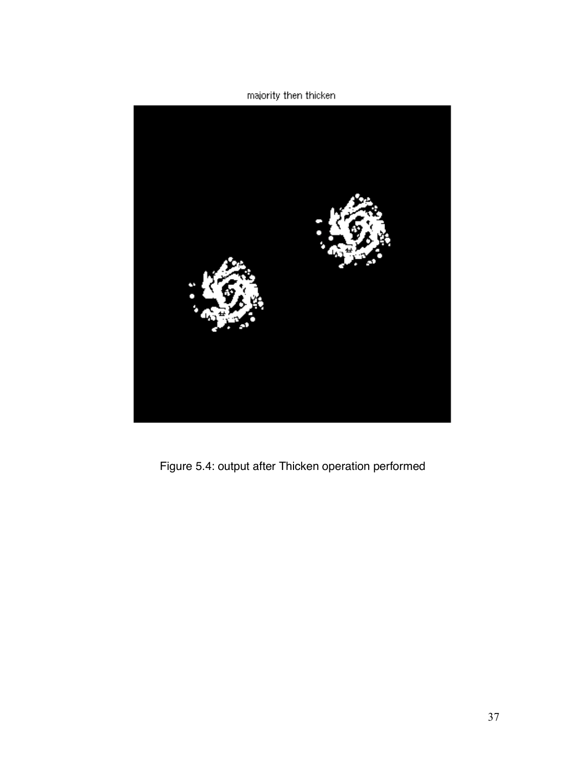majority then thicken

Figure 5.4: output after Thicken operation performed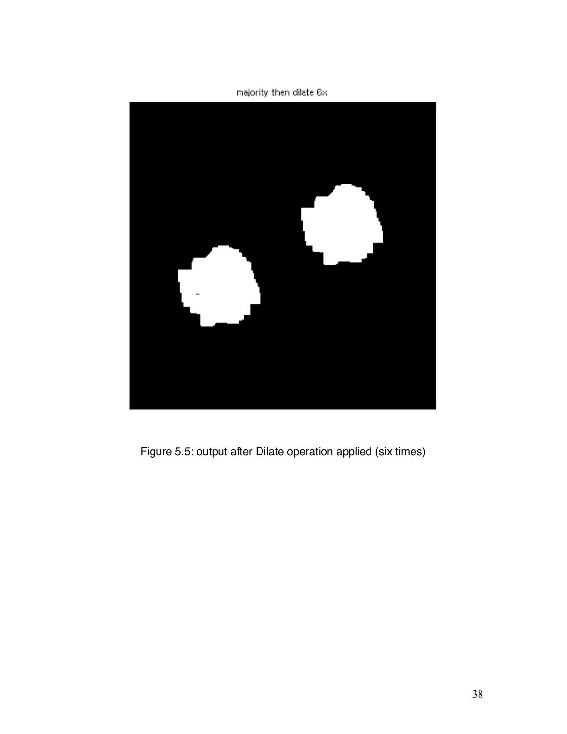majority then dilate 6x

Figure 5.5: output after Dilate operation applied (six times)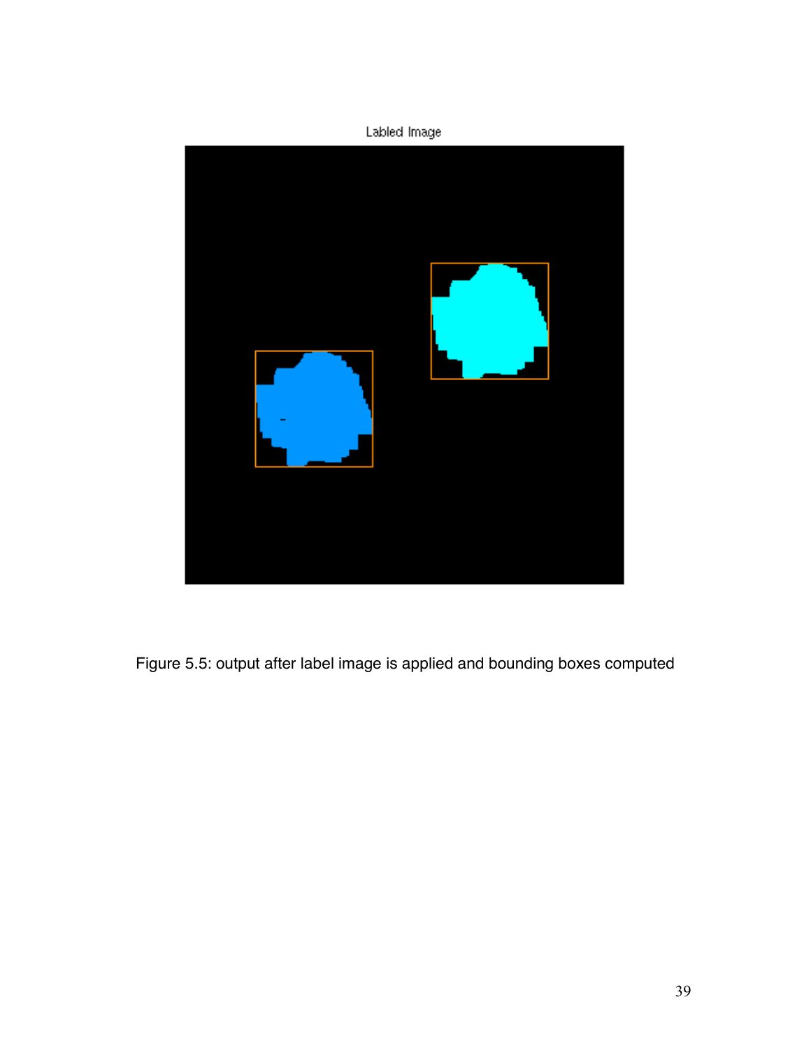Figure 5.5: output after label image is applied and bounding boxes computed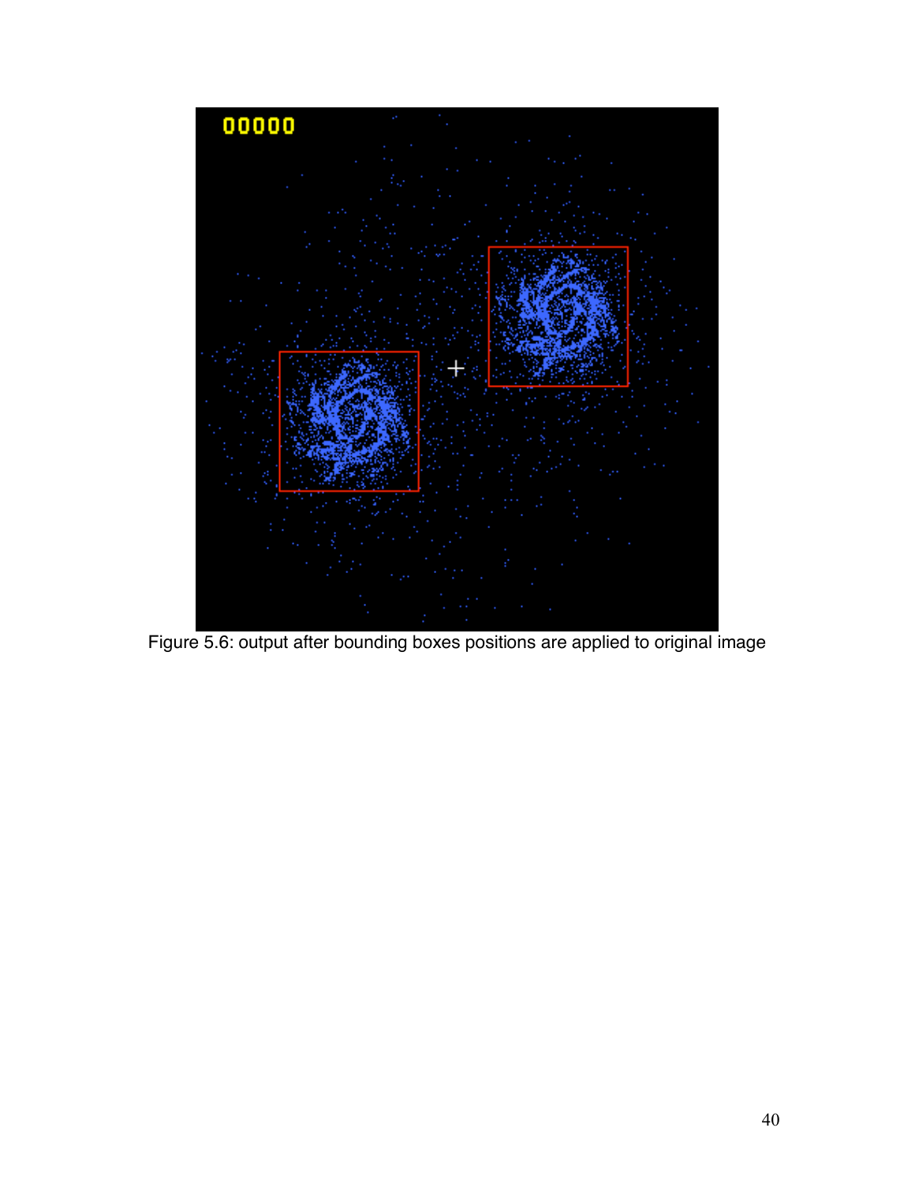Figure 5.6: output after bounding boxes positions are applied to original image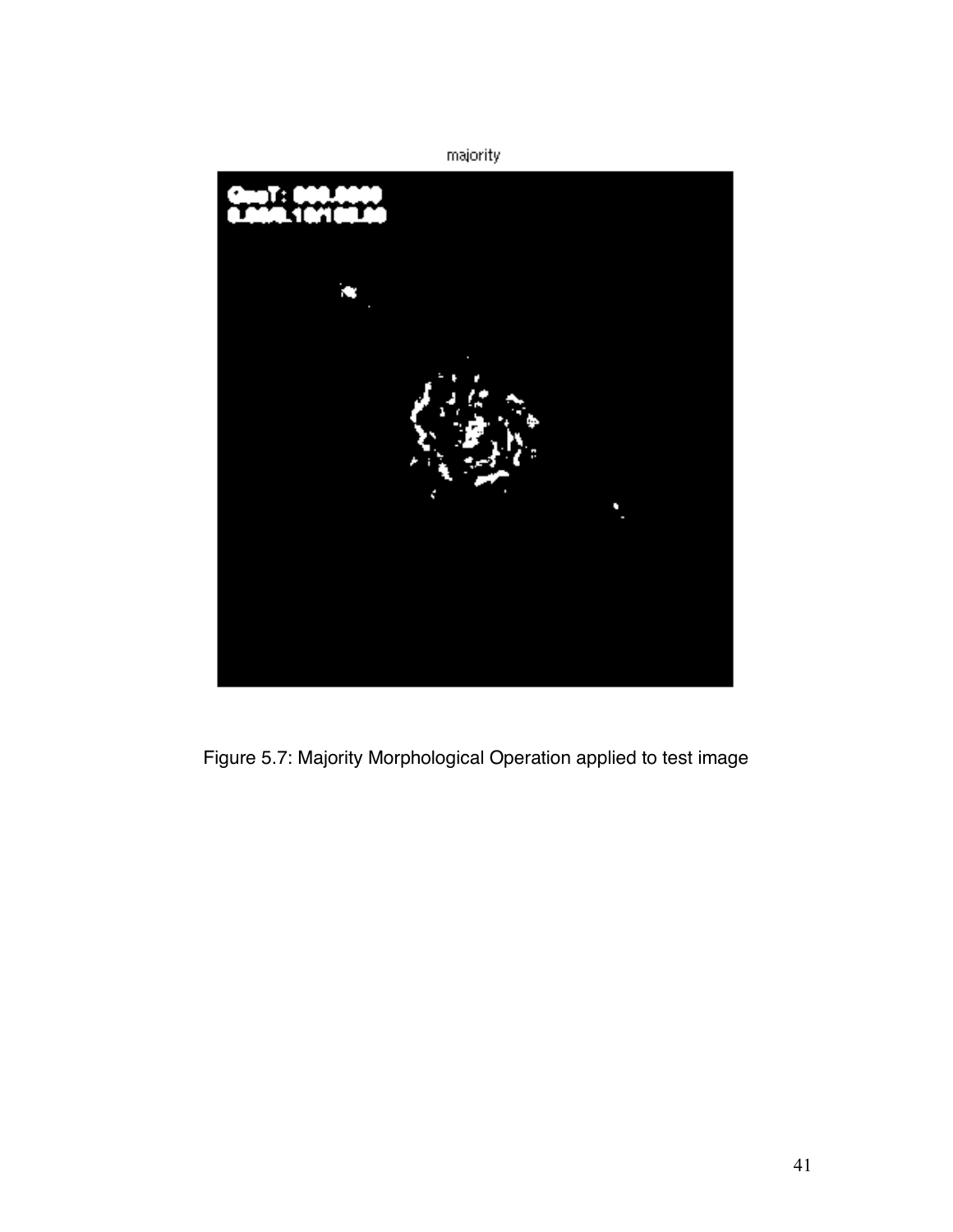Figure 5.7: Majority Morphological Operation applied to test image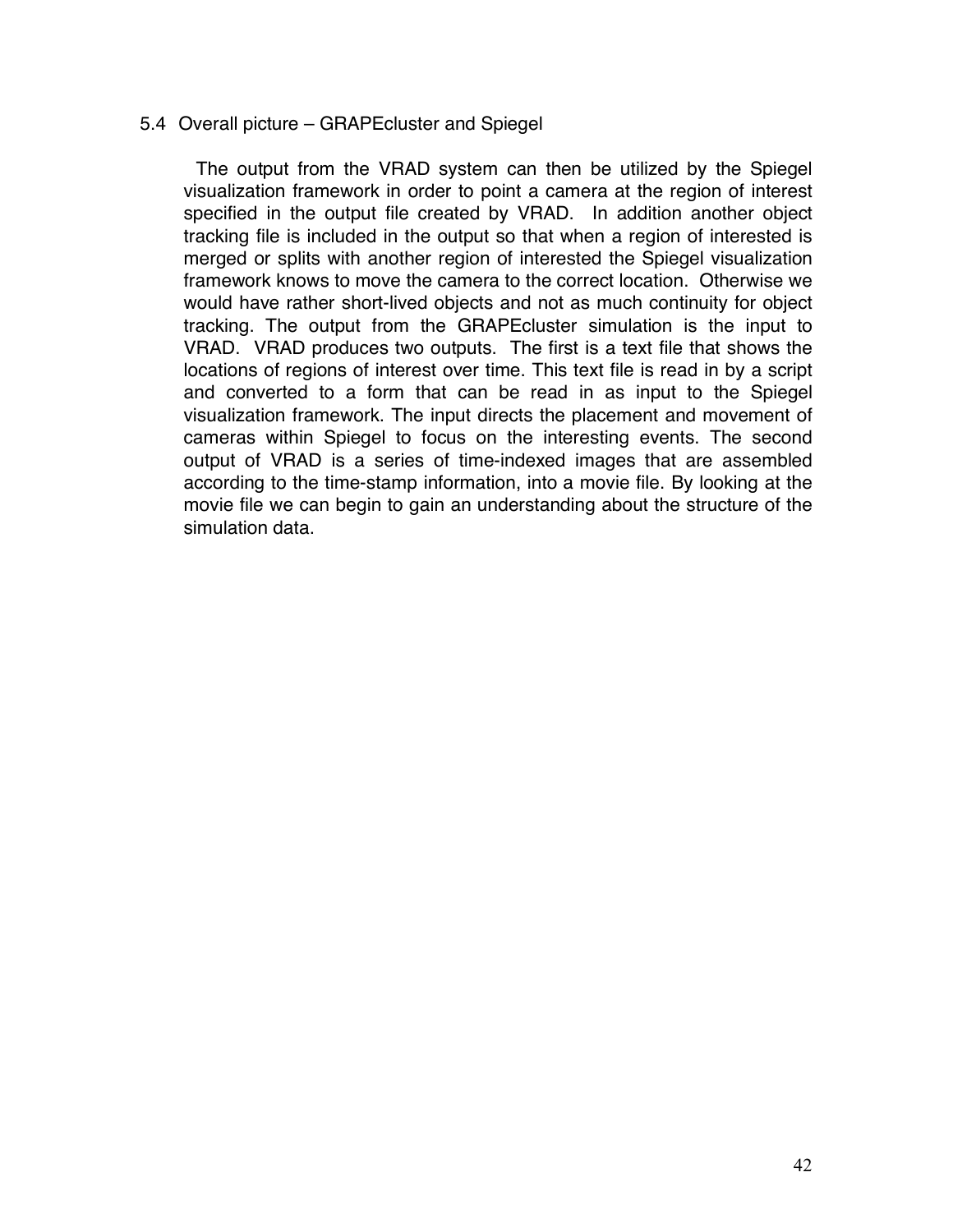### 5.4 Overall picture – GRAPEcluster and Spiegel

The output from the VRAD system can then be utilized by the Spiegel visualization framework in order to point a camera at the region of interest specified in the output file created by VRAD. In addition another object tracking file is included in the output so that when a region of interested is merged or splits with another region of interested the Spiegel visualization framework knows to move the camera to the correct location. Otherwise we would have rather short-lived objects and not as much continuity for object tracking. The output from the GRAPEcluster simulation is the input to VRAD. VRAD produces two outputs. The first is a text file that shows the locations of regions of interest over time. This text file is read in by a script and converted to a form that can be read in as input to the Spiegel visualization framework. The input directs the placement and movement of cameras within Spiegel to focus on the interesting events. The second output of VRAD is a series of time-indexed images that are assembled according to the time-stamp information, into a movie file. By looking at the movie file we can begin to gain an understanding about the structure of the simulation data.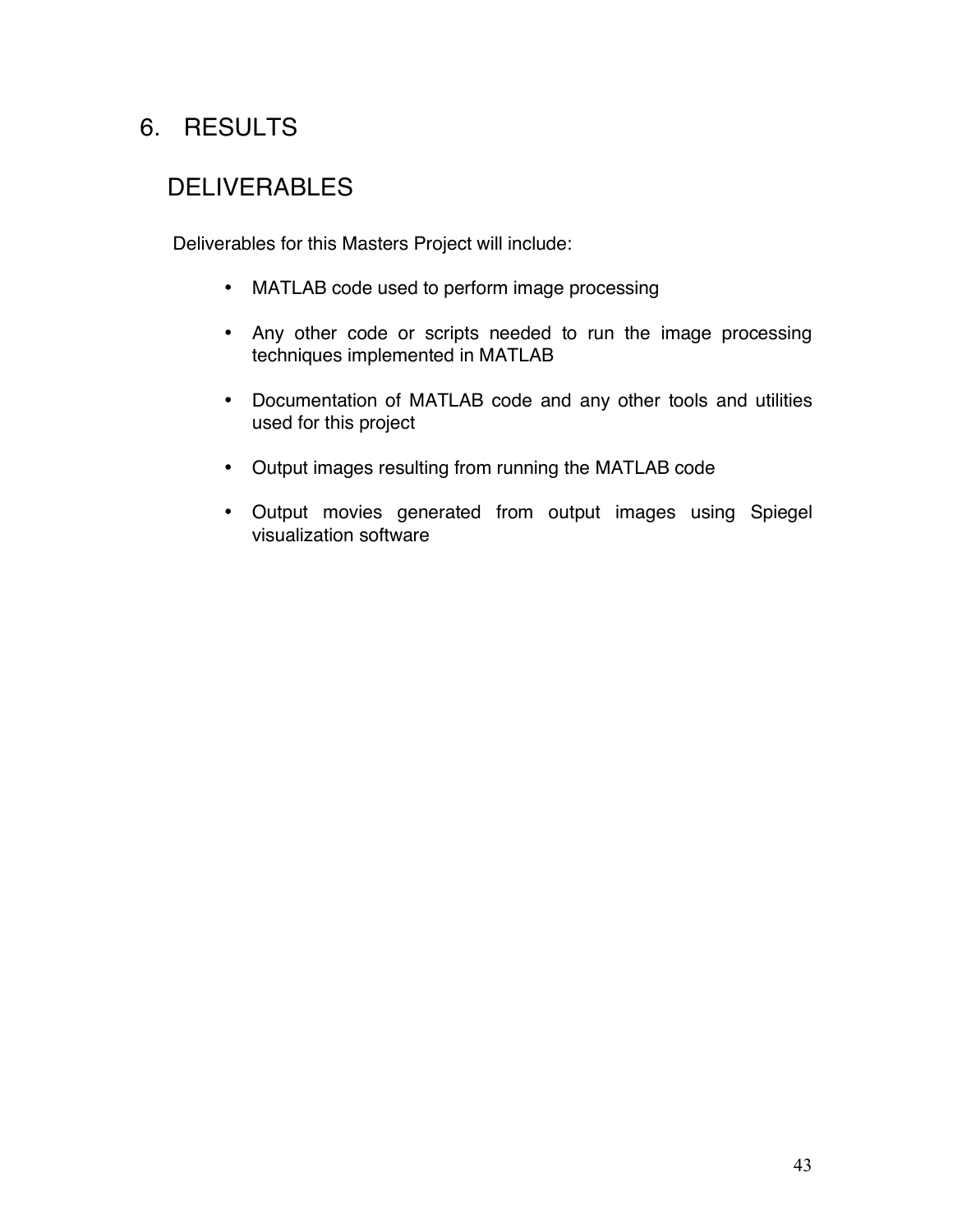# 6. RESULTS

## DELIVERABLES

Deliverables for this Masters Project will include:

- MATLAB code used to perform image processing

- Any other code or scripts needed to run the image processing techniques implemented in MATLAB

- Documentation of MATLAB code and any other tools and utilities used for this project

- Output images resulting from running the MATLAB code

- Output movies generated from output images using Spiegel visualization software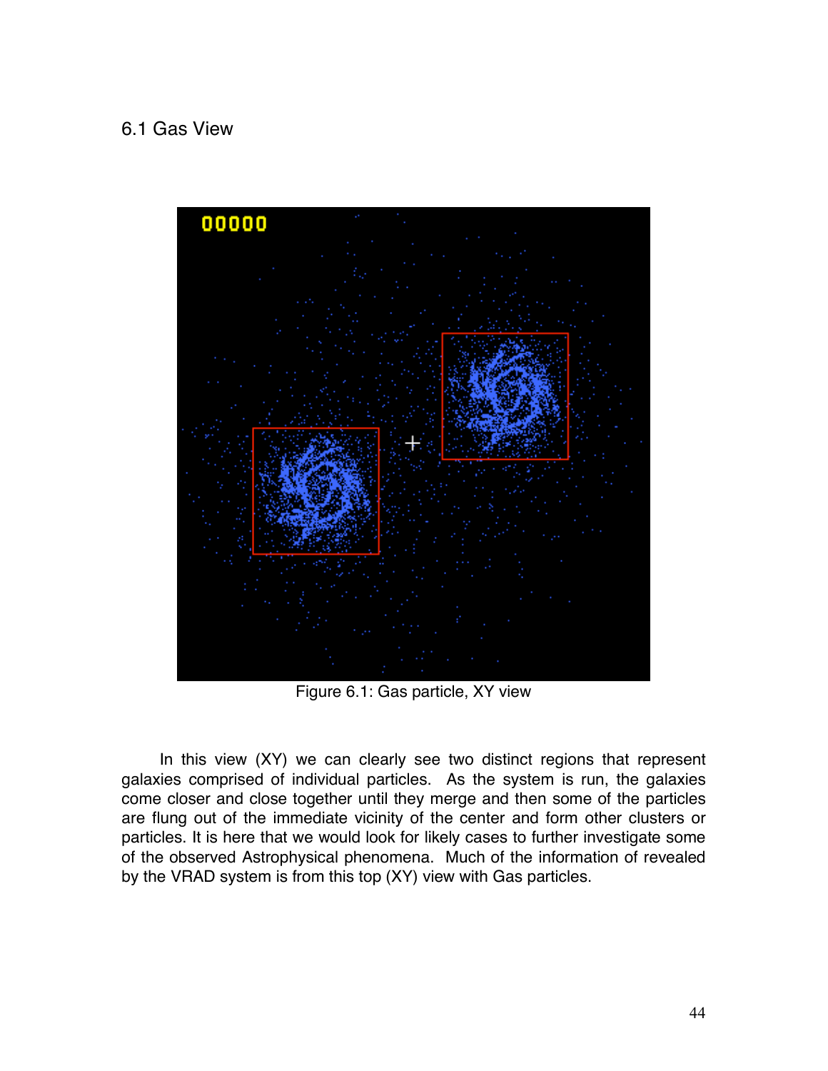## 6.1 Gas View

Figure 6.1: Gas particle, XY view

In this view (XY) we can clearly see two distinct regions that represent galaxies comprised of individual particles. As the system is run, the galaxies come closer and close together until they merge and then some of the particles are flung out of the immediate vicinity of the center and form other clusters or particles. It is here that we would look for likely cases to further investigate some of the observed Astrophysical phenomena. Much of the information of revealed by the VRAD system is from this top (XY) view with Gas particles.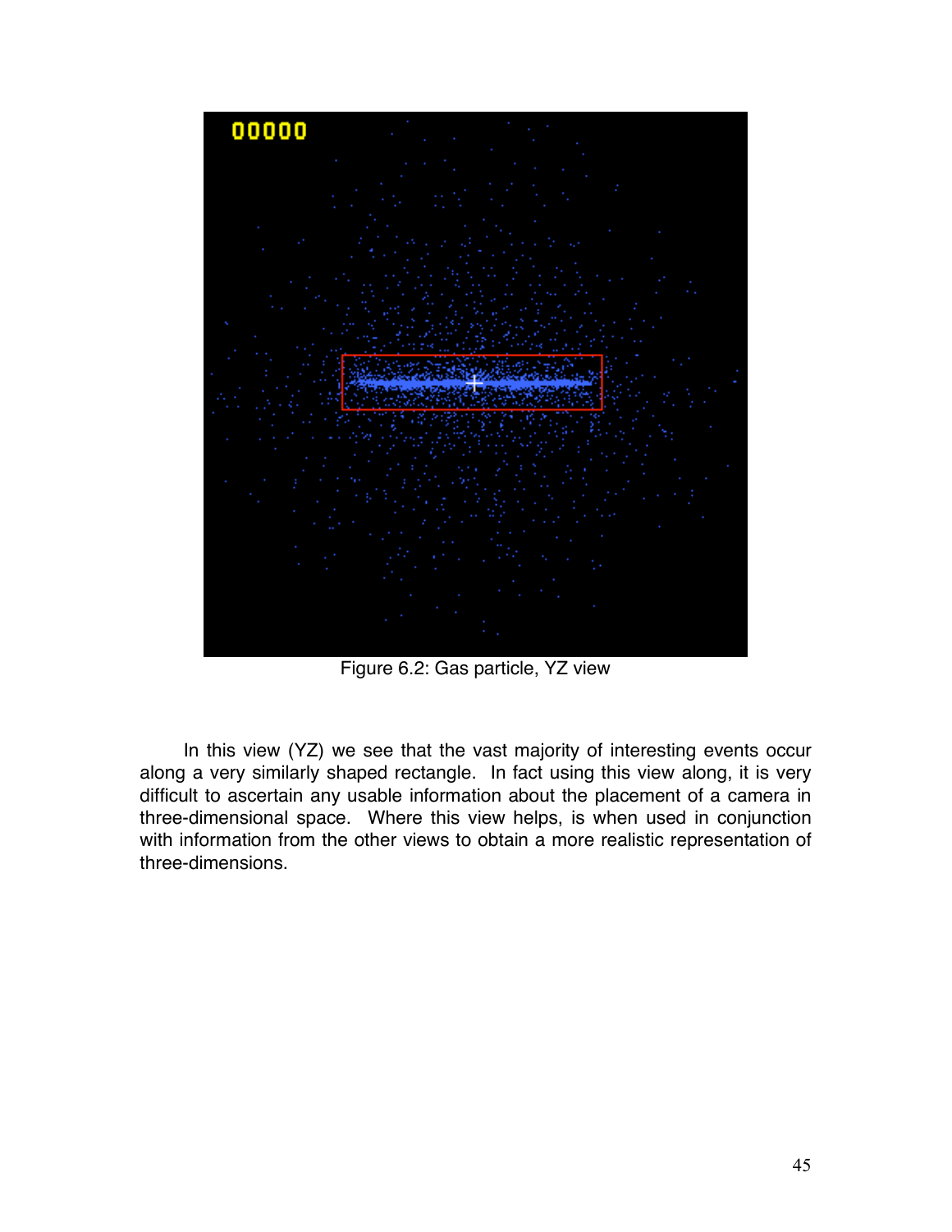Figure 6.2: Gas particle, YZ view

In this view (YZ) we see that the vast majority of interesting events occur along a very similarly shaped rectangle. In fact using this view along, it is very difficult to ascertain any usable information about the placement of a camera in three-dimensional space. Where this view helps, is when used in conjunction with information from the other views to obtain a more realistic representation of three-dimensions.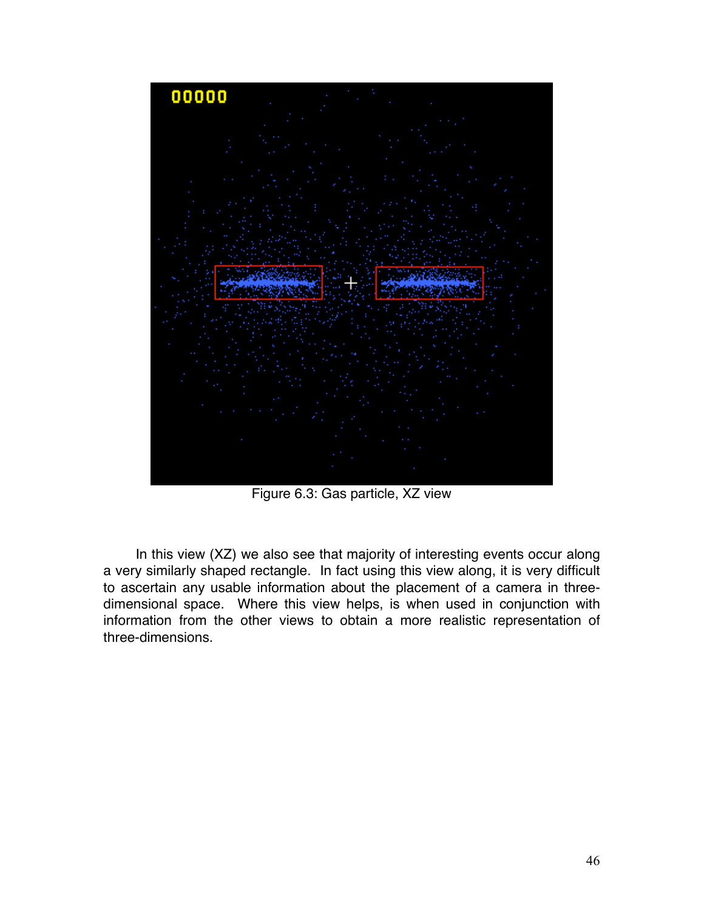Figure 6.3: Gas particle, XZ view

In this view (XZ) we also see that majority of interesting events occur along a very similarly shaped rectangle. In fact using this view along, it is very difficult to ascertain any usable information about the placement of a camera in three-dimensional space. Where this view helps, is when used in conjunction with information from the other views to obtain a more realistic representation of three-dimensions.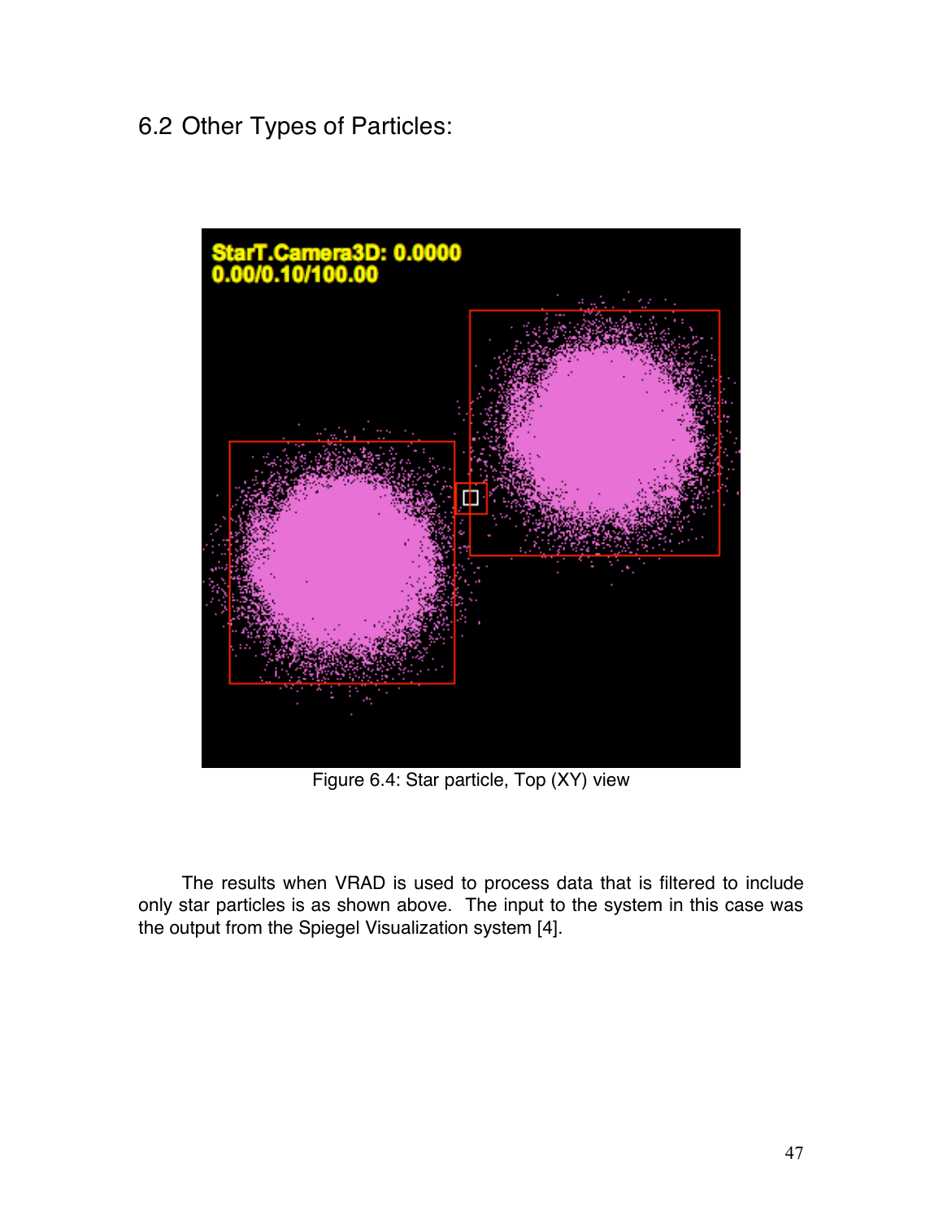## 6.2 Other Types of Particles:

Figure 6.4: Star particle, Top (XY) view

The results when VRAD is used to process data that is filtered to include only star particles is as shown above. The input to the system in this case was the output from the Spiegel Visualization system [4].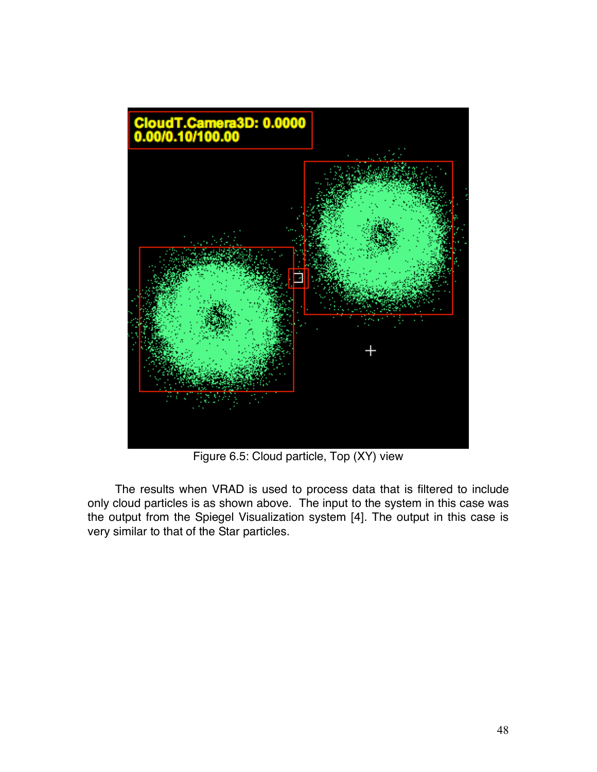Figure 6.5: Cloud particle, Top (XY) view

The results when VRAD is used to process data that is filtered to include only cloud particles is as shown above. The input to the system in this case was the output from the Spiegel Visualization system [4]. The output in this case is very similar to that of the Star particles.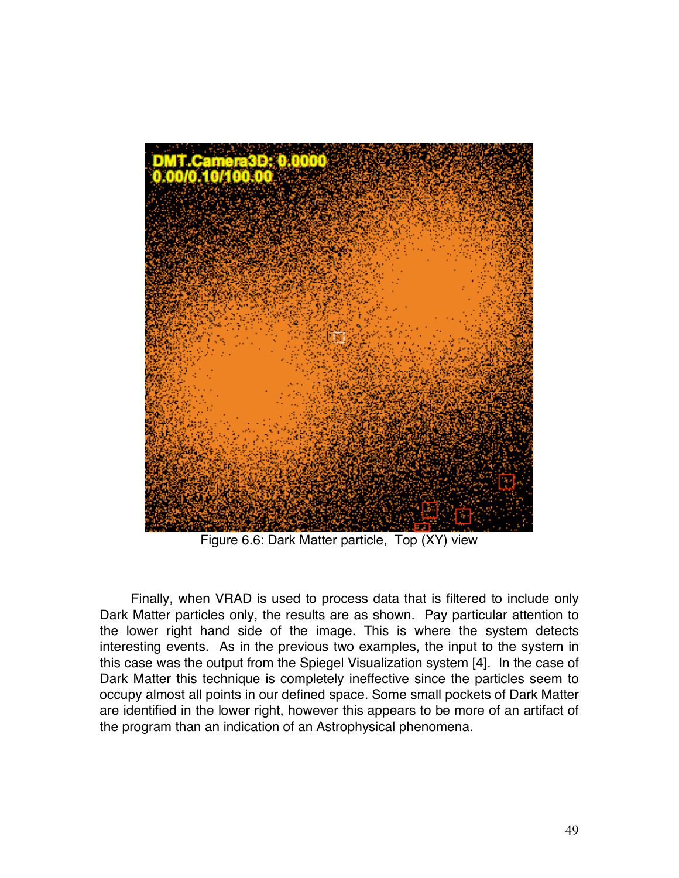Figure 6.6: Dark Matter particle, Top (XY) view

Finally, when VRAD is used to process data that is filtered to include only Dark Matter particles only, the results are as shown. Pay particular attention to the lower right hand side of the image. This is where the system detects interesting events. As in the previous two examples, the input to the system in this case was the output from the Spiegel Visualization system [4]. In the case of Dark Matter this technique is completely ineffective since the particles seem to occupy almost all points in our defined space. Some small pockets of Dark Matter are identified in the lower right, however this appears to be more of an artifact of the program than an indication of an Astrophysical phenomena.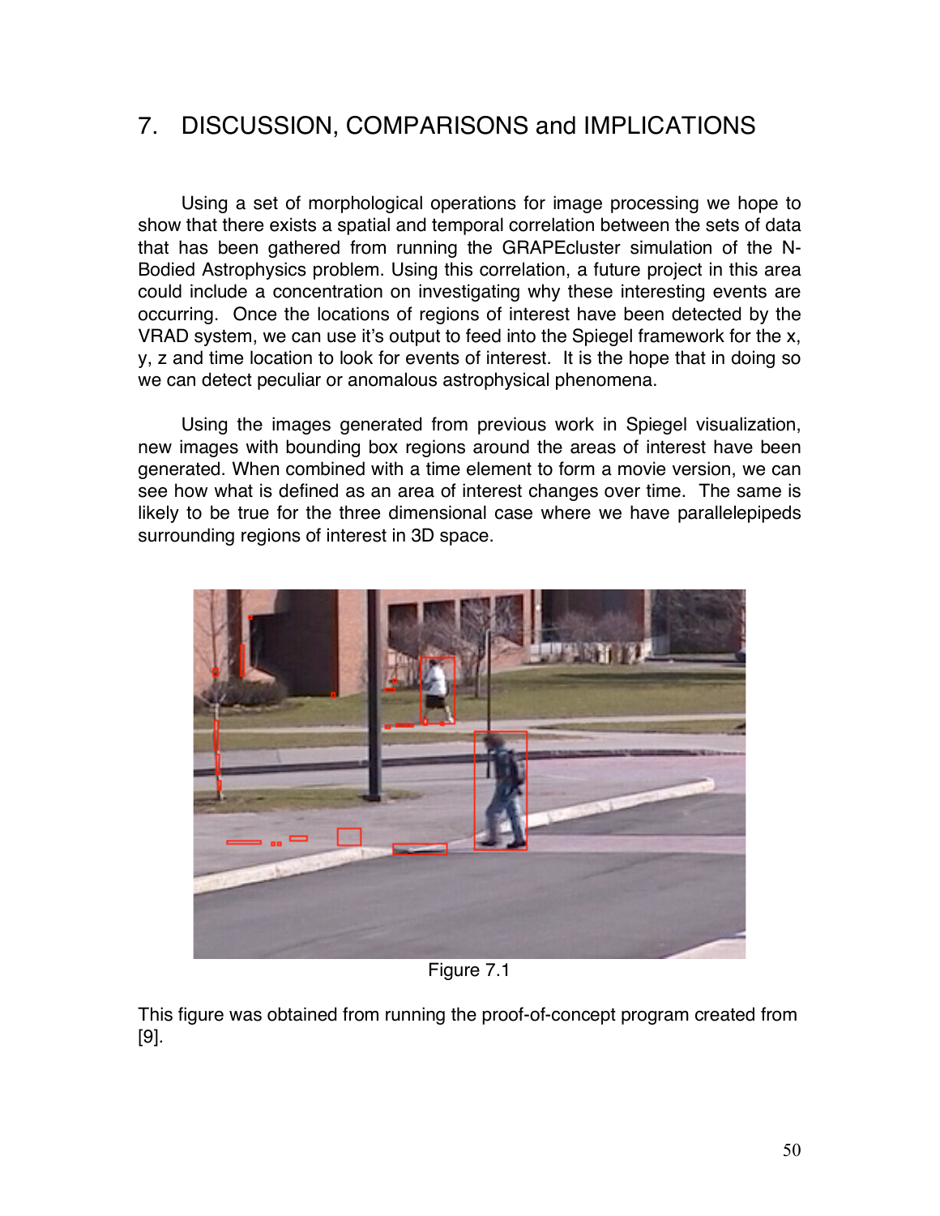# 7. DISCUSSION, COMPARISONS and IMPLICATIONS

Using a set of morphological operations for image processing we hope to show that there exists a spatial and temporal correlation between the sets of data that has been gathered from running the GRAPEcluster simulation of the N-Bodied Astrophysics problem. Using this correlation, a future project in this area could include a concentration on investigating why these interesting events are occurring. Once the locations of regions of interest have been detected by the VRAD system, we can use it's output to feed into the Spiegel framework for the x, y, z and time location to look for events of interest. It is the hope that in doing so we can detect peculiar or anomalous astrophysical phenomena.

Using the images generated from previous work in Spiegel visualization, new images with bounding box regions around the areas of interest have been generated. When combined with a time element to form a movie version, we can see how what is defined as an area of interest changes over time. The same is likely to be true for the three dimensional case where we have parallelepipeds surrounding regions of interest in 3D space.

Figure 7.1

This figure was obtained from running the proof-of-concept program created from [9].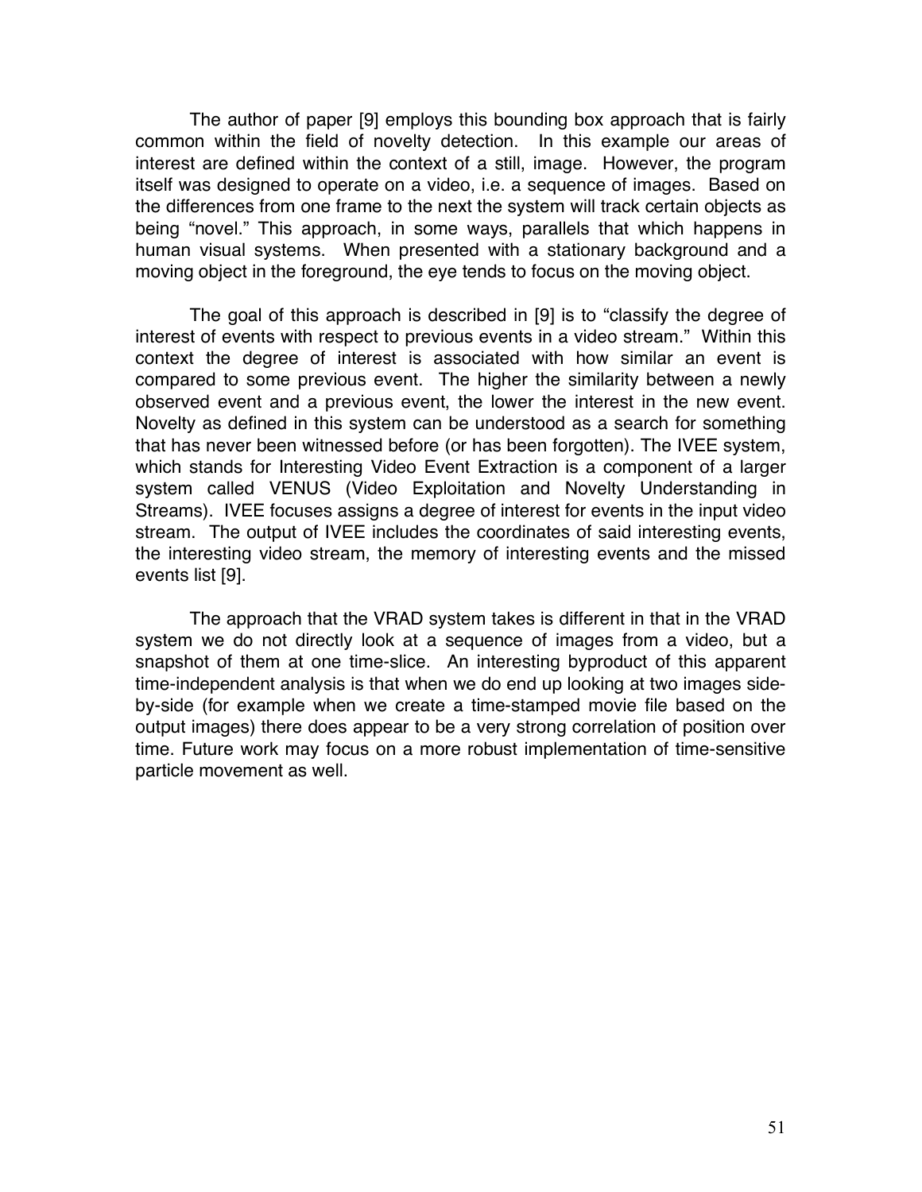The author of paper [9] employs this bounding box approach that is fairly common within the field of novelty detection. In this example our areas of interest are defined within the context of a still, image. However, the program itself was designed to operate on a video, i.e. a sequence of images. Based on the differences from one frame to the next the system will track certain objects as being "novel." This approach, in some ways, parallels that which happens in human visual systems. When presented with a stationary background and a moving object in the foreground, the eye tends to focus on the moving object.

The goal of this approach is described in [9] is to "classify the degree of interest of events with respect to previous events in a video stream." Within this context the degree of interest is associated with how similar an event is compared to some previous event. The higher the similarity between a newly observed event and a previous event, the lower the interest in the new event. Novelty as defined in this system can be understood as a search for something that has never been witnessed before (or has been forgotten). The IVEE system, which stands for Interesting Video Event Extraction is a component of a larger system called VENUS (Video Exploitation and Novelty Understanding in Streams). IVEE focuses assigns a degree of interest for events in the input video stream. The output of IVEE includes the coordinates of said interesting events, the interesting video stream, the memory of interesting events and the missed events list [9].

The approach that the VRAD system takes is different in that in the VRAD system we do not directly look at a sequence of images from a video, but a snapshot of them at one time-slice. An interesting byproduct of this apparent time-independent analysis is that when we do end up looking at two images side-by-side (for example when we create a time-stamped movie file based on the output images) there does appear to be a very strong correlation of position over time. Future work may focus on a more robust implementation of time-sensitive particle movement as well.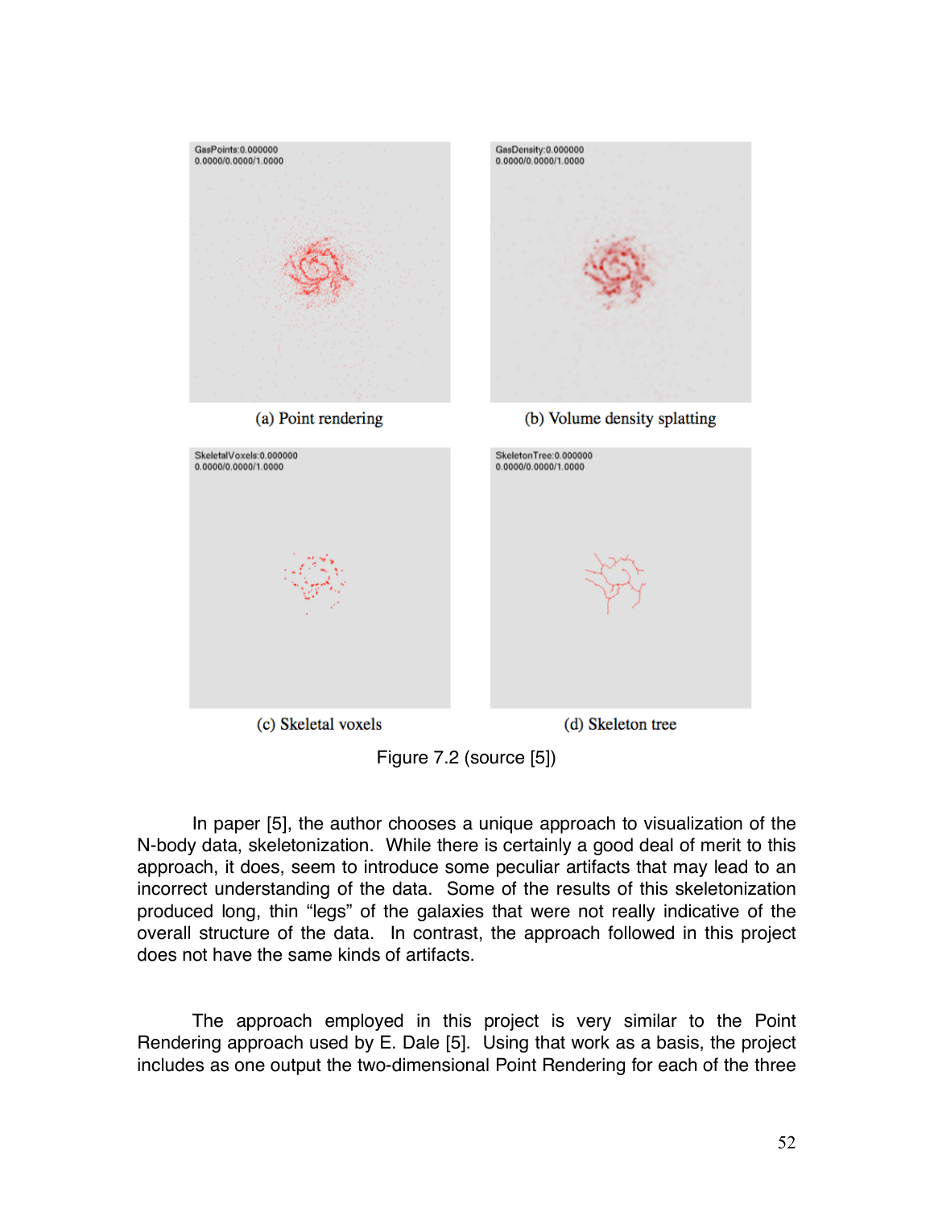(a) Point rendering

(b) Volume density splatting

(c) Skeletal voxels

(d) Skeleton tree

Figure 7.2 (source [5])

In paper [5], the author chooses a unique approach to visualization of the N-body data, skeletonization. While there is certainly a good deal of merit to this approach, it does, seem to introduce some peculiar artifacts that may lead to an incorrect understanding of the data. Some of the results of this skeletonization produced long, thin "legs" of the galaxies that were not really indicative of the overall structure of the data. In contrast, the approach followed in this project does not have the same kinds of artifacts.

The approach employed in this project is very similar to the Point Rendering approach used by E. Dale [5]. Using that work as a basis, the project includes as one output the two-dimensional Point Rendering for each of the three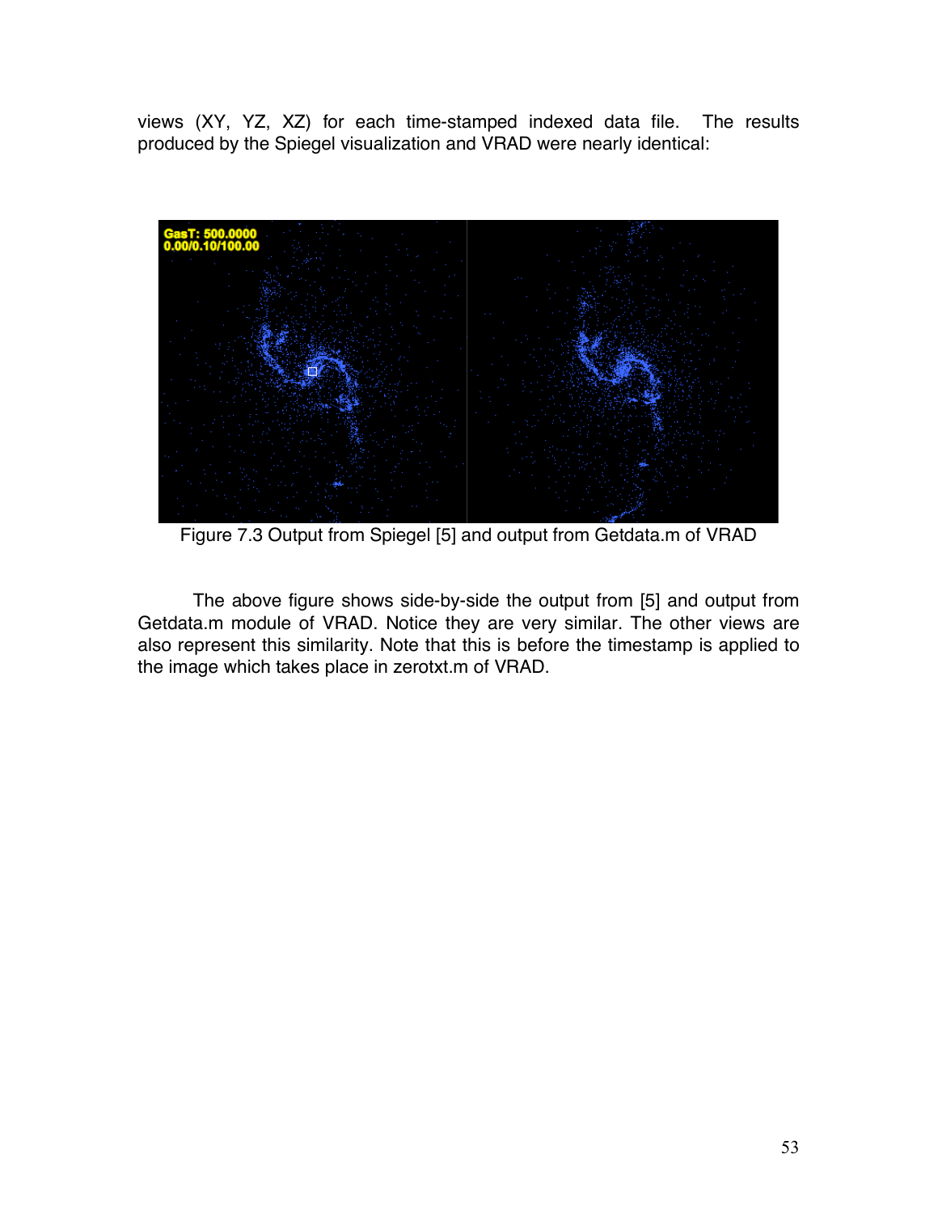views (XY, YZ, XZ) for each time-stamped indexed data file. The results produced by the Spiegel visualization and VRAD were nearly identical:

Figure 7.3 Output from Spiegel [5] and output from Getdata.m of VRAD

The above figure shows side-by-side the output from [5] and output from Getdata.m module of VRAD. Notice they are very similar. The other views are also represent this similarity. Note that this is before the timestamp is applied to the image which takes place in zerotxt.m of VRAD.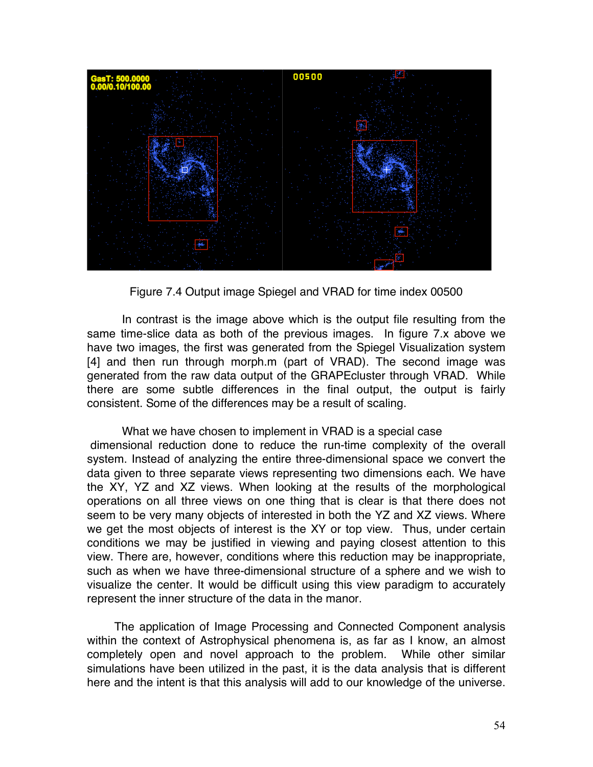Figure 7.4 Output image Spiegel and VRAD for time index 00500

In contrast is the image above which is the output file resulting from the same time-slice data as both of the previous images. In figure 7.x above we have two images, the first was generated from the Spiegel Visualization system [4] and then run through morph.m (part of VRAD). The second image was generated from the raw data output of the GRAPEcluster through VRAD. While there are some subtle differences in the final output, the output is fairly consistent. Some of the differences may be a result of scaling.

What we have chosen to implement in VRAD is a special case dimensional reduction done to reduce the run-time complexity of the overall system. Instead of analyzing the entire three-dimensional space we convert the data given to three separate views representing two dimensions each. We have the XY, YZ and XZ views. When looking at the results of the morphological operations on all three views on one thing that is clear is that there does not seem to be very many objects of interested in both the YZ and XZ views. Where we get the most objects of interest is the XY or top view. Thus, under certain conditions we may be justified in viewing and paying closest attention to this view. There are, however, conditions where this reduction may be inappropriate, such as when we have three-dimensional structure of a sphere and we wish to visualize the center. It would be difficult using this view paradigm to accurately represent the inner structure of the data in the manor.

The application of Image Processing and Connected Component analysis within the context of Astrophysical phenomena is, as far as I know, an almost completely open and novel approach to the problem. While other similar simulations have been utilized in the past, it is the data analysis that is different here and the intent is that this analysis will add to our knowledge of the universe.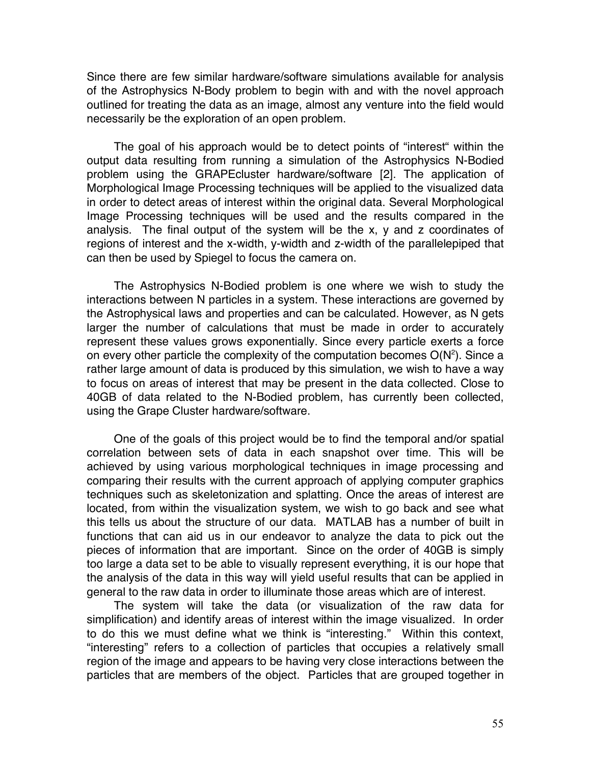Since there are few similar hardware/software simulations available for analysis of the Astrophysics N-Body problem to begin with and with the novel approach outlined for treating the data as an image, almost any venture into the field would necessarily be the exploration of an open problem.

The goal of his approach would be to detect points of "interest" within the output data resulting from running a simulation of the Astrophysics N-Bodied problem using the GRAPEcluster hardware/software [2]. The application of Morphological Image Processing techniques will be applied to the visualized data in order to detect areas of interest within the original data. Several Morphological Image Processing techniques will be used and the results compared in the analysis. The final output of the system will be the x, y and z coordinates of regions of interest and the x-width, y-width and z-width of the parallelepiped that can then be used by Spiegel to focus the camera on.

The Astrophysics N-Bodied problem is one where we wish to study the interactions between N particles in a system. These interactions are governed by the Astrophysical laws and properties and can be calculated. However, as N gets larger the number of calculations that must be made in order to accurately represent these values grows exponentially. Since every particle exerts a force on every other particle the complexity of the computation becomes $O(N^2)$. Since a rather large amount of data is produced by this simulation, we wish to have a way to focus on areas of interest that may be present in the data collected. Close to 40GB of data related to the N-Bodied problem, has currently been collected, using the Grape Cluster hardware/software.

One of the goals of this project would be to find the temporal and/or spatial correlation between sets of data in each snapshot over time. This will be achieved by using various morphological techniques in image processing and comparing their results with the current approach of applying computer graphics techniques such as skeletonization and splatting. Once the areas of interest are located, from within the visualization system, we wish to go back and see what this tells us about the structure of our data. MATLAB has a number of built in functions that can aid us in our endeavor to analyze the data to pick out the pieces of information that are important. Since on the order of 40GB is simply too large a data set to be able to visually represent everything, it is our hope that the analysis of the data in this way will yield useful results that can be applied in general to the raw data in order to illuminate those areas which are of interest.

The system will take the data (or visualization of the raw data for simplification) and identify areas of interest within the image visualized. In order to do this we must define what we think is "interesting." Within this context, "interesting" refers to a collection of particles that occupies a relatively small region of the image and appears to be having very close interactions between the particles that are members of the object. Particles that are grouped together in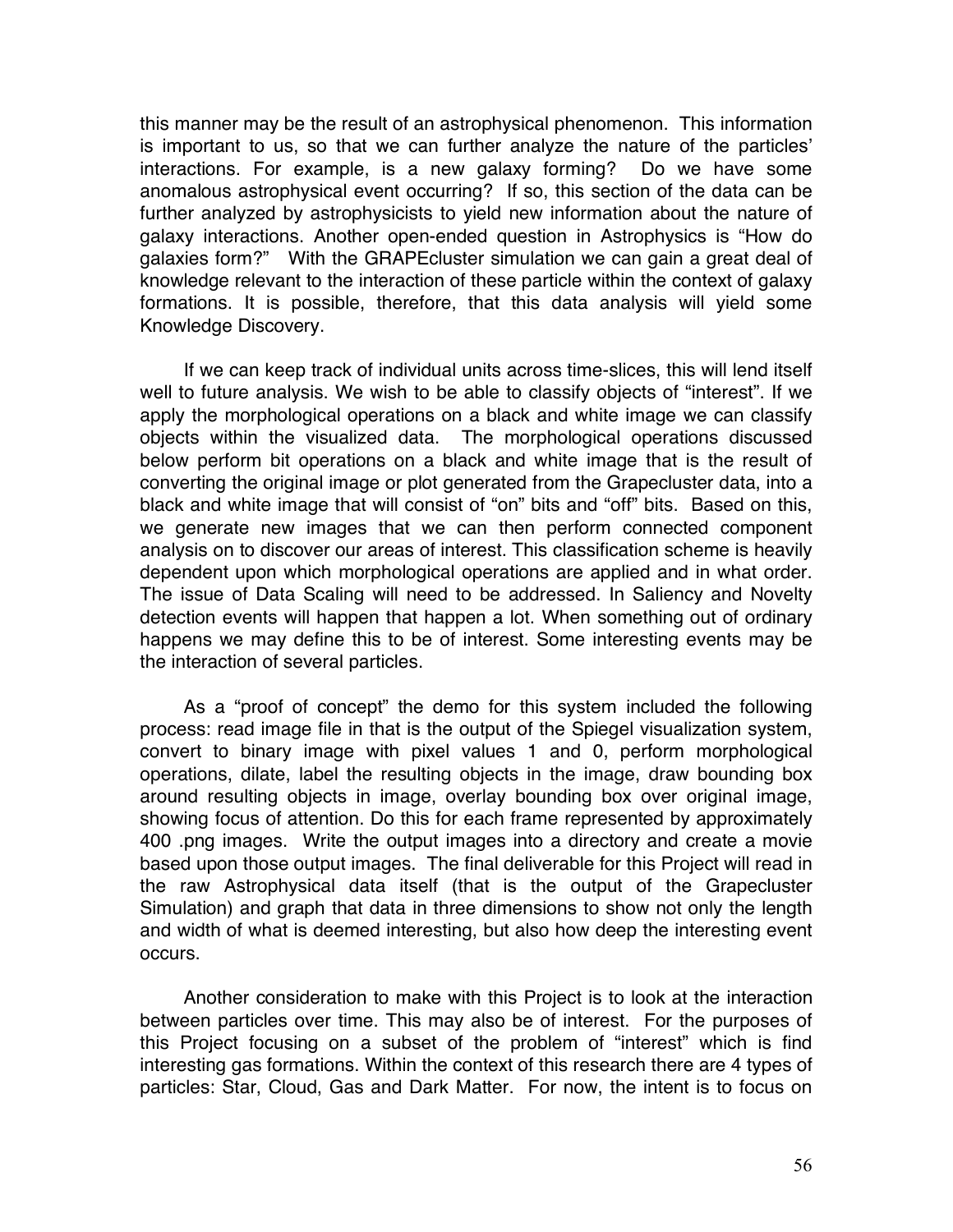this manner may be the result of an astrophysical phenomenon. This information is important to us, so that we can further analyze the nature of the particles' interactions. For example, is a new galaxy forming? Do we have some anomalous astrophysical event occurring? If so, this section of the data can be further analyzed by astrophysicists to yield new information about the nature of galaxy interactions. Another open-ended question in Astrophysics is "How do galaxies form?" With the GRAPEcluster simulation we can gain a great deal of knowledge relevant to the interaction of these particle within the context of galaxy formations. It is possible, therefore, that this data analysis will yield some Knowledge Discovery.

If we can keep track of individual units across time-slices, this will lend itself well to future analysis. We wish to be able to classify objects of "interest". If we apply the morphological operations on a black and white image we can classify objects within the visualized data. The morphological operations discussed below perform bit operations on a black and white image that is the result of converting the original image or plot generated from the Grapecluster data, into a black and white image that will consist of "on" bits and "off" bits. Based on this, we generate new images that we can then perform connected component analysis on to discover our areas of interest. This classification scheme is heavily dependent upon which morphological operations are applied and in what order. The issue of Data Scaling will need to be addressed. In Saliency and Novelty detection events will happen that happen a lot. When something out of ordinary happens we may define this to be of interest. Some interesting events may be the interaction of several particles.

As a "proof of concept" the demo for this system included the following process: read image file in that is the output of the Spiegel visualization system, convert to binary image with pixel values 1 and 0, perform morphological operations, dilate, label the resulting objects in the image, draw bounding box around resulting objects in image, overlay bounding box over original image, showing focus of attention. Do this for each frame represented by approximately 400 .png images. Write the output images into a directory and create a movie based upon those output images. The final deliverable for this Project will read in the raw Astrophysical data itself (that is the output of the Grapecluster Simulation) and graph that data in three dimensions to show not only the length and width of what is deemed interesting, but also how deep the interesting event occurs.

Another consideration to make with this Project is to look at the interaction between particles over time. This may also be of interest. For the purposes of this Project focusing on a subset of the problem of "interest" which is find interesting gas formations. Within the context of this research there are 4 types of particles: Star, Cloud, Gas and Dark Matter. For now, the intent is to focus on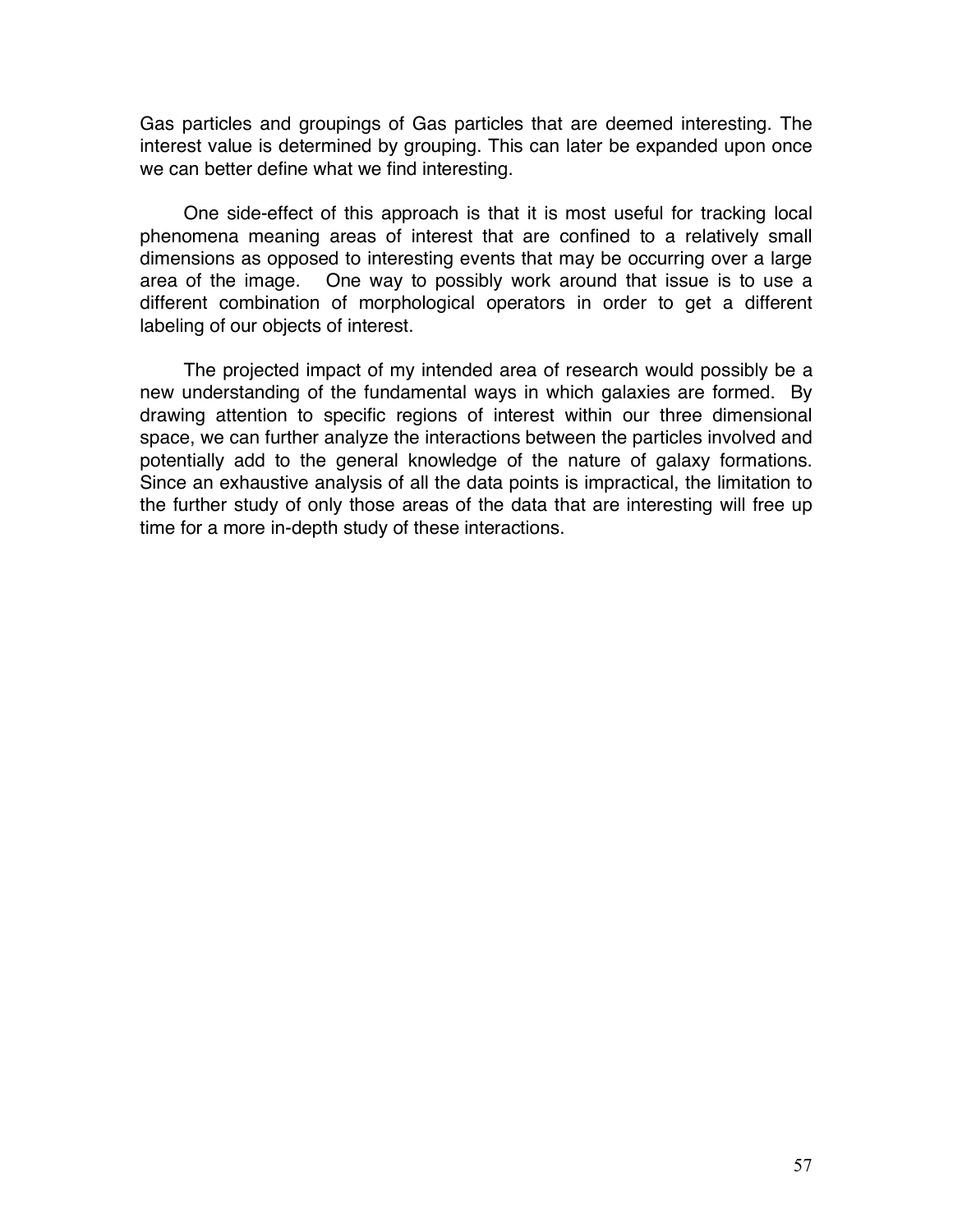Gas particles and groupings of Gas particles that are deemed interesting. The interest value is determined by grouping. This can later be expanded upon once we can better define what we find interesting.

One side-effect of this approach is that it is most useful for tracking local phenomena meaning areas of interest that are confined to a relatively small dimensions as opposed to interesting events that may be occurring over a large area of the image. One way to possibly work around that issue is to use a different combination of morphological operators in order to get a different labeling of our objects of interest.

The projected impact of my intended area of research would possibly be a new understanding of the fundamental ways in which galaxies are formed. By drawing attention to specific regions of interest within our three dimensional space, we can further analyze the interactions between the particles involved and potentially add to the general knowledge of the nature of galaxy formations. Since an exhaustive analysis of all the data points is impractical, the limitation to the further study of only those areas of the data that are interesting will free up time for a more in-depth study of these interactions.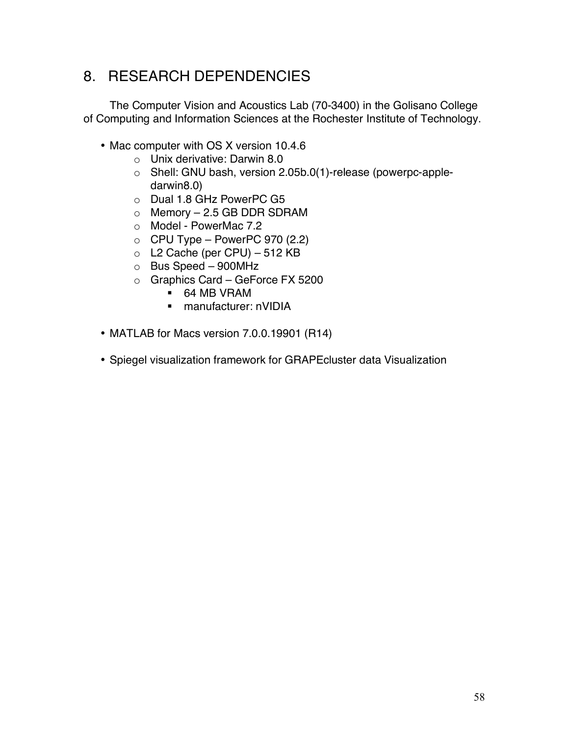# 8. RESEARCH DEPENDENCIES

The Computer Vision and Acoustics Lab (70-3400) in the Golisano College of Computing and Information Sciences at the Rochester Institute of Technology.

- Mac computer with OS X version 10.4.6
  - Unix derivative: Darwin 8.0
  - Shell: GNU bash, version 2.05b.0(1)-release (powerpc-apple-darwin8.0)
  - Dual 1.8 GHz PowerPC G5
  - Memory – 2.5 GB DDR SDRAM
  - Model - PowerMac 7.2
  - CPU Type – PowerPC 970 (2.2)
  - L2 Cache (per CPU) – 512 KB
  - Bus Speed – 900MHz
  - Graphics Card – GeForce FX 5200
    - 64 MB VRAM
    - manufacturer: nVIDIA

- MATLAB for Macs version 7.0.0.19901 (R14)

- Spiegel visualization framework for GRAPEcluster data Visualization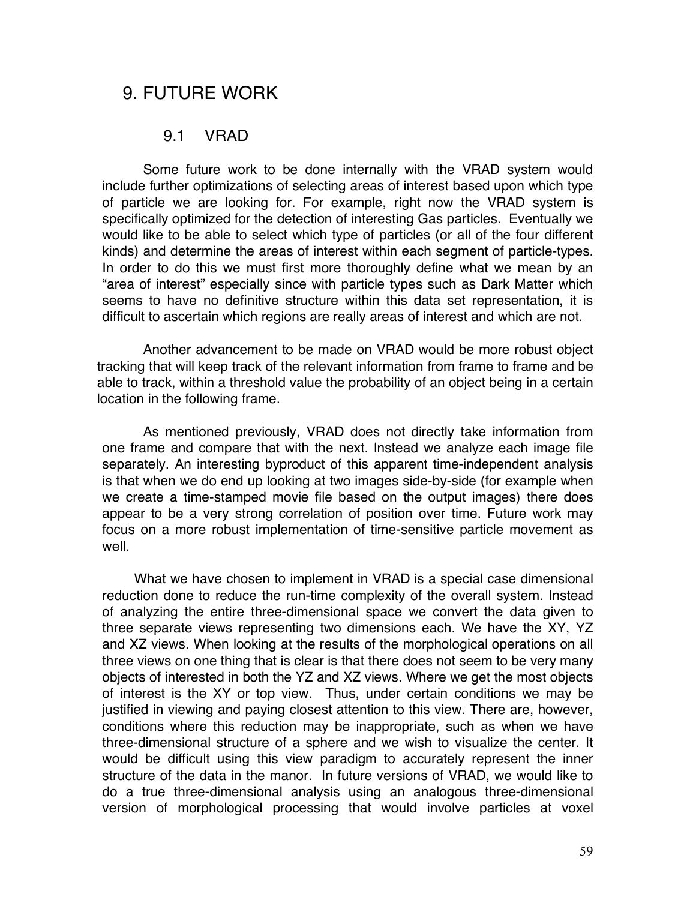# 9. FUTURE WORK

## 9.1 VRAD

Some future work to be done internally with the VRAD system would include further optimizations of selecting areas of interest based upon which type of particle we are looking for. For example, right now the VRAD system is specifically optimized for the detection of interesting Gas particles. Eventually we would like to be able to select which type of particles (or all of the four different kinds) and determine the areas of interest within each segment of particle-types. In order to do this we must first more thoroughly define what we mean by an "area of interest" especially since with particle types such as Dark Matter which seems to have no definitive structure within this data set representation, it is difficult to ascertain which regions are really areas of interest and which are not.

Another advancement to be made on VRAD would be more robust object tracking that will keep track of the relevant information from frame to frame and be able to track, within a threshold value the probability of an object being in a certain location in the following frame.

As mentioned previously, VRAD does not directly take information from one frame and compare that with the next. Instead we analyze each image file separately. An interesting byproduct of this apparent time-independent analysis is that when we do end up looking at two images side-by-side (for example when we create a time-stamped movie file based on the output images) there does appear to be a very strong correlation of position over time. Future work may focus on a more robust implementation of time-sensitive particle movement as well.

What we have chosen to implement in VRAD is a special case dimensional reduction done to reduce the run-time complexity of the overall system. Instead of analyzing the entire three-dimensional space we convert the data given to three separate views representing two dimensions each. We have the XY, YZ and XZ views. When looking at the results of the morphological operations on all three views on one thing that is clear is that there does not seem to be very many objects of interested in both the YZ and XZ views. Where we get the most objects of interest is the XY or top view. Thus, under certain conditions we may be justified in viewing and paying closest attention to this view. There are, however, conditions where this reduction may be inappropriate, such as when we have three-dimensional structure of a sphere and we wish to visualize the center. It would be difficult using this view paradigm to accurately represent the inner structure of the data in the manor. In future versions of VRAD, we would like to do a true three-dimensional analysis using an analogous three-dimensional version of morphological processing that would involve particles at voxel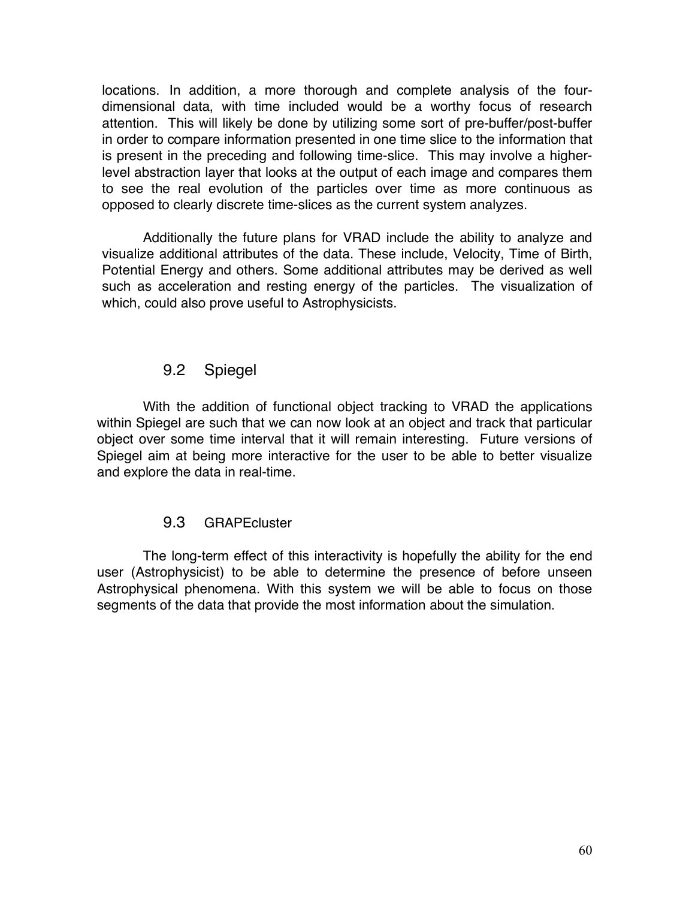locations. In addition, a more thorough and complete analysis of the four-dimensional data, with time included would be a worthy focus of research attention. This will likely be done by utilizing some sort of pre-buffer/post-buffer in order to compare information presented in one time slice to the information that is present in the preceding and following time-slice. This may involve a higher-level abstraction layer that looks at the output of each image and compares them to see the real evolution of the particles over time as more continuous as opposed to clearly discrete time-slices as the current system analyzes.

Additionally the future plans for VRAD include the ability to analyze and visualize additional attributes of the data. These include, Velocity, Time of Birth, Potential Energy and others. Some additional attributes may be derived as well such as acceleration and resting energy of the particles. The visualization of which, could also prove useful to Astrophysicists.

## 9.2 Spiegel

With the addition of functional object tracking to VRAD the applications within Spiegel are such that we can now look at an object and track that particular object over some time interval that it will remain interesting. Future versions of Spiegel aim at being more interactive for the user to be able to better visualize and explore the data in real-time.

## 9.3 GRAPEcluster

The long-term effect of this interactivity is hopefully the ability for the end user (Astrophysicist) to be able to determine the presence of before unseen Astrophysical phenomena. With this system we will be able to focus on those segments of the data that provide the most information about the simulation.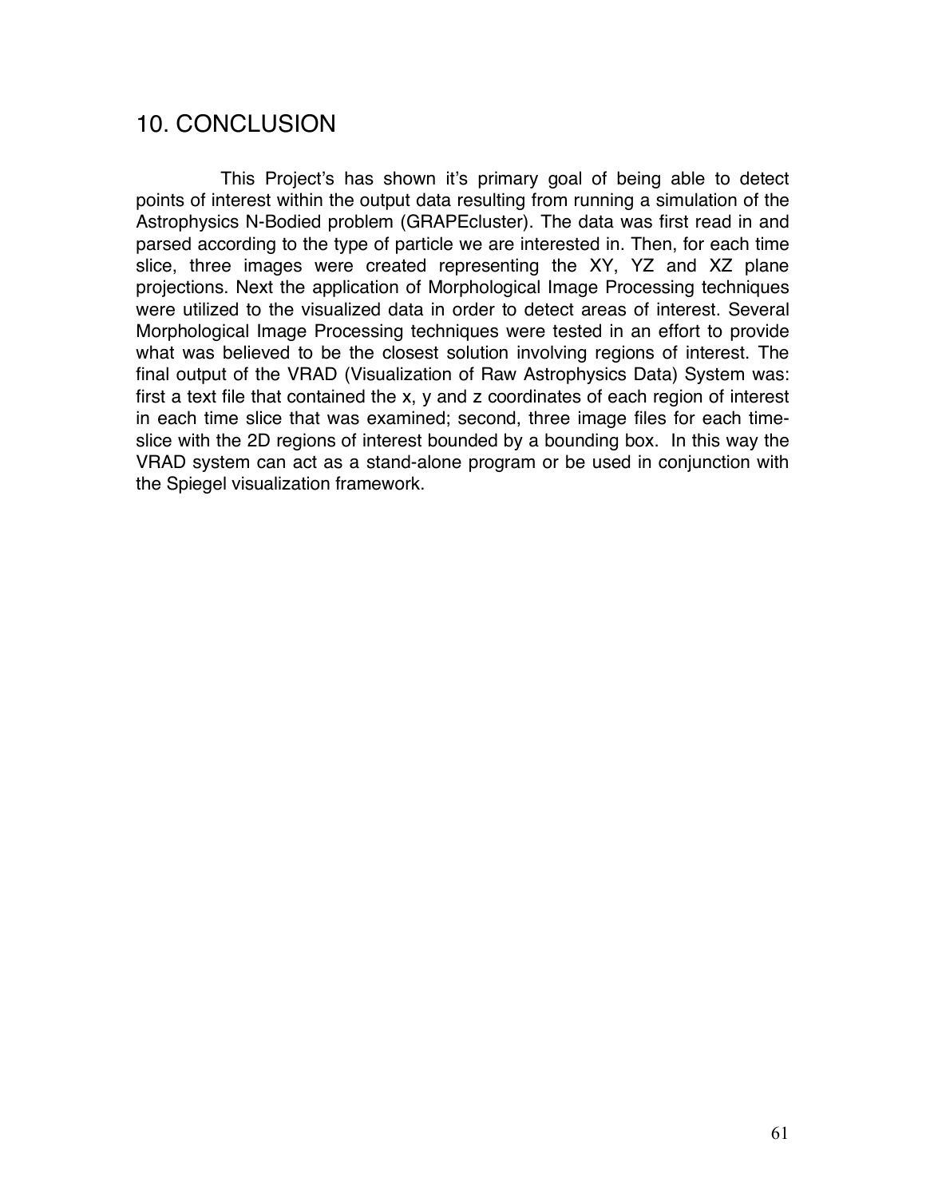# 10. CONCLUSION

This Project's has shown it's primary goal of being able to detect points of interest within the output data resulting from running a simulation of the Astrophysics N-Bodied problem (GRAPEcluster). The data was first read in and parsed according to the type of particle we are interested in. Then, for each time slice, three images were created representing the XY, YZ and XZ plane projections. Next the application of Morphological Image Processing techniques were utilized to the visualized data in order to detect areas of interest. Several Morphological Image Processing techniques were tested in an effort to provide what was believed to be the closest solution involving regions of interest. The final output of the VRAD (Visualization of Raw Astrophysics Data) System was: first a text file that contained the x, y and z coordinates of each region of interest in each time slice that was examined; second, three image files for each time-slice with the 2D regions of interest bounded by a bounding box. In this way the VRAD system can act as a stand-alone program or be used in conjunction with the Spiegel visualization framework.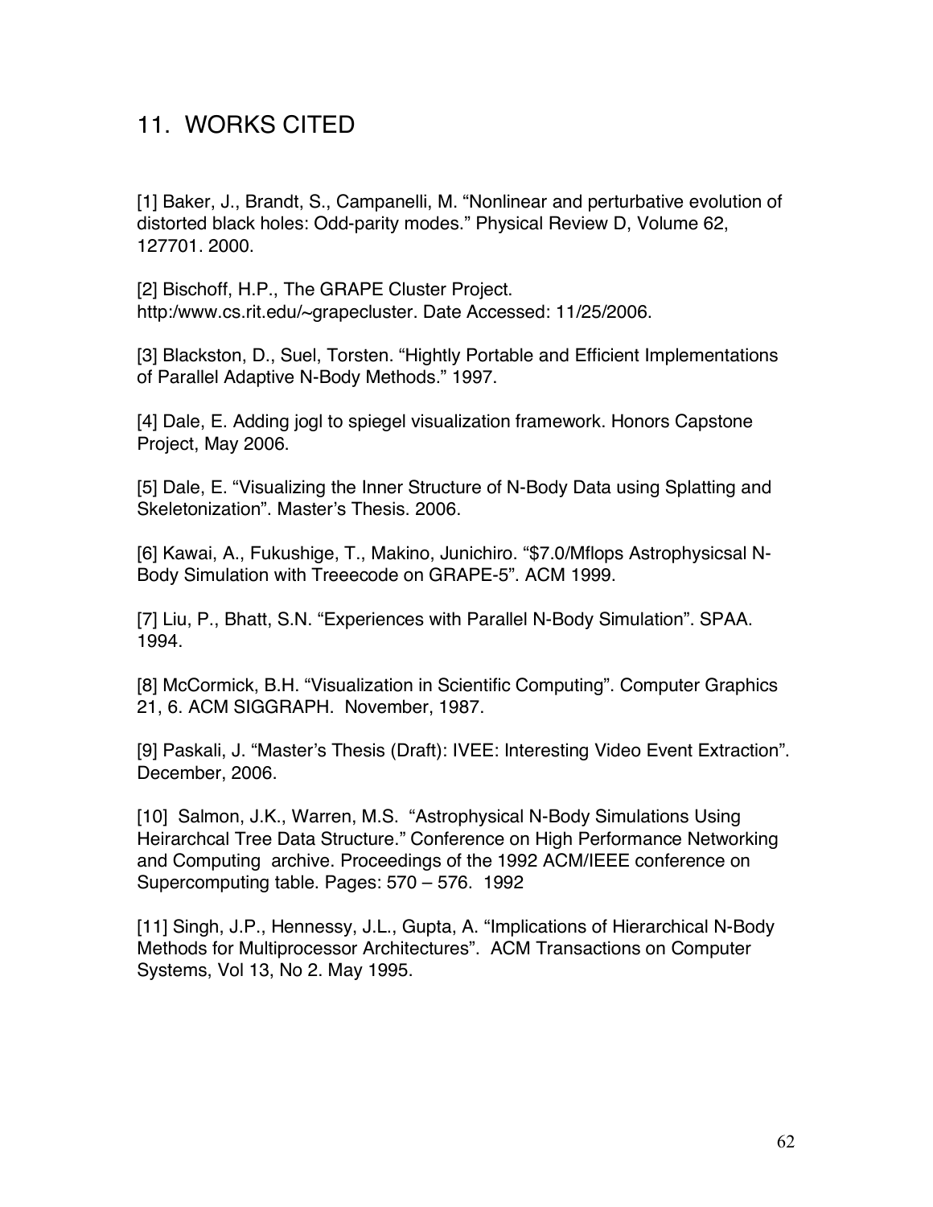# 11. WORKS CITED

[1] Baker, J., Brandt, S., Campanelli, M. “Nonlinear and perturbative evolution of distorted black holes: Odd-parity modes.” Physical Review D, Volume 62, 127701. 2000.

[2] Bischoff, H.P., The GRAPE Cluster Project. http:/www.cs.rit.edu/~grapecluster. Date Accessed: 11/25/2006.

[3] Blackston, D., Suel, Torsten. “Hightly Portable and Efficient Implementations of Parallel Adaptive N-Body Methods.” 1997.

[4] Dale, E. Adding jogl to spiegel visualization framework. Honors Capstone Project, May 2006.

[5] Dale, E. “Visualizing the Inner Structure of N-Body Data using Splatting and Skeletonization”. Master’s Thesis. 2006.

[6] Kawai, A., Fukushige, T., Makino, Junichiro. “$7.0/Mflops Astrophysicsal N-Body Simulation with Treeecode on GRAPE-5”. ACM 1999.

[7] Liu, P., Bhatt, S.N. “Experiences with Parallel N-Body Simulation”. SPAA. 1994.

[8] McCormick, B.H. “Visualization in Scientific Computing”. Computer Graphics 21, 6. ACM SIGGRAPH. November, 1987.

[9] Paskali, J. “Master’s Thesis (Draft): IVEE: Interesting Video Event Extraction”. December, 2006.

[10] Salmon, J.K., Warren, M.S. “Astrophysical N-Body Simulations Using Heirarchcal Tree Data Structure.” Conference on High Performance Networking and Computing archive. Proceedings of the 1992 ACM/IEEE conference on Supercomputing table. Pages: 570 – 576. 1992

[11] Singh, J.P., Hennessy, J.L., Gupta, A. “Implications of Hierarchical N-Body Methods for Multiprocessor Architectures”. ACM Transactions on Computer Systems, Vol 13, No 2. May 1995.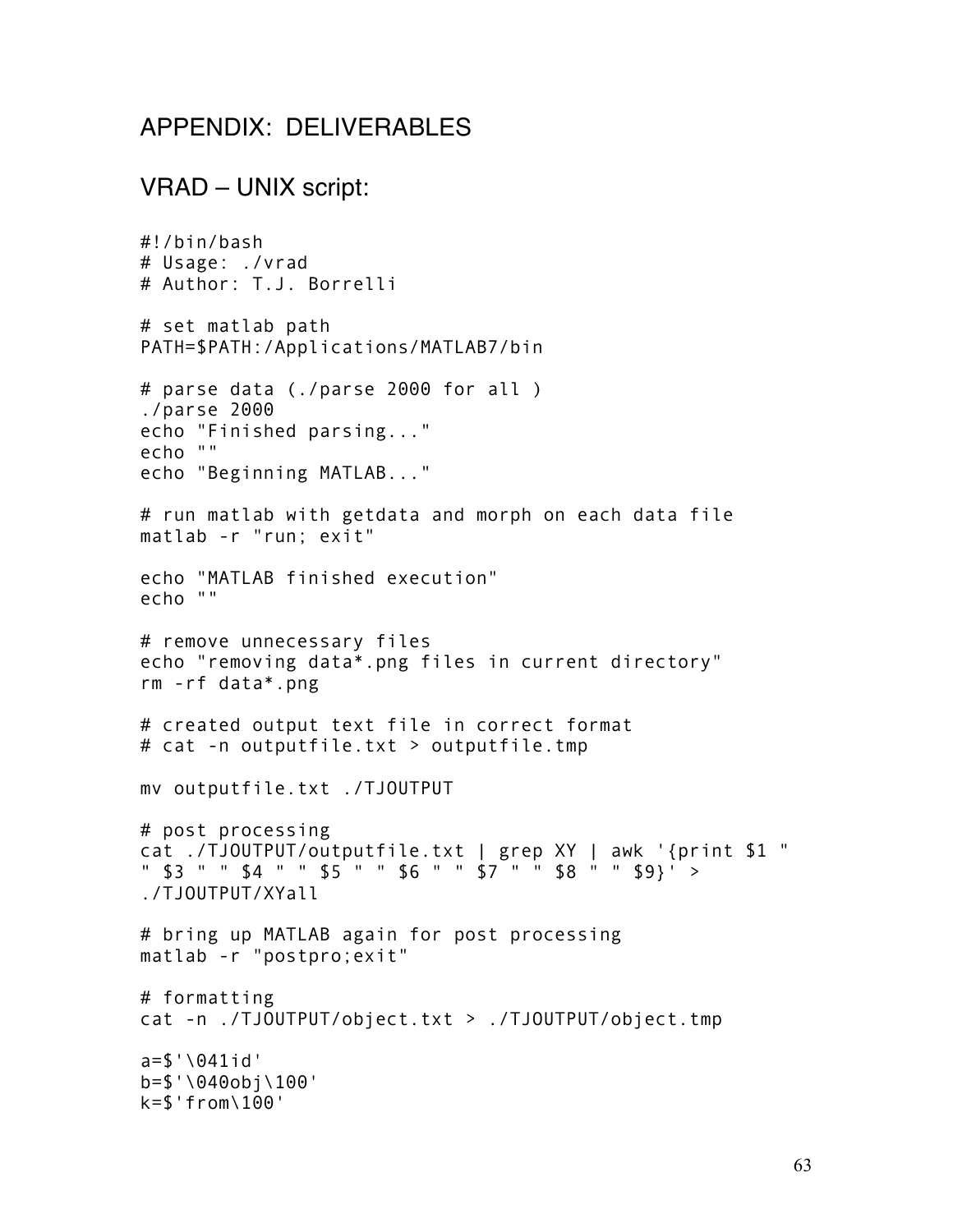# APPENDIX: DELIVERABLES

## VRAD – UNIX script:

```
#!/bin/bash
# Usage: ./vrad
# Author: T.J. Borrelli

# set matlab path
PATH=$PATH:/Applications/MATLAB7/bin

# parse data (./parse 2000 for all )
./parse 2000
echo "Finished parsing..."
echo ""
echo "Beginning MATLAB..."

# run matlab with getdata and morph on each data file
matlab -r "run; exit"

echo "MATLAB finished execution"
echo ""

# remove unnecessary files
echo "removing data*.png files in current directory"
rm -rf data*.png

# created output text file in correct format
# cat -n outputfile.txt > outputfile.tmp

mv outputfile.txt ./TJOUTPUT

# post processing
cat ./TJOUTPUT/outputfile.txt | grep XY | awk '{print $1 "
" $3 " " $4 " " $5 " " $6 " " $7 " " $8 " " $9}' >
./TJOUTPUT/XYall

# bring up MATLAB again for post processing
matlab -r "postpro;exit"

# formatting
cat -n ./TJOUTPUT/object.txt > ./TJOUTPUT/object.tmp

a=$'\041id'
b=$'\040obj\100'
k=$'from\100'
```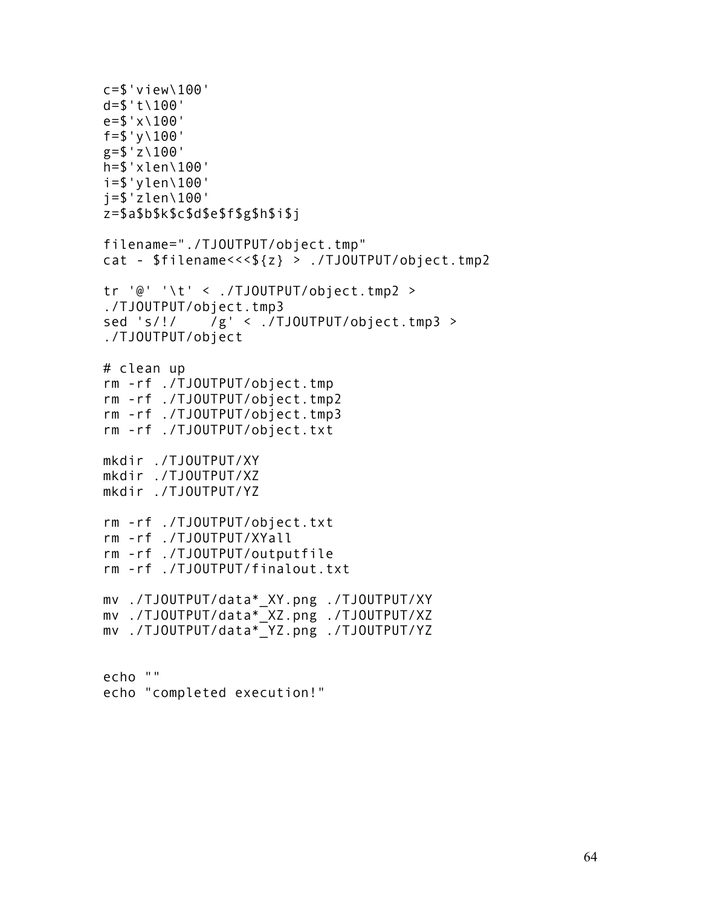```
c=$'view\100'
d=$'t\100'
e=$'x\100'
f=$'y\100'
g=$'z\100'
h=$'xlen\100'
i=$'ylen\100'
j=$'zlen\100'
z=$a$b$k$c$d$e$f$g$h$i$j

filename="./TJOUTPUT/object.tmp"
cat - $filename<<<${z} > ./TJOUTPUT/object.tmp2

tr '@' '\t' < ./TJOUTPUT/object.tmp2 >
./TJOUTPUT/object.tmp3
sed 's/!/    /g' < ./TJOUTPUT/object.tmp3 >
./TJOUTPUT/object

# clean up
rm -rf ./TJOUTPUT/object.tmp
rm -rf ./TJOUTPUT/object.tmp2
rm -rf ./TJOUTPUT/object.tmp3
rm -rf ./TJOUTPUT/object.txt

mkdir ./TJOUTPUT/XY
mkdir ./TJOUTPUT/XZ
mkdir ./TJOUTPUT/YZ

rm -rf ./TJOUTPUT/object.txt
rm -rf ./TJOUTPUT/XYall
rm -rf ./TJOUTPUT/outputfile
rm -rf ./TJOUTPUT/finalout.txt

mv ./TJOUTPUT/data*_XY.png ./TJOUTPUT/XY
mv ./TJOUTPUT/data*_XZ.png ./TJOUTPUT/XZ
mv ./TJOUTPUT/data*_YZ.png ./TJOUTPUT/YZ


echo ""
echo "completed execution!"
```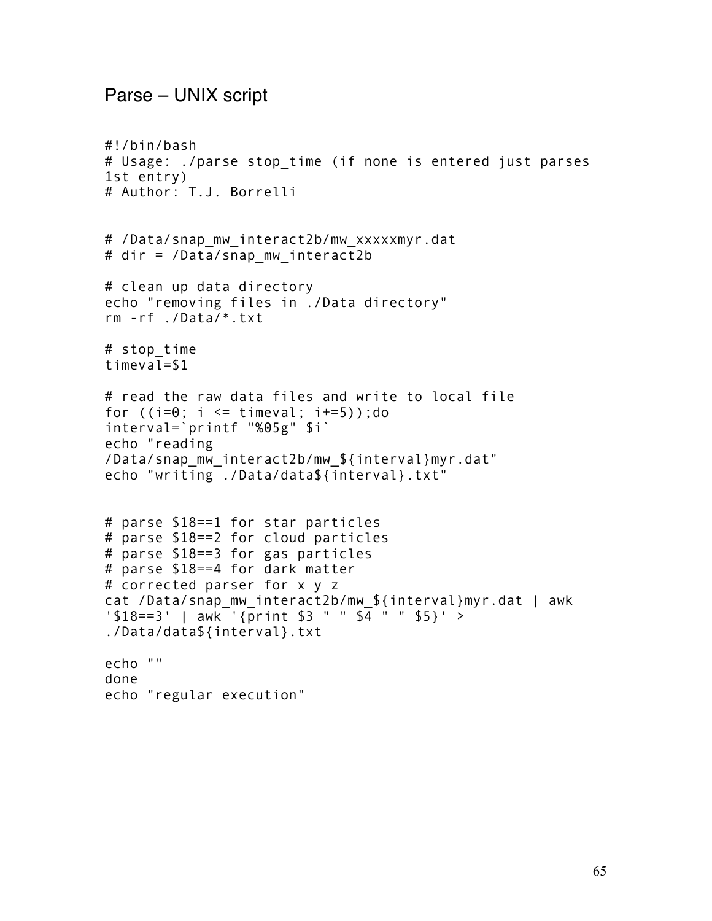## Parse – UNIX script

```
#!/bin/bash
# Usage: ./parse stop_time (if none is entered just parses
1st entry)
# Author: T.J. Borrelli


# /Data/snap_mw_interact2b/mw_xxxxxmyr.dat
# dir = /Data/snap_mw_interact2b

# clean up data directory
echo "removing files in ./Data directory"
rm -rf ./Data/*.txt

# stop_time
timeval=$1

# read the raw data files and write to local file
for ((i=0; i <= timeval; i+=5));do
interval=`printf "%05g" $i`
echo "reading
/Data/snap_mw_interact2b/mw_${interval}myr.dat"
echo "writing ./Data/data${interval}.txt"


# parse $18==1 for star particles
# parse $18==2 for cloud particles
# parse $18==3 for gas particles
# parse $18==4 for dark matter
# corrected parser for x y z
cat /Data/snap_mw_interact2b/mw_${interval}myr.dat | awk
'$18==3' | awk '{print $3 " " $4 " " $5}' >
./Data/data${interval}.txt

echo ""
done
echo "regular execution"
```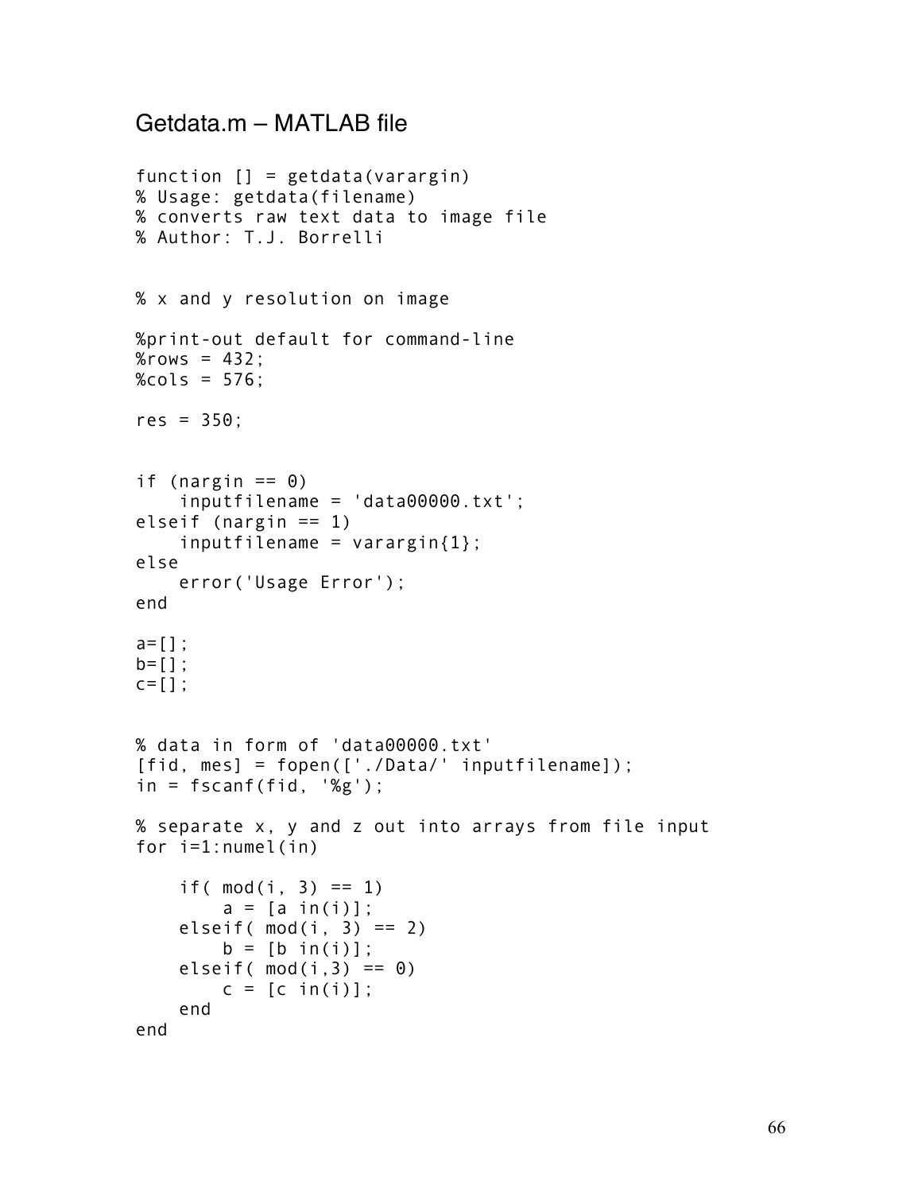## Getdata.m – MATLAB file

```
function [] = getdata(varargin)
% Usage: getdata(filename)
% converts raw text data to image file
% Author: T.J. Borrelli


% x and y resolution on image

%print-out default for command-line
%rows = 432;
%cols = 576;

res = 350;


if (nargin == 0)
    inputfilename = 'data00000.txt';
elseif (nargin == 1)
    inputfilename = varargin{1};
else
    error('Usage Error');
end

a=[];
b=[];
c=[];


% data in form of 'data00000.txt'
[fid, mes] = fopen(['./Data/' inputfilename]);
in = fscanf(fid, '%g');

% separate x, y and z out into arrays from file input
for i=1:numel(in)

    if( mod(i, 3) == 1)
        a = [a in(i)];
    elseif( mod(i, 3) == 2)
        b = [b in(i)];
    elseif( mod(i,3) == 0)
        c = [c in(i)];
    end
end
```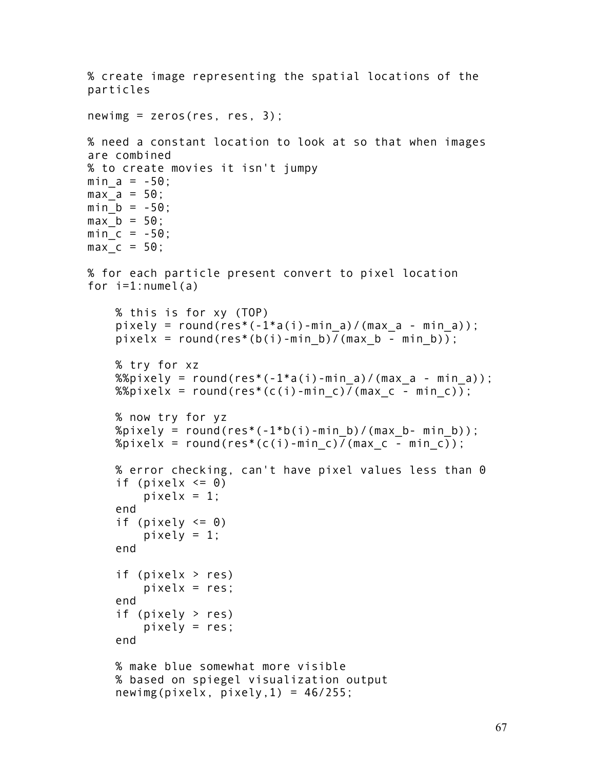```
% create image representing the spatial locations of the
particles

newimg = zeros(res, res, 3);

% need a constant location to look at so that when images
are combined
% to create movies it isn't jumpy
min_a = -50;
max_a = 50;
min_b = -50;
max_b = 50;
min_c = -50;
max_c = 50;

% for each particle present convert to pixel location
for i=1:numel(a)

    % this is for xy (TOP)
    pixely = round(res*(-1*a(i)-min_a)/(max_a - min_a));
    pixelx = round(res*(b(i)-min_b)/(max_b - min_b));

    % try for xz
    %%pixely = round(res*(-1*a(i)-min_a)/(max_a - min_a));
    %%pixelx = round(res*(c(i)-min_c)/(max_c - min_c));

    % now try for yz
    %pixely = round(res*(-1*b(i)-min_b)/(max_b- min_b));
    %pixelx = round(res*(c(i)-min_c)/(max_c - min_c));

    % error checking, can't have pixel values less than 0
    if (pixelx <= 0)
        pixelx = 1;
    end
    if (pixely <= 0)
        pixely = 1;
    end

    if (pixelx > res)
        pixelx = res;
    end
    if (pixely > res)
        pixely = res;
    end

    % make blue somewhat more visible
    % based on spiegel visualization output
    newimg(pixelx, pixely,1) = 46/255;
```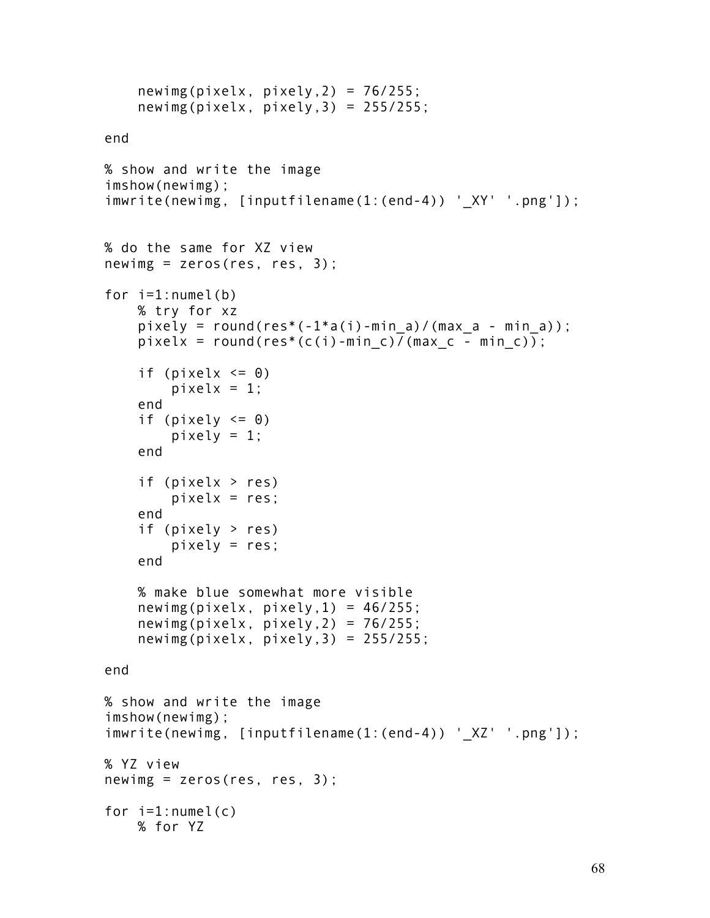```
    newimg(pixelx, pixely,2) = 76/255;
    newimg(pixelx, pixely,3) = 255/255;

end

% show and write the image
imshow(newimg);
imwrite(newimg, [inputfilename(1:(end-4)) '_XY' '.png']);


% do the same for XZ view
newimg = zeros(res, res, 3);

for i=1:numel(b)
    % try for xz
    pixely = round(res*(-1*a(i)-min_a)/(max_a - min_a));
    pixelx = round(res*(c(i)-min_c)/(max_c - min_c));

    if (pixelx <= 0)
        pixelx = 1;
    end
    if (pixely <= 0)
        pixely = 1;
    end

    if (pixelx > res)
        pixelx = res;
    end
    if (pixely > res)
        pixely = res;
    end

    % make blue somewhat more visible
    newimg(pixelx, pixely,1) = 46/255;
    newimg(pixelx, pixely,2) = 76/255;
    newimg(pixelx, pixely,3) = 255/255;

end

% show and write the image
imshow(newimg);
imwrite(newimg, [inputfilename(1:(end-4)) '_XZ' '.png']);

% YZ view
newimg = zeros(res, res, 3);

for i=1:numel(c)
    % for YZ
```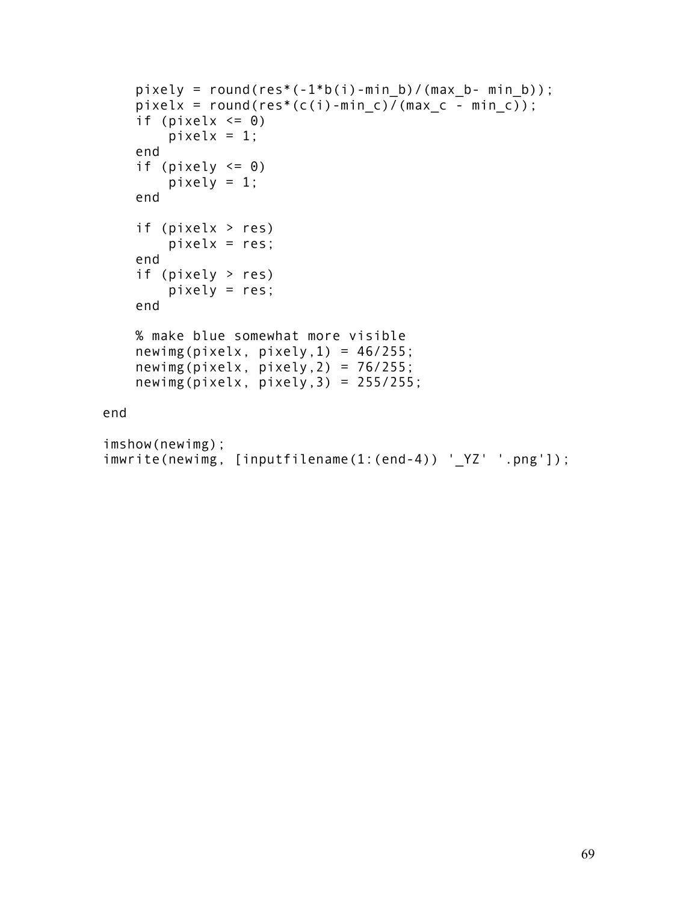```
    pixely = round(res*(-1*b(i)-min_b)/(max_b- min_b));
    pixelx = round(res*(c(i)-min_c)/(max_c - min_c));
    if (pixelx <= 0)
        pixelx = 1;
    end
    if (pixely <= 0)
        pixely = 1;
    end

    if (pixelx > res)
        pixelx = res;
    end
    if (pixely > res)
        pixely = res;
    end

    % make blue somewhat more visible
    newimg(pixelx, pixely,1) = 46/255;
    newimg(pixelx, pixely,2) = 76/255;
    newimg(pixelx, pixely,3) = 255/255;

end

imshow(newimg);
imwrite(newimg, [inputfilename(1:(end-4)) '_YZ' '.png']);
```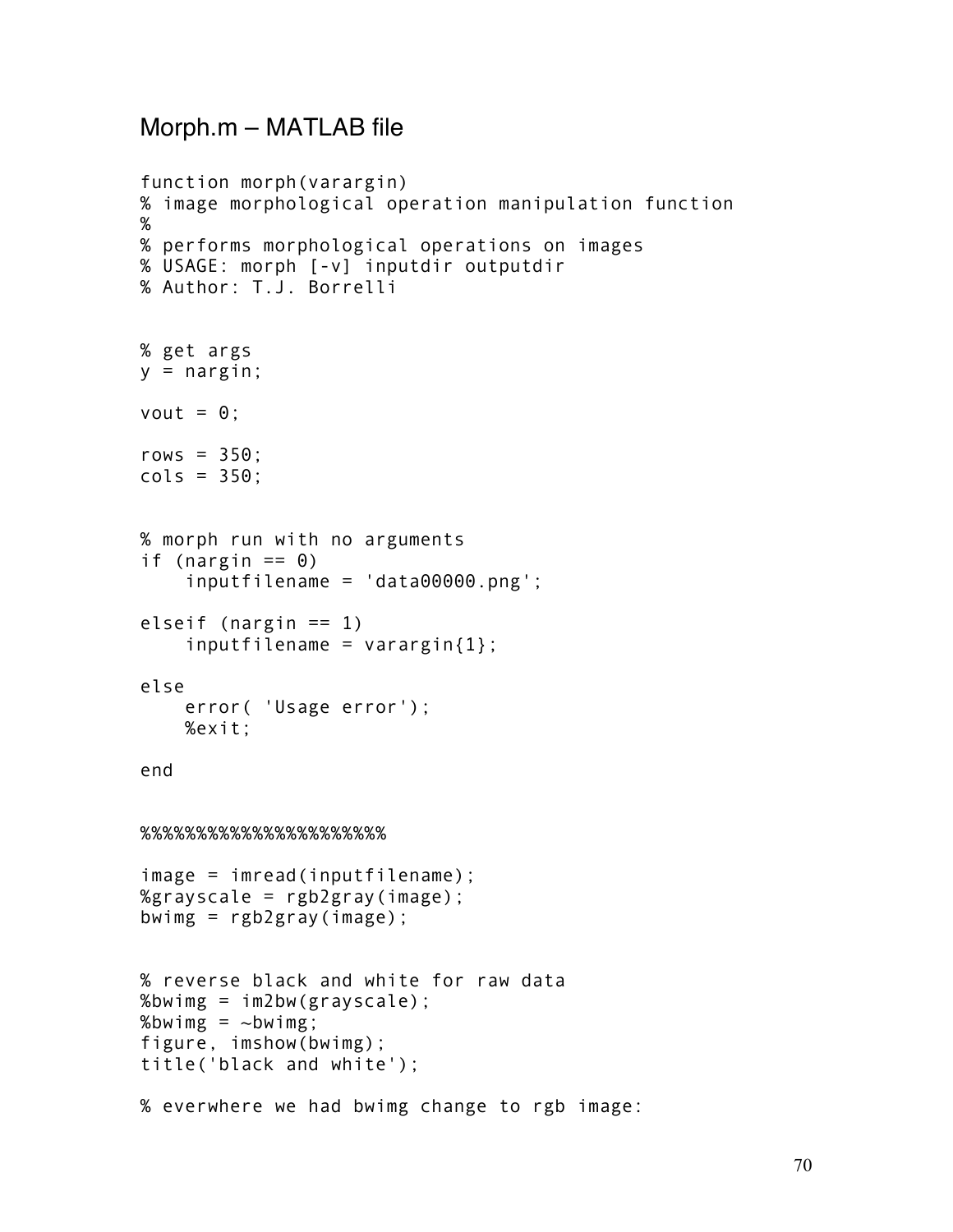## Morph.m – MATLAB file

```
function morph(varargin)
% image morphological operation manipulation function
%
% performs morphological operations on images
% USAGE: morph [-v] inputdir outputdir
% Author: T.J. Borrelli


% get args
y = nargin;

vout = 0;

rows = 350;
cols = 350;


% morph run with no arguments
if (nargin == 0)
    inputfilename = 'data00000.png';

elseif (nargin == 1)
    inputfilename = varargin{1};

else
    error( 'Usage error');
    %exit;

end


%%%%%%%%%%%%%%%%%%%%%%%%

image = imread(inputfilename);
%grayscale = rgb2gray(image);
bwimg = rgb2gray(image);


% reverse black and white for raw data
%bwimg = im2bw(grayscale);
%bwimg = ~bwimg;
figure, imshow(bwimg);
title('black and white');

% everwhere we had bwimg change to rgb image:
```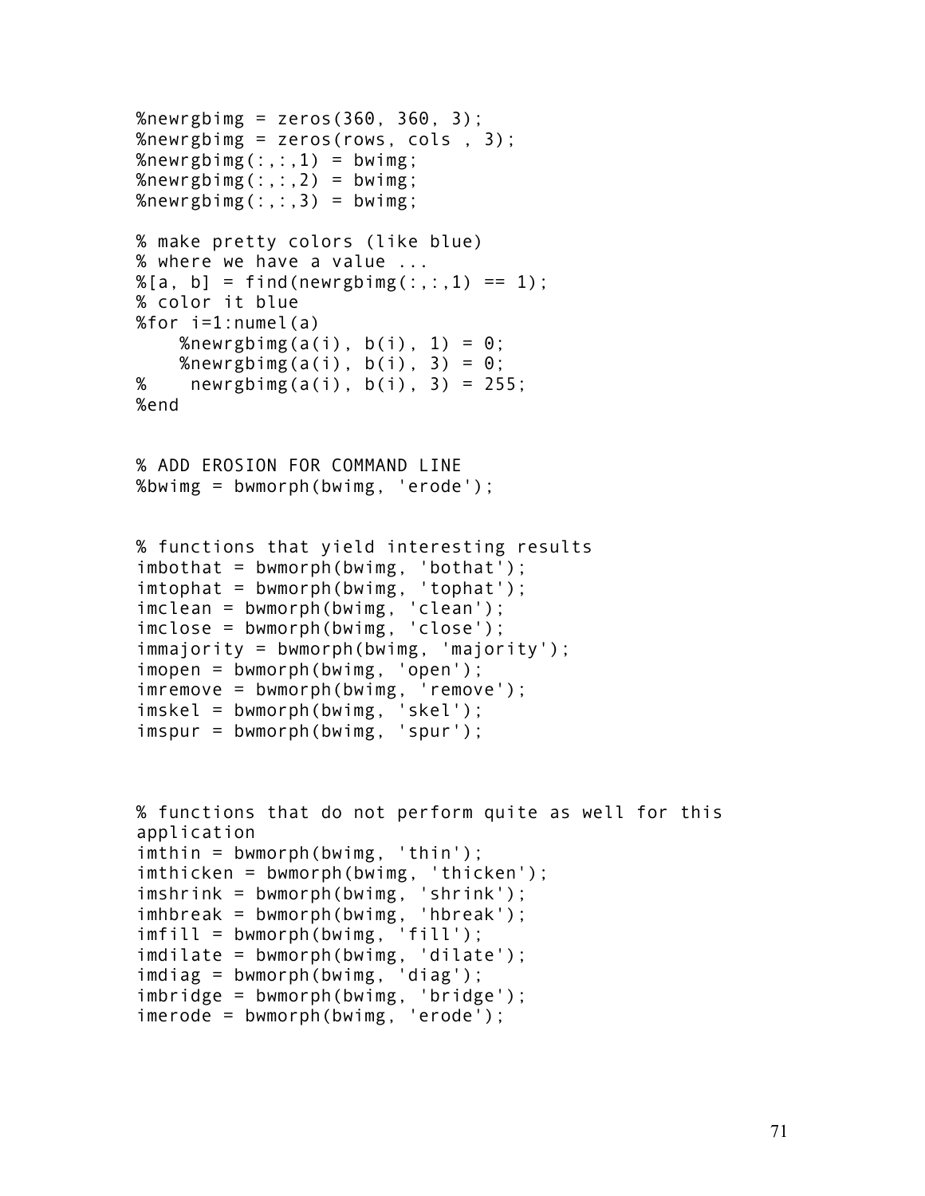```
%newrgbimg = zeros(360, 360, 3);
%newrgbimg = zeros(rows, cols , 3);
%newrgbimg(:,:,1) = bwimg;
%newrgbimg(:,:,2) = bwimg;
%newrgbimg(:,:,3) = bwimg;

% make pretty colors (like blue)
% where we have a value ...
%[a, b] = find(newrgbimg(:,:,1) == 1);
% color it blue
%for i=1:numel(a)
    %newrgbimg(a(i), b(i), 1) = 0;
    %newrgbimg(a(i), b(i), 3) = 0;
%    newrgbimg(a(i), b(i), 3) = 255;
%end


% ADD EROSION FOR COMMAND LINE
%bwimg = bwmorph(bwimg, 'erode');


% functions that yield interesting results
imbothat = bwmorph(bwimg, 'bothat');
imtophat = bwmorph(bwimg, 'tophat');
imclean = bwmorph(bwimg, 'clean');
imclose = bwmorph(bwimg, 'close');
immajority = bwmorph(bwimg, 'majority');
imopen = bwmorph(bwimg, 'open');
imremove = bwmorph(bwimg, 'remove');
imskel = bwmorph(bwimg, 'skel');
imspur = bwmorph(bwimg, 'spur');



% functions that do not perform quite as well for this
application
imthin = bwmorph(bwimg, 'thin');
imthicken = bwmorph(bwimg, 'thicken');
imshrink = bwmorph(bwimg, 'shrink');
imhbreak = bwmorph(bwimg, 'hbreak');
imfill = bwmorph(bwimg, 'fill');
imdilate = bwmorph(bwimg, 'dilate');
imdiag = bwmorph(bwimg, 'diag');
imbridge = bwmorph(bwimg, 'bridge');
imerode = bwmorph(bwimg, 'erode');
```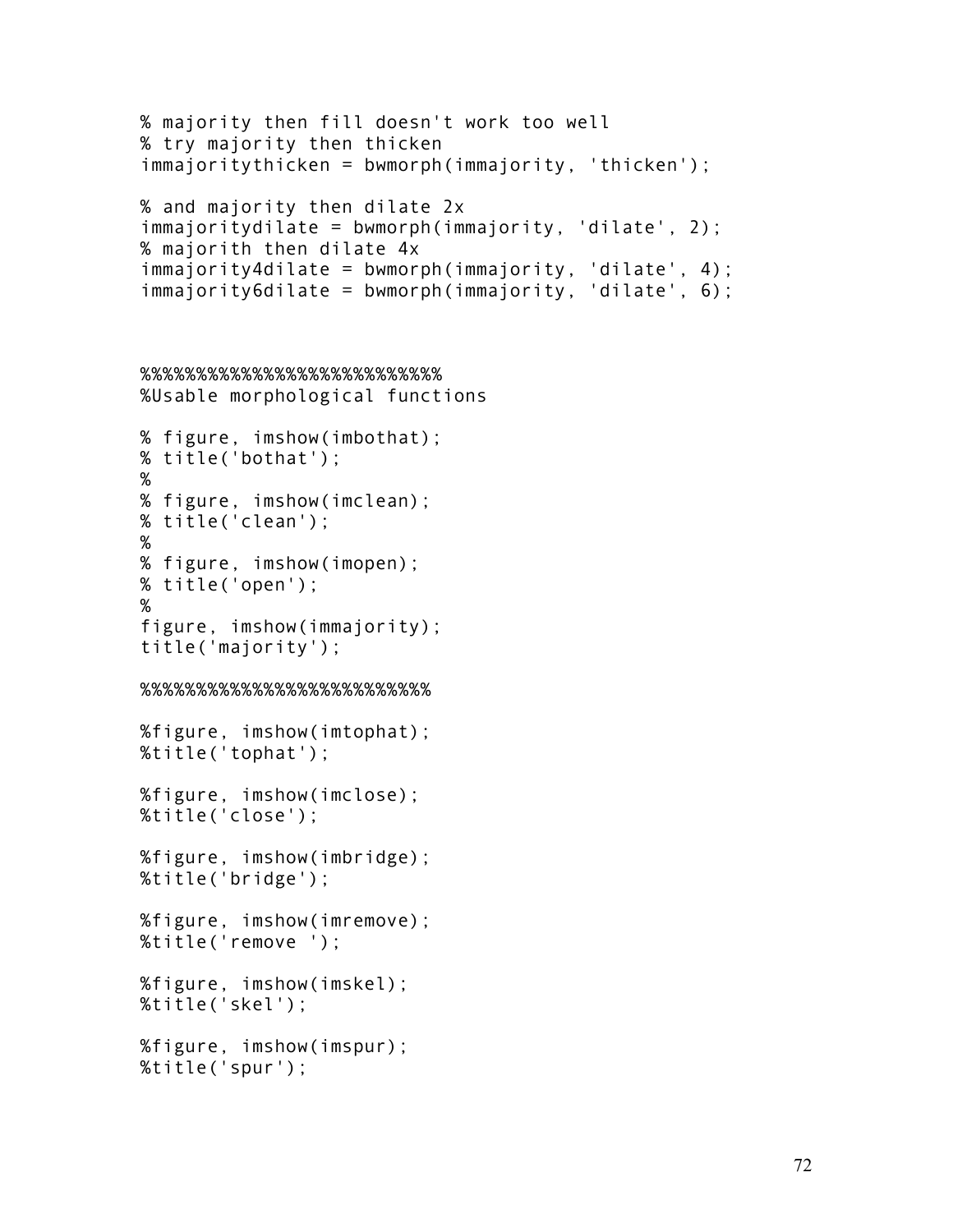```
% majority then fill doesn't work too well
% try majority then thicken
immajoritythicken = bwmorph(immajority, 'thicken');

% and majority then dilate 2x
immajoritydilate = bwmorph(immajority, 'dilate', 2);
% majorith then dilate 4x
immajority4dilate = bwmorph(immajority, 'dilate', 4);
immajority6dilate = bwmorph(immajority, 'dilate', 6);



%%%%%%%%%%%%%%%%%%%%%%%%%%%
%Usable morphological functions

% figure, imshow(imbothat);
% title('bothat');
%
% figure, imshow(imclean);
% title('clean');
%
% figure, imshow(imopen);
% title('open');
%
figure, imshow(immajority);
title('majority');

%%%%%%%%%%%%%%%%%%%%%%%%%%

%figure, imshow(imtophat);
%title('tophat');

%figure, imshow(imclose);
%title('close');

%figure, imshow(imbridge);
%title('bridge');

%figure, imshow(imremove);
%title('remove ');

%figure, imshow(imskel);
%title('skel');

%figure, imshow(imspur);
%title('spur');
```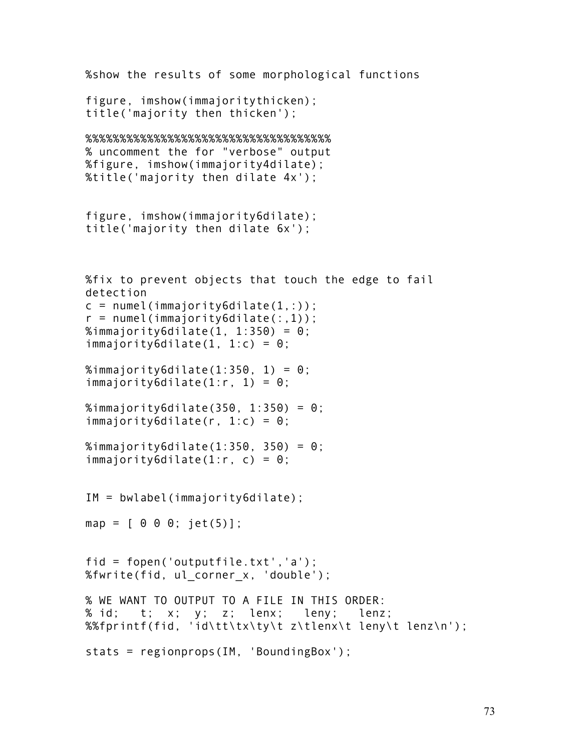```
%show the results of some morphological functions

figure, imshow(immajoritythicken);
title('majority then thicken');

%%%%%%%%%%%%%%%%%%%%%%%%%%%%%%%%%%%%%%
% uncomment the for "verbose" output
%figure, imshow(immajority4dilate);
%title('majority then dilate 4x');


figure, imshow(immajority6dilate);
title('majority then dilate 6x');



%fix to prevent objects that touch the edge to fail
detection
c = numel(immajority6dilate(1,:));
r = numel(immajority6dilate(:,1));
%immajority6dilate(1, 1:350) = 0;
immajority6dilate(1, 1:c) = 0;

%immajority6dilate(1:350, 1) = 0;
immajority6dilate(1:r, 1) = 0;

%immajority6dilate(350, 1:350) = 0;
immajority6dilate(r, 1:c) = 0;

%immajority6dilate(1:350, 350) = 0;
immajority6dilate(1:r, c) = 0;


IM = bwlabel(immajority6dilate);

map = [ 0 0 0; jet(5)];


fid = fopen('outputfile.txt','a');
%fwrite(fid, ul_corner_x, 'double');

% WE WANT TO OUTPUT TO A FILE IN THIS ORDER:
% id;   t;  x;  y;  z;  lenx;   leny;   lenz;
%%fprintf(fid, 'id\tt\tx\ty\t z\tlenx\t leny\t lenz\n');

stats = regionprops(IM, 'BoundingBox');
```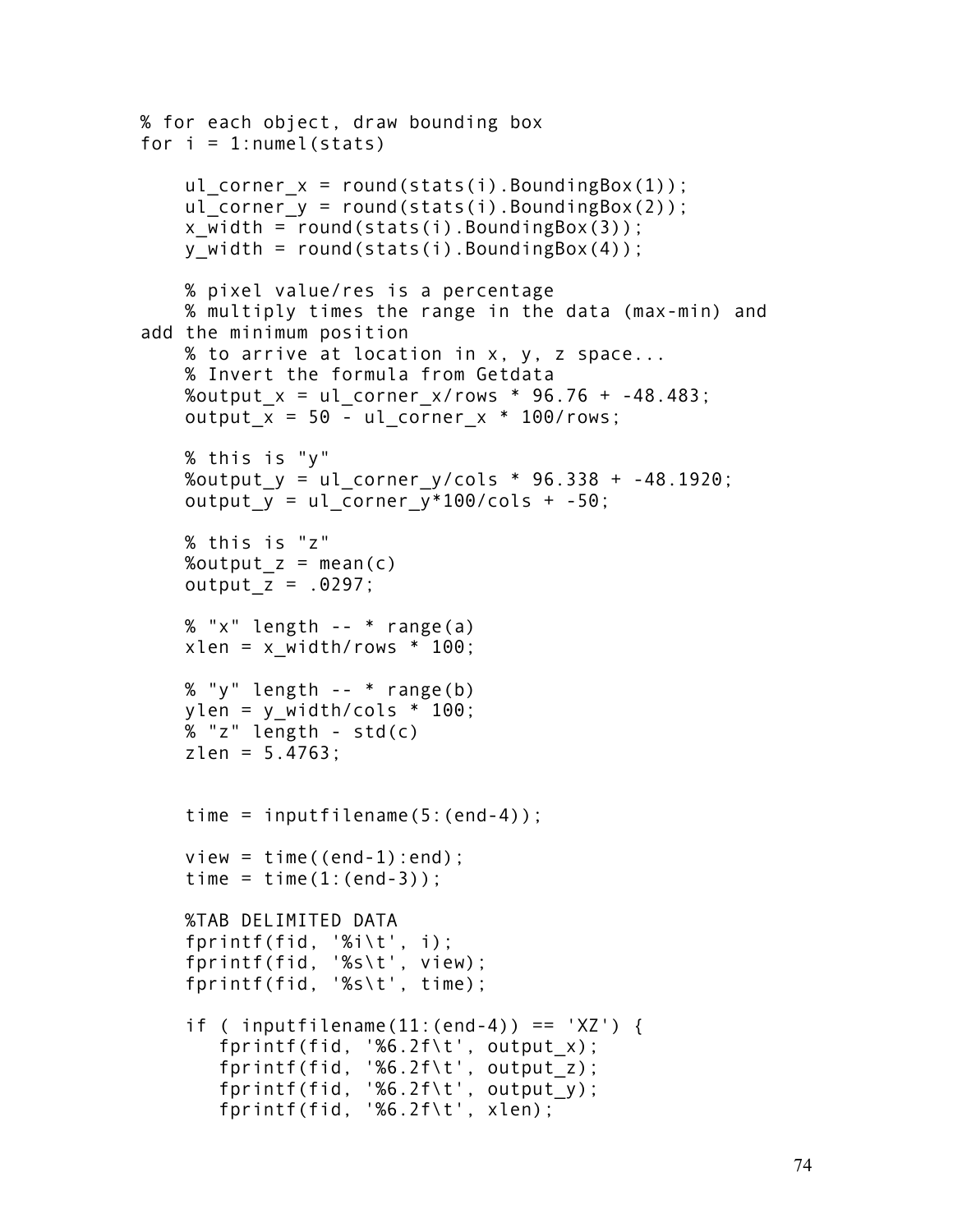```
% for each object, draw bounding box
for i = 1:numel(stats)

    ul_corner_x = round(stats(i).BoundingBox(1));
    ul_corner_y = round(stats(i).BoundingBox(2));
    x_width = round(stats(i).BoundingBox(3));
    y_width = round(stats(i).BoundingBox(4));

    % pixel value/res is a percentage
    % multiply times the range in the data (max-min) and
add the minimum position
    % to arrive at location in x, y, z space...
    % Invert the formula from Getdata
    %output_x = ul_corner_x/rows * 96.76 + -48.483;
    output_x = 50 - ul_corner_x * 100/rows;

    % this is "y"
    %output_y = ul_corner_y/cols * 96.338 + -48.1920;
    output_y = ul_corner_y*100/cols + -50;

    % this is "z"
    %output_z = mean(c)
    output_z = .0297;

    % "x" length -- * range(a)
    xlen = x_width/rows * 100;

    % "y" length -- * range(b)
    ylen = y_width/cols * 100;
    % "z" length - std(c)
    zlen = 5.4763;


    time = inputfilename(5:(end-4));

    view = time((end-1):end);
    time = time(1:(end-3));

    %TAB DELIMITED DATA
    fprintf(fid, '%i\t', i);
    fprintf(fid, '%s\t', view);
    fprintf(fid, '%s\t', time);

    if ( inputfilename(11:(end-4)) == 'XZ') {
       fprintf(fid, '%6.2f\t', output_x);
       fprintf(fid, '%6.2f\t', output_z);
       fprintf(fid, '%6.2f\t', output_y);
       fprintf(fid, '%6.2f\t', xlen);
```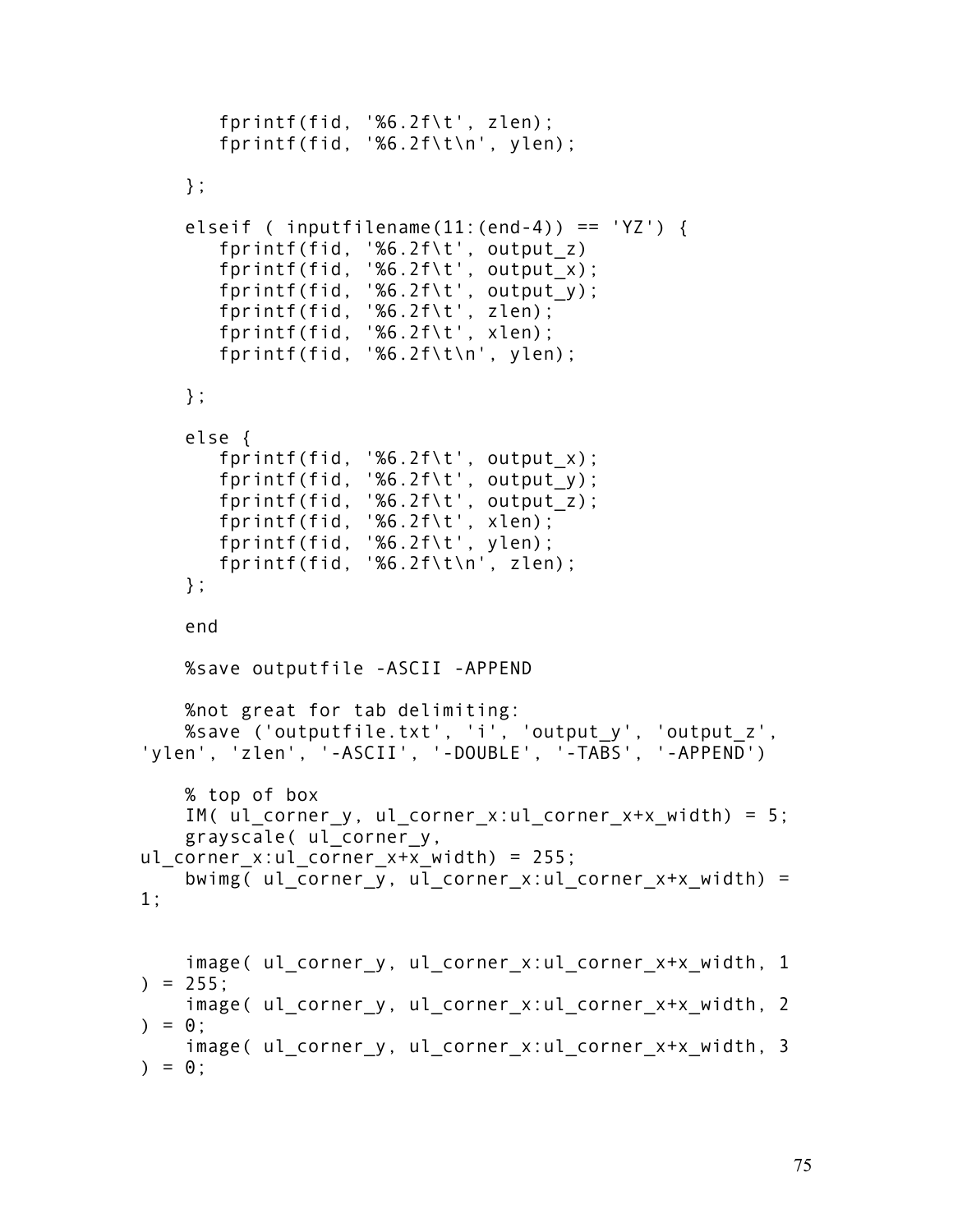```
        fprintf(fid, '%6.2f\t', zlen);
        fprintf(fid, '%6.2f\t\n', ylen);

    };

    elseif ( inputfilename(11:(end-4)) == 'YZ') {
        fprintf(fid, '%6.2f\t', output_z)
        fprintf(fid, '%6.2f\t', output_x);
        fprintf(fid, '%6.2f\t', output_y);
        fprintf(fid, '%6.2f\t', zlen);
        fprintf(fid, '%6.2f\t', xlen);
        fprintf(fid, '%6.2f\t\n', ylen);

    };

    else {
        fprintf(fid, '%6.2f\t', output_x);
        fprintf(fid, '%6.2f\t', output_y);
        fprintf(fid, '%6.2f\t', output_z);
        fprintf(fid, '%6.2f\t', xlen);
        fprintf(fid, '%6.2f\t', ylen);
        fprintf(fid, '%6.2f\t\n', zlen);
    };

    end

    %save outputfile -ASCII -APPEND

    %not great for tab delimiting:
    %save ('outputfile.txt', 'i', 'output_y', 'output_z',
'ylen', 'zlen', '-ASCII', '-DOUBLE', '-TABS', '-APPEND')

    % top of box
    IM( ul_corner_y, ul_corner_x:ul_corner_x+x_width) = 5;
    grayscale( ul_corner_y,
ul_corner_x:ul_corner_x+x_width) = 255;
    bwimg( ul_corner_y, ul_corner_x:ul_corner_x+x_width) =
1;


    image( ul_corner_y, ul_corner_x:ul_corner_x+x_width, 1
) = 255;
    image( ul_corner_y, ul_corner_x:ul_corner_x+x_width, 2
) = 0;
    image( ul_corner_y, ul_corner_x:ul_corner_x+x_width, 3
) = 0;
```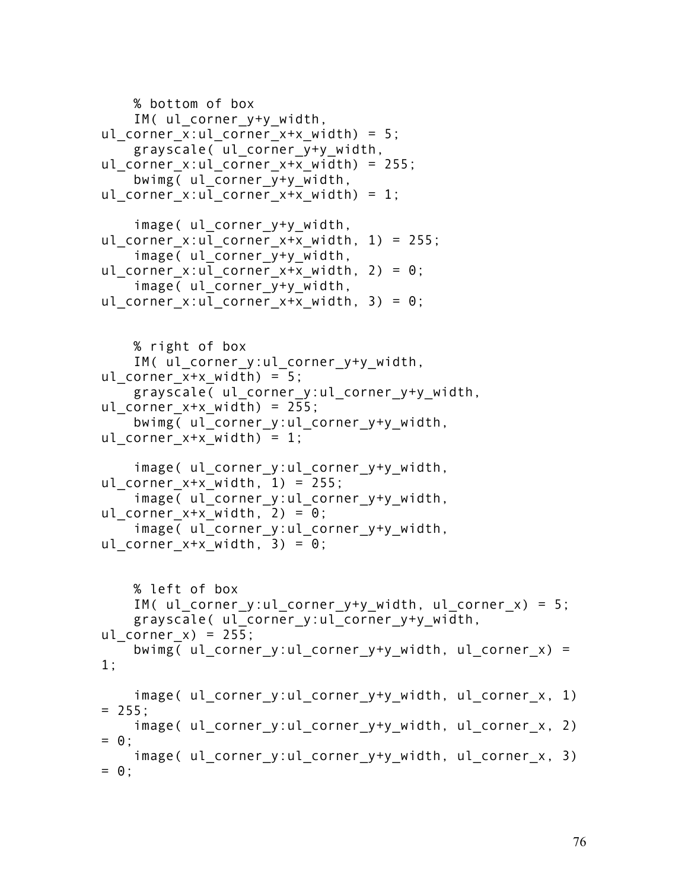```
    % bottom of box
    IM( ul_corner_y+y_width,
ul_corner_x:ul_corner_x+x_width) = 5;
    grayscale( ul_corner_y+y_width,
ul_corner_x:ul_corner_x+x_width) = 255;
    bwimg( ul_corner_y+y_width,
ul_corner_x:ul_corner_x+x_width) = 1;

    image( ul_corner_y+y_width,
ul_corner_x:ul_corner_x+x_width, 1) = 255;
    image( ul_corner_y+y_width,
ul_corner_x:ul_corner_x+x_width, 2) = 0;
    image( ul_corner_y+y_width,
ul_corner_x:ul_corner_x+x_width, 3) = 0;


    % right of box
    IM( ul_corner_y:ul_corner_y+y_width,
ul_corner_x+x_width) = 5;
    grayscale( ul_corner_y:ul_corner_y+y_width,
ul_corner_x+x_width) = 255;
    bwimg( ul_corner_y:ul_corner_y+y_width,
ul_corner_x+x_width) = 1;

    image( ul_corner_y:ul_corner_y+y_width,
ul_corner_x+x_width, 1) = 255;
    image( ul_corner_y:ul_corner_y+y_width,
ul_corner_x+x_width, 2) = 0;
    image( ul_corner_y:ul_corner_y+y_width,
ul_corner_x+x_width, 3) = 0;


    % left of box
    IM( ul_corner_y:ul_corner_y+y_width, ul_corner_x) = 5;
    grayscale( ul_corner_y:ul_corner_y+y_width,
ul_corner_x) = 255;
    bwimg( ul_corner_y:ul_corner_y+y_width, ul_corner_x) =
1;

    image( ul_corner_y:ul_corner_y+y_width, ul_corner_x, 1)
= 255;
    image( ul_corner_y:ul_corner_y+y_width, ul_corner_x, 2)
= 0;
    image( ul_corner_y:ul_corner_y+y_width, ul_corner_x, 3)
= 0;
```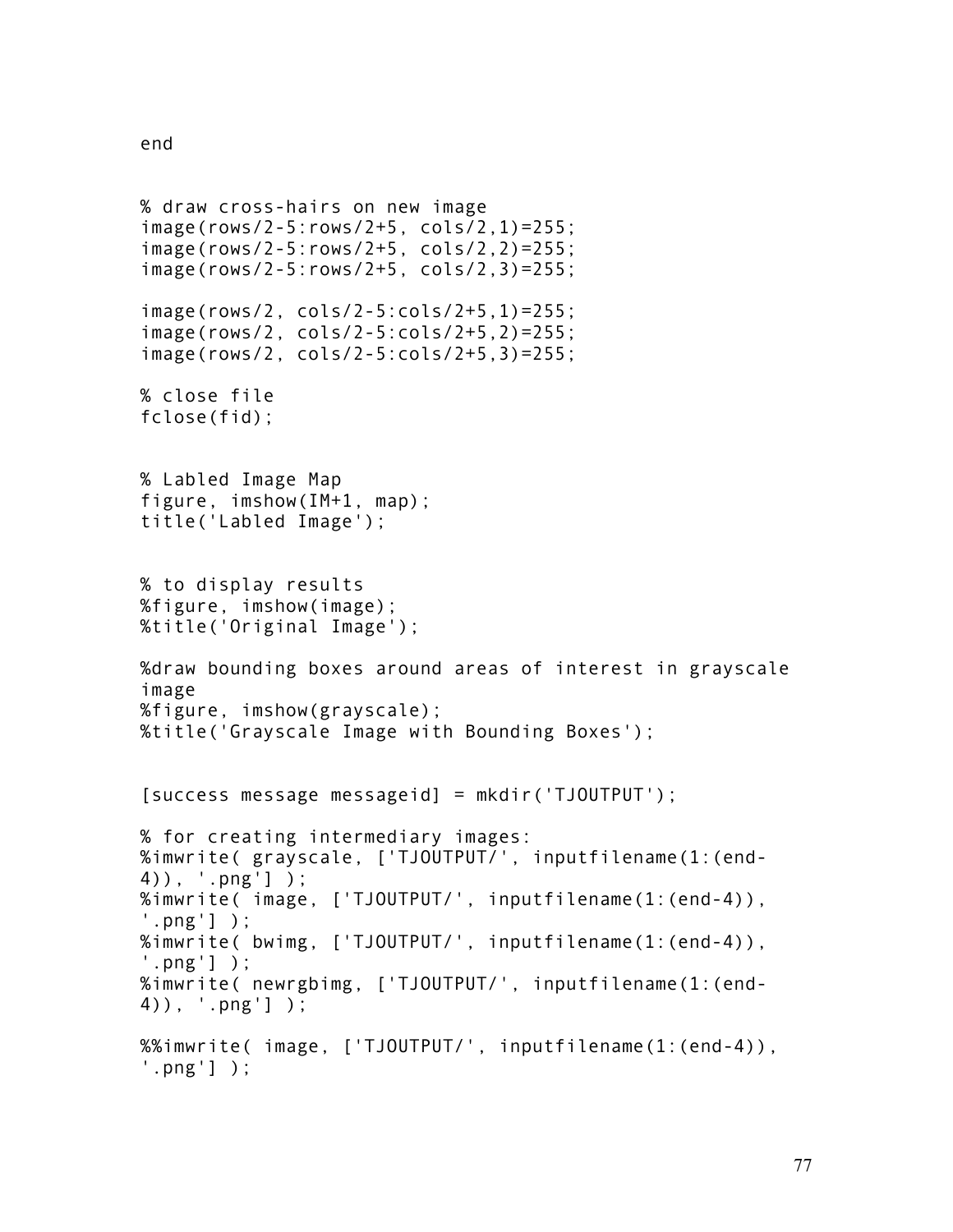```
end


% draw cross-hairs on new image
image(rows/2-5:rows/2+5, cols/2,1)=255;
image(rows/2-5:rows/2+5, cols/2,2)=255;
image(rows/2-5:rows/2+5, cols/2,3)=255;

image(rows/2, cols/2-5:cols/2+5,1)=255;
image(rows/2, cols/2-5:cols/2+5,2)=255;
image(rows/2, cols/2-5:cols/2+5,3)=255;

% close file
fclose(fid);


% Labled Image Map
figure, imshow(IM+1, map);
title('Labled Image');


% to display results
%figure, imshow(image);
%title('Original Image');

%draw bounding boxes around areas of interest in grayscale
image
%figure, imshow(grayscale);
%title('Grayscale Image with Bounding Boxes');


[success message messageid] = mkdir('TJOUTPUT');

% for creating intermediary images:
%imwrite( grayscale, ['TJOUTPUT/', inputfilename(1:(end-
4)), '.png'] );
%imwrite( image, ['TJOUTPUT/', inputfilename(1:(end-4)),
'.png'] );
%imwrite( bwimg, ['TJOUTPUT/', inputfilename(1:(end-4)),
'.png'] );
%imwrite( newrgbimg, ['TJOUTPUT/', inputfilename(1:(end-
4)), '.png'] );

%%imwrite( image, ['TJOUTPUT/', inputfilename(1:(end-4)),
'.png'] );
```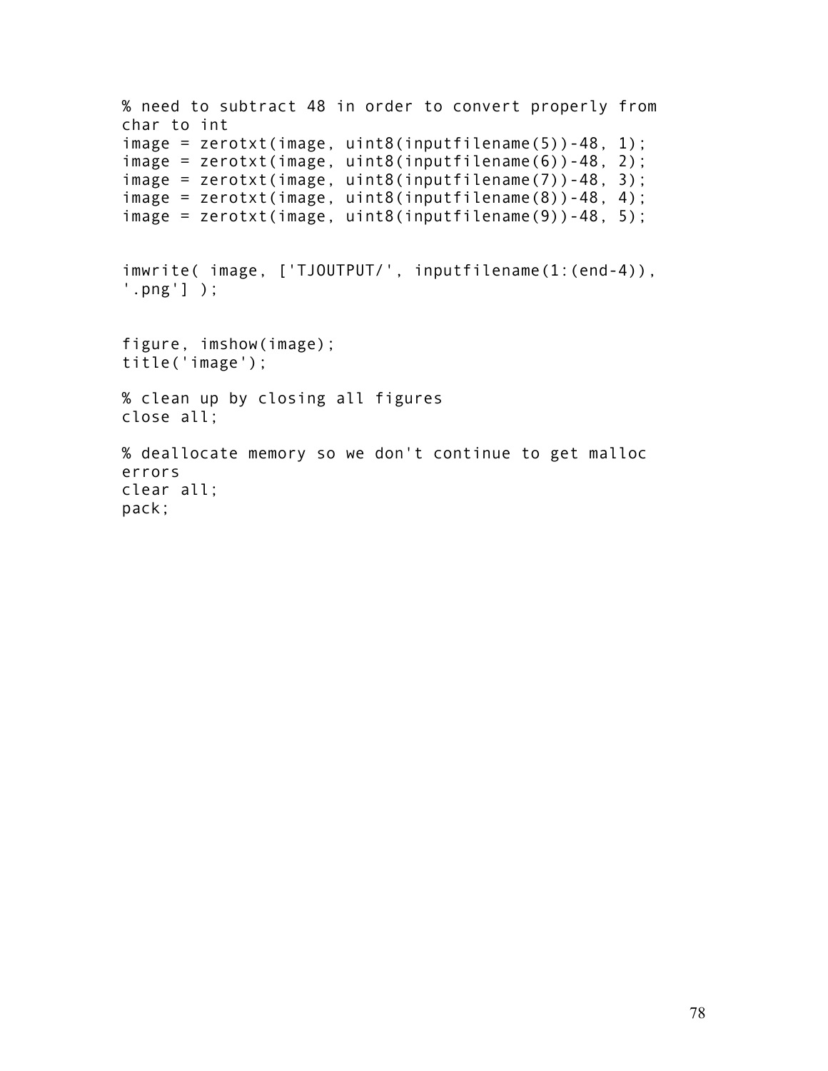```
% need to subtract 48 in order to convert properly from
char to int
image = zerotxt(image, uint8(inputfilename(5))-48, 1);
image = zerotxt(image, uint8(inputfilename(6))-48, 2);
image = zerotxt(image, uint8(inputfilename(7))-48, 3);
image = zerotxt(image, uint8(inputfilename(8))-48, 4);
image = zerotxt(image, uint8(inputfilename(9))-48, 5);


imwrite( image, ['TJOUTPUT/', inputfilename(1:(end-4)),
'.png'] );


figure, imshow(image);
title('image');

% clean up by closing all figures
close all;

% deallocate memory so we don't continue to get malloc
errors
clear all;
pack;
```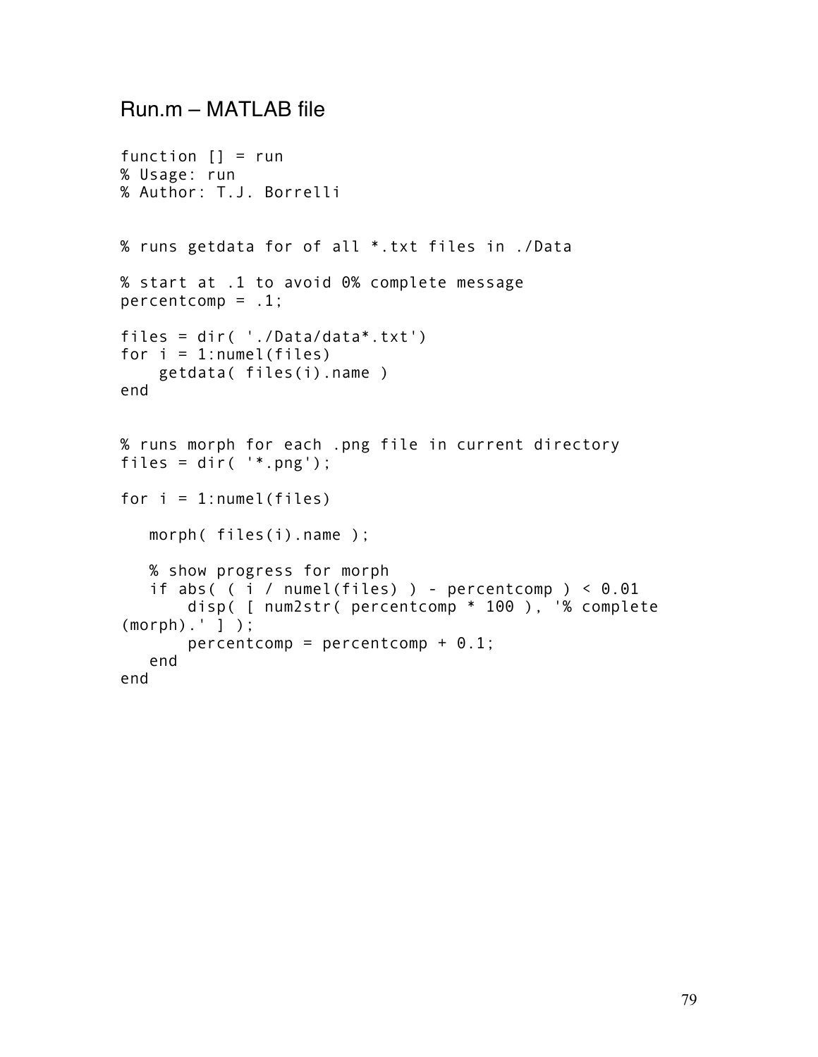## Run.m – MATLAB file

```
function [] = run
% Usage: run
% Author: T.J. Borrelli


% runs getdata for of all *.txt files in ./Data

% start at .1 to avoid 0% complete message
percentcomp = .1;

files = dir( './Data/data*.txt')
for i = 1:numel(files)
    getdata( files(i).name )
end


% runs morph for each .png file in current directory
files = dir( '*.png');

for i = 1:numel(files)

   morph( files(i).name );

   % show progress for morph
   if abs( ( i / numel(files) ) - percentcomp ) < 0.01
       disp( [ num2str( percentcomp * 100 ), '% complete
(morph).' ] );
       percentcomp = percentcomp + 0.1;
   end
end
```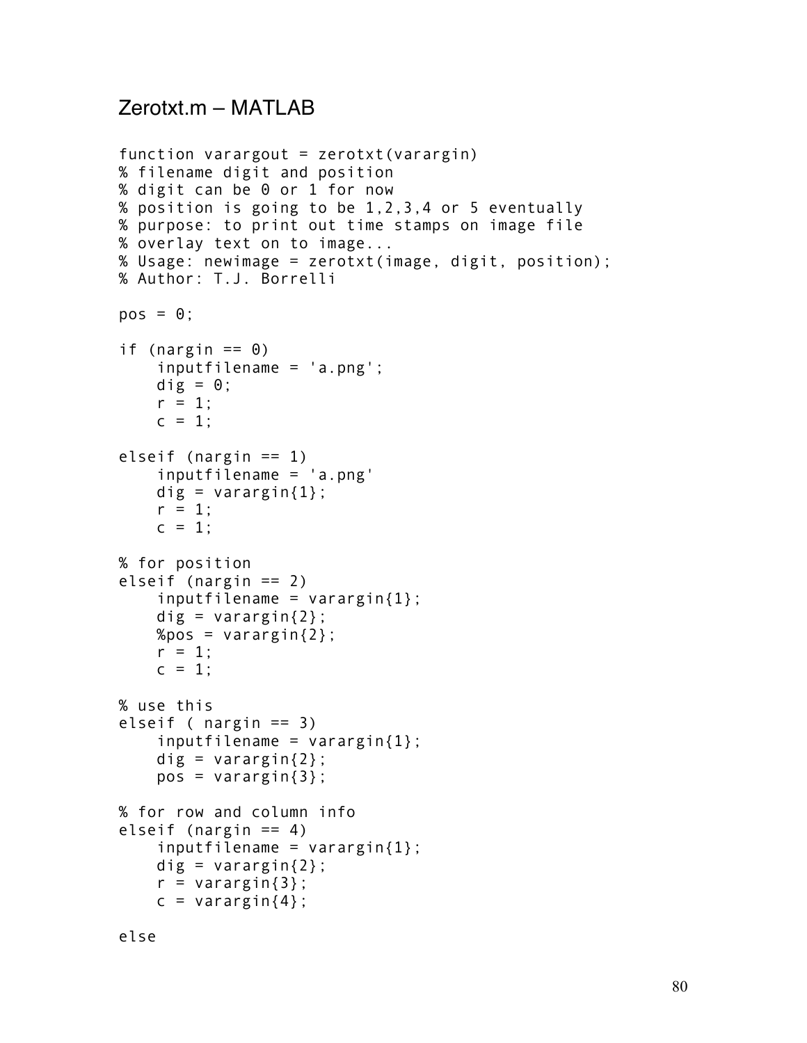## Zerotxt.m – MATLAB

```
function varargout = zerotxt(varargin)
% filename digit and position
% digit can be 0 or 1 for now
% position is going to be 1,2,3,4 or 5 eventually
% purpose: to print out time stamps on image file
% overlay text on to image...
% Usage: newimage = zerotxt(image, digit, position);
% Author: T.J. Borrelli

pos = 0;

if (nargin == 0)
    inputfilename = 'a.png';
    dig = 0;
    r = 1;
    c = 1;

elseif (nargin == 1)
    inputfilename = 'a.png'
    dig = varargin{1};
    r = 1;
    c = 1;

% for position
elseif (nargin == 2)
    inputfilename = varargin{1};
    dig = varargin{2};
    %pos = varargin{2};
    r = 1;
    c = 1;

% use this
elseif ( nargin == 3)
    inputfilename = varargin{1};
    dig = varargin{2};
    pos = varargin{3};

% for row and column info
elseif (nargin == 4)
    inputfilename = varargin{1};
    dig = varargin{2};
    r = varargin{3};
    c = varargin{4};

else
```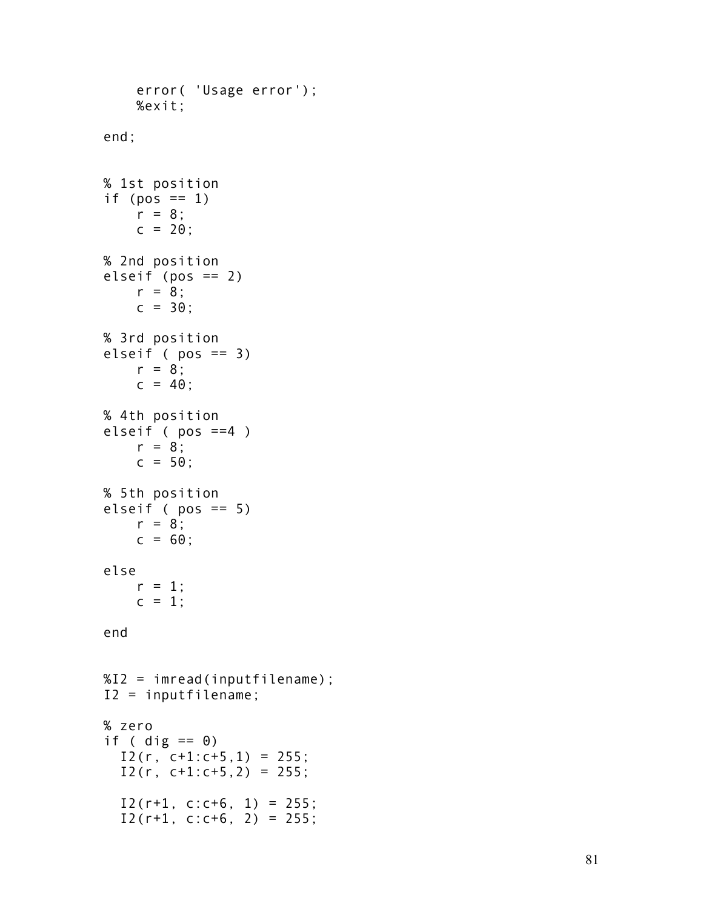```
    error( 'Usage error');
    %exit;

end;


% 1st position
if (pos == 1)
    r = 8;
    c = 20;

% 2nd position
elseif (pos == 2)
    r = 8;
    c = 30;

% 3rd position
elseif ( pos == 3)
    r = 8;
    c = 40;

% 4th position
elseif ( pos ==4 )
    r = 8;
    c = 50;

% 5th position
elseif ( pos == 5)
    r = 8;
    c = 60;

else
    r = 1;
    c = 1;

end


%I2 = imread(inputfilename);
I2 = inputfilename;

% zero
if ( dig == 0)
  I2(r, c+1:c+5,1) = 255;
  I2(r, c+1:c+5,2) = 255;

  I2(r+1, c:c+6, 1) = 255;
  I2(r+1, c:c+6, 2) = 255;
```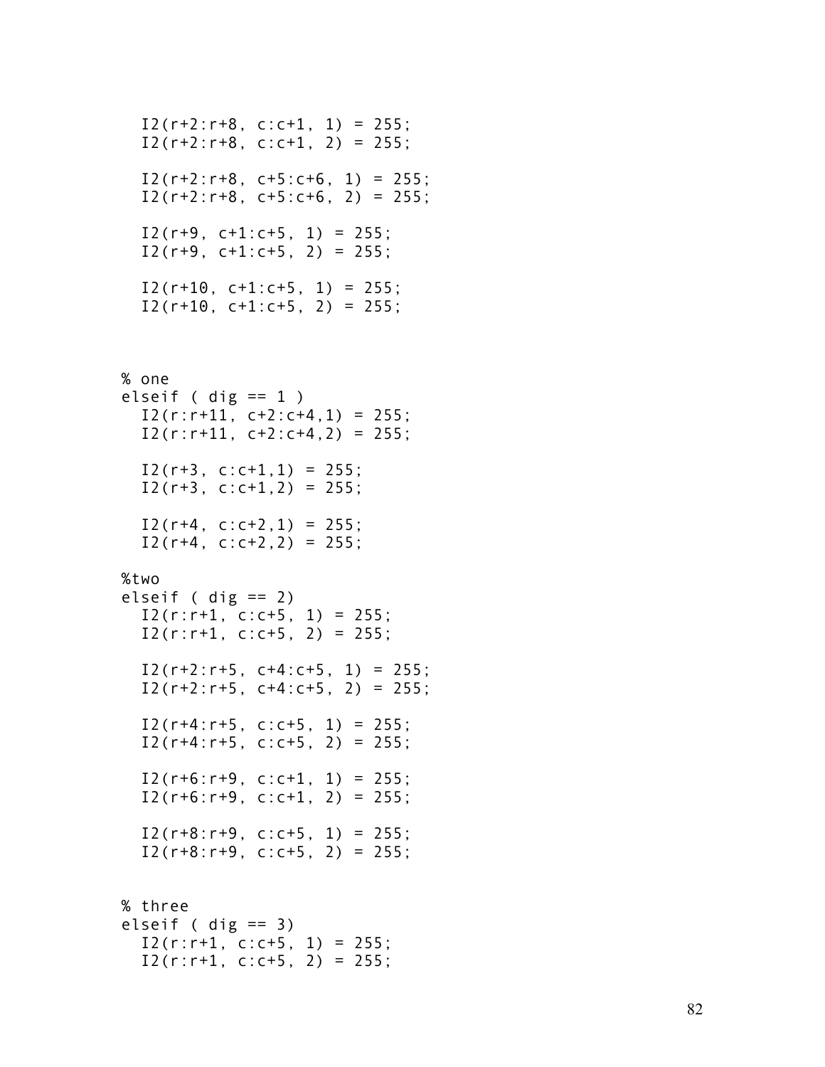```
  I2(r+2:r+8, c:c+1, 1) = 255;
  I2(r+2:r+8, c:c+1, 2) = 255;

  I2(r+2:r+8, c+5:c+6, 1) = 255;
  I2(r+2:r+8, c+5:c+6, 2) = 255;

  I2(r+9, c+1:c+5, 1) = 255;
  I2(r+9, c+1:c+5, 2) = 255;

  I2(r+10, c+1:c+5, 1) = 255;
  I2(r+10, c+1:c+5, 2) = 255;



% one
elseif ( dig == 1 )
  I2(r:r+11, c+2:c+4,1) = 255;
  I2(r:r+11, c+2:c+4,2) = 255;

  I2(r+3, c:c+1,1) = 255;
  I2(r+3, c:c+1,2) = 255;

  I2(r+4, c:c+2,1) = 255;
  I2(r+4, c:c+2,2) = 255;

%two
elseif ( dig == 2)
  I2(r:r+1, c:c+5, 1) = 255;
  I2(r:r+1, c:c+5, 2) = 255;

  I2(r+2:r+5, c+4:c+5, 1) = 255;
  I2(r+2:r+5, c+4:c+5, 2) = 255;

  I2(r+4:r+5, c:c+5, 1) = 255;
  I2(r+4:r+5, c:c+5, 2) = 255;

  I2(r+6:r+9, c:c+1, 1) = 255;
  I2(r+6:r+9, c:c+1, 2) = 255;

  I2(r+8:r+9, c:c+5, 1) = 255;
  I2(r+8:r+9, c:c+5, 2) = 255;


% three
elseif ( dig == 3)
  I2(r:r+1, c:c+5, 1) = 255;
  I2(r:r+1, c:c+5, 2) = 255;
```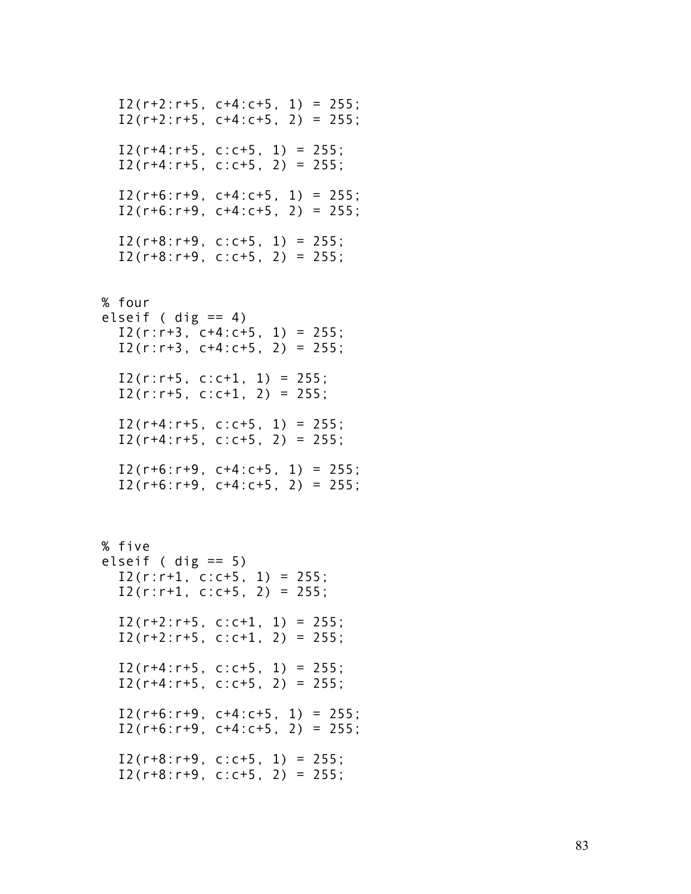```
  I2(r+2:r+5, c+4:c+5, 1) = 255;
  I2(r+2:r+5, c+4:c+5, 2) = 255;

  I2(r+4:r+5, c:c+5, 1) = 255;
  I2(r+4:r+5, c:c+5, 2) = 255;

  I2(r+6:r+9, c+4:c+5, 1) = 255;
  I2(r+6:r+9, c+4:c+5, 2) = 255;

  I2(r+8:r+9, c:c+5, 1) = 255;
  I2(r+8:r+9, c:c+5, 2) = 255;


% four
elseif ( dig == 4)
  I2(r:r+3, c+4:c+5, 1) = 255;
  I2(r:r+3, c+4:c+5, 2) = 255;

  I2(r:r+5, c:c+1, 1) = 255;
  I2(r:r+5, c:c+1, 2) = 255;

  I2(r+4:r+5, c:c+5, 1) = 255;
  I2(r+4:r+5, c:c+5, 2) = 255;

  I2(r+6:r+9, c+4:c+5, 1) = 255;
  I2(r+6:r+9, c+4:c+5, 2) = 255;



% five
elseif ( dig == 5)
  I2(r:r+1, c:c+5, 1) = 255;
  I2(r:r+1, c:c+5, 2) = 255;

  I2(r+2:r+5, c:c+1, 1) = 255;
  I2(r+2:r+5, c:c+1, 2) = 255;

  I2(r+4:r+5, c:c+5, 1) = 255;
  I2(r+4:r+5, c:c+5, 2) = 255;

  I2(r+6:r+9, c+4:c+5, 1) = 255;
  I2(r+6:r+9, c+4:c+5, 2) = 255;

  I2(r+8:r+9, c:c+5, 1) = 255;
  I2(r+8:r+9, c:c+5, 2) = 255;
```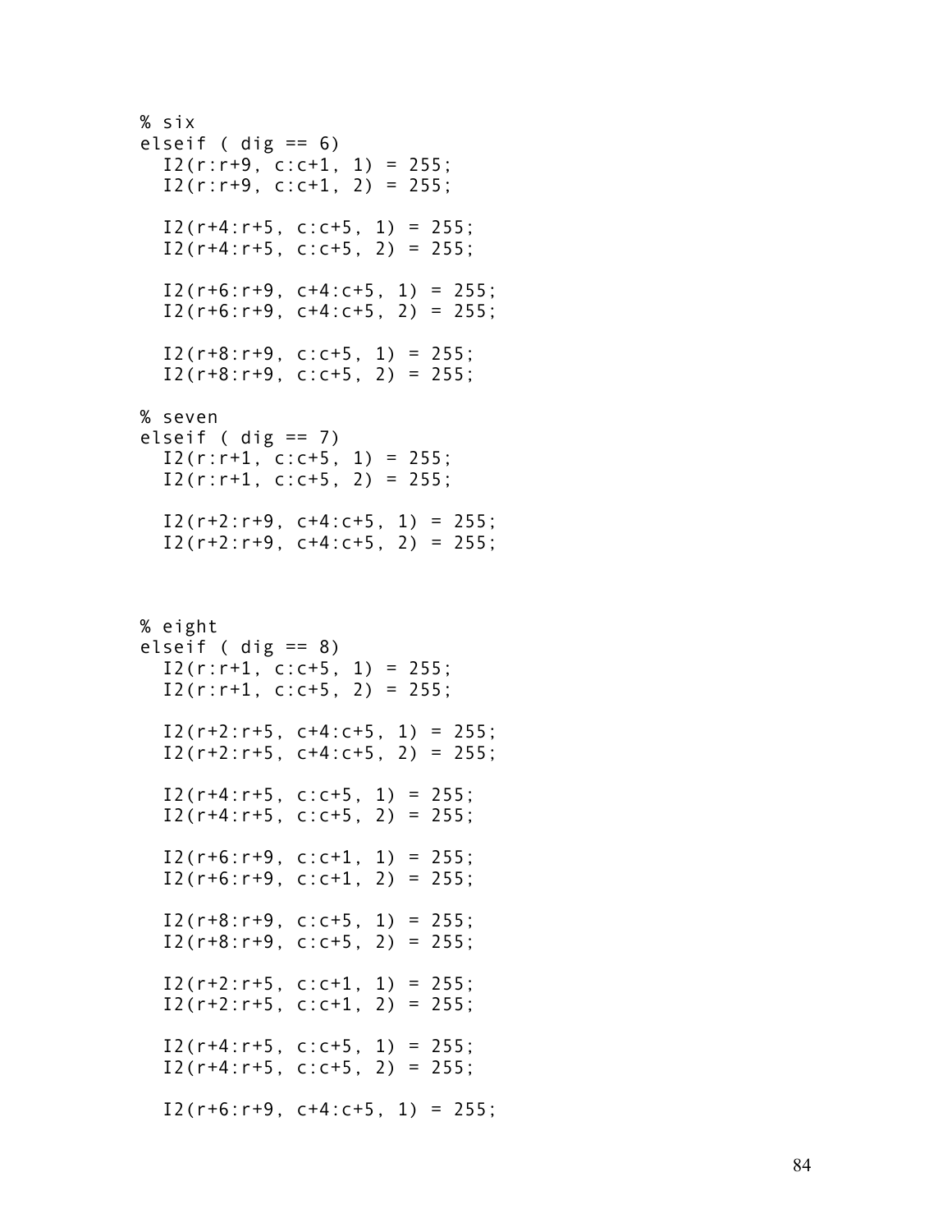```
% six
elseif ( dig == 6)
  I2(r:r+9, c:c+1, 1) = 255;
  I2(r:r+9, c:c+1, 2) = 255;

  I2(r+4:r+5, c:c+5, 1) = 255;
  I2(r+4:r+5, c:c+5, 2) = 255;

  I2(r+6:r+9, c+4:c+5, 1) = 255;
  I2(r+6:r+9, c+4:c+5, 2) = 255;

  I2(r+8:r+9, c:c+5, 1) = 255;
  I2(r+8:r+9, c:c+5, 2) = 255;

% seven
elseif ( dig == 7)
  I2(r:r+1, c:c+5, 1) = 255;
  I2(r:r+1, c:c+5, 2) = 255;

  I2(r+2:r+9, c+4:c+5, 1) = 255;
  I2(r+2:r+9, c+4:c+5, 2) = 255;



% eight
elseif ( dig == 8)
  I2(r:r+1, c:c+5, 1) = 255;
  I2(r:r+1, c:c+5, 2) = 255;

  I2(r+2:r+5, c+4:c+5, 1) = 255;
  I2(r+2:r+5, c+4:c+5, 2) = 255;

  I2(r+4:r+5, c:c+5, 1) = 255;
  I2(r+4:r+5, c:c+5, 2) = 255;

  I2(r+6:r+9, c:c+1, 1) = 255;
  I2(r+6:r+9, c:c+1, 2) = 255;

  I2(r+8:r+9, c:c+5, 1) = 255;
  I2(r+8:r+9, c:c+5, 2) = 255;

  I2(r+2:r+5, c:c+1, 1) = 255;
  I2(r+2:r+5, c:c+1, 2) = 255;

  I2(r+4:r+5, c:c+5, 1) = 255;
  I2(r+4:r+5, c:c+5, 2) = 255;

  I2(r+6:r+9, c+4:c+5, 1) = 255;
```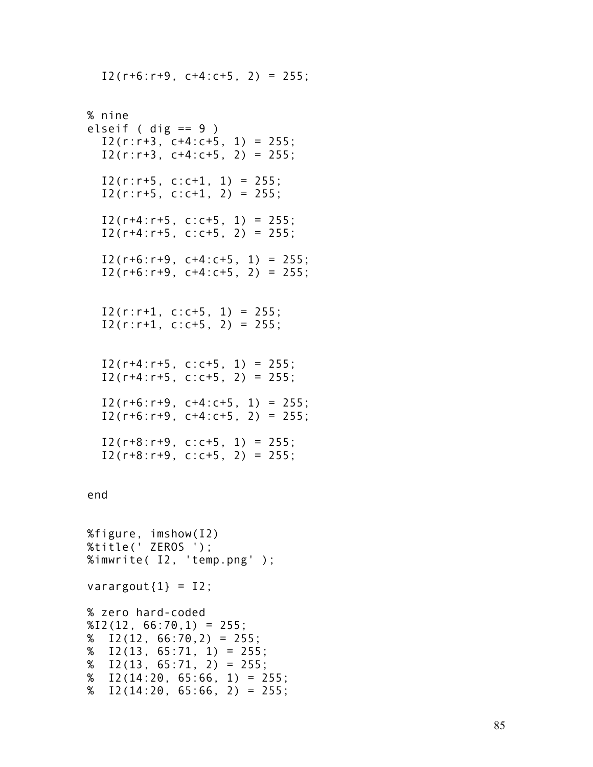```
  I2(r+6:r+9, c+4:c+5, 2) = 255;


% nine
elseif ( dig == 9 )
  I2(r:r+3, c+4:c+5, 1) = 255;
  I2(r:r+3, c+4:c+5, 2) = 255;

  I2(r:r+5, c:c+1, 1) = 255;
  I2(r:r+5, c:c+1, 2) = 255;

  I2(r+4:r+5, c:c+5, 1) = 255;
  I2(r+4:r+5, c:c+5, 2) = 255;

  I2(r+6:r+9, c+4:c+5, 1) = 255;
  I2(r+6:r+9, c+4:c+5, 2) = 255;


  I2(r:r+1, c:c+5, 1) = 255;
  I2(r:r+1, c:c+5, 2) = 255;


  I2(r+4:r+5, c:c+5, 1) = 255;
  I2(r+4:r+5, c:c+5, 2) = 255;

  I2(r+6:r+9, c+4:c+5, 1) = 255;
  I2(r+6:r+9, c+4:c+5, 2) = 255;

  I2(r+8:r+9, c:c+5, 1) = 255;
  I2(r+8:r+9, c:c+5, 2) = 255;


end


%figure, imshow(I2)
%title(' ZEROS ');
%imwrite( I2, 'temp.png' );

varargout{1} = I2;

% zero hard-coded
%I2(12, 66:70,1) = 255;
%  I2(12, 66:70,2) = 255;
%  I2(13, 65:71, 1) = 255;
%  I2(13, 65:71, 2) = 255;
%  I2(14:20, 65:66, 1) = 255;
%  I2(14:20, 65:66, 2) = 255;
```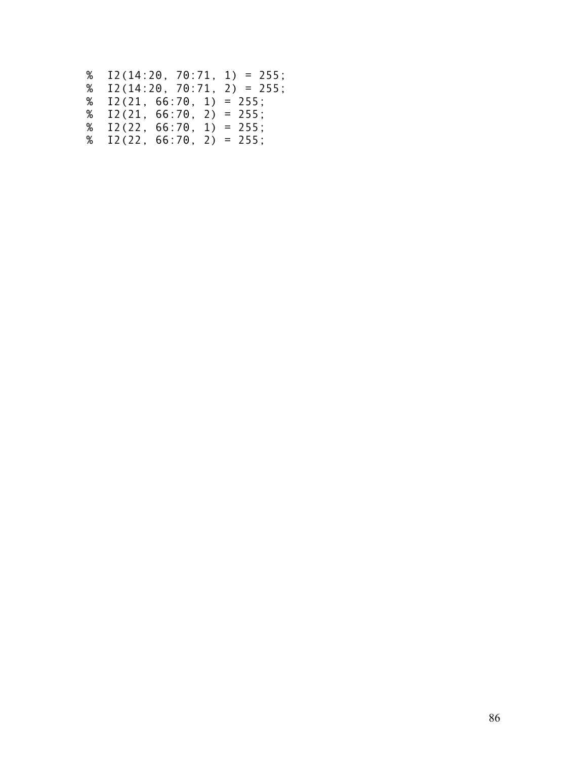```
%  I2(14:20, 70:71, 1) = 255;
%  I2(14:20, 70:71, 2) = 255;
%  I2(21, 66:70, 1) = 255;
%  I2(21, 66:70, 2) = 255;
%  I2(22, 66:70, 1) = 255;
%  I2(22, 66:70, 2) = 255;
```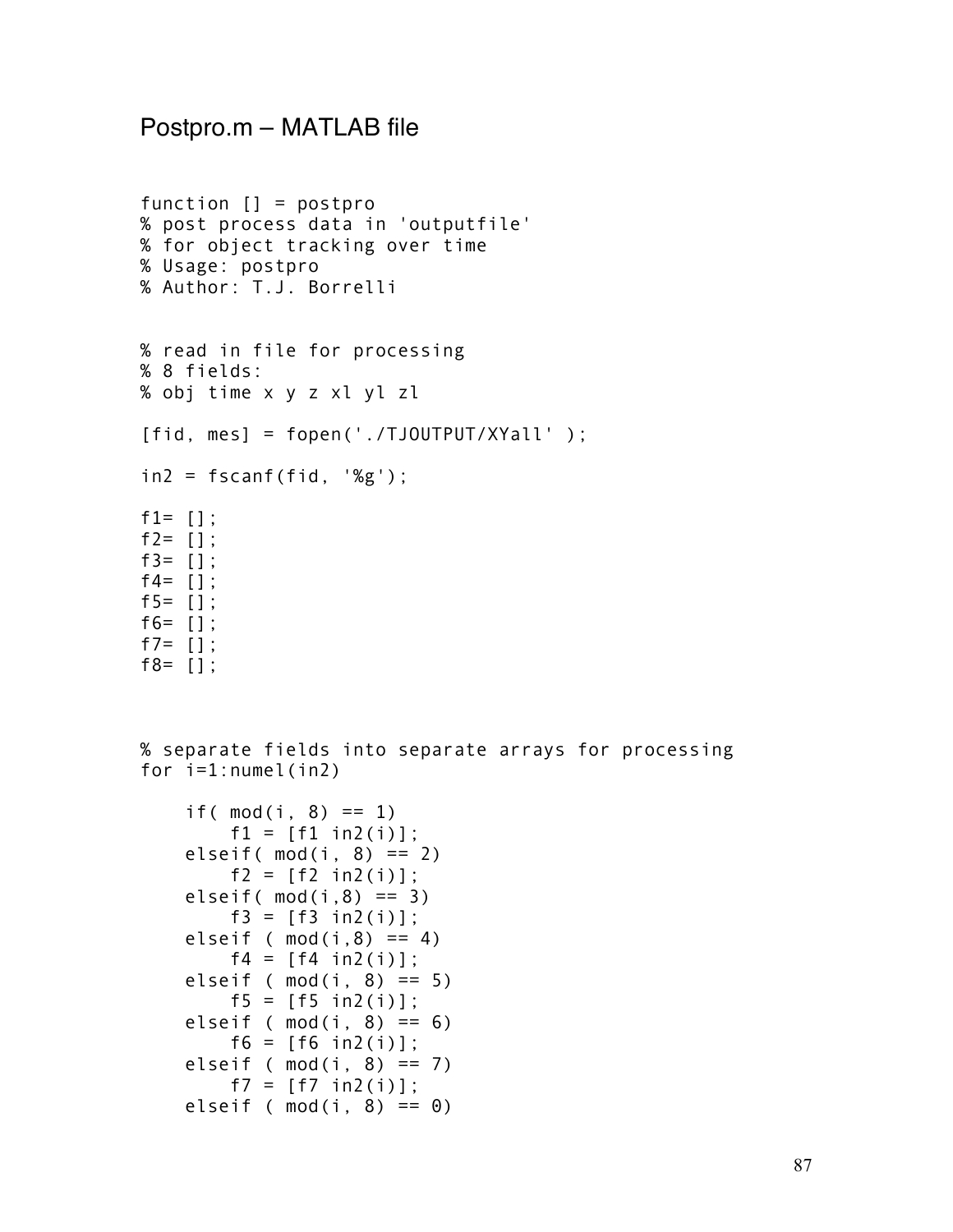## Postpro.m – MATLAB file

```
function [] = postpro
% post process data in 'outputfile'
% for object tracking over time
% Usage: postpro
% Author: T.J. Borrelli


% read in file for processing
% 8 fields:
% obj time x y z xl yl zl

[fid, mes] = fopen('./TJOUTPUT/XYall' );

in2 = fscanf(fid, '%g');

f1= [];
f2= [];
f3= [];
f4= [];
f5= [];
f6= [];
f7= [];
f8= [];



% separate fields into separate arrays for processing
for i=1:numel(in2)

    if( mod(i, 8) == 1)
        f1 = [f1 in2(i)];
    elseif( mod(i, 8) == 2)
        f2 = [f2 in2(i)];
    elseif( mod(i,8) == 3)
        f3 = [f3 in2(i)];
    elseif ( mod(i,8) == 4)
        f4 = [f4 in2(i)];
    elseif ( mod(i, 8) == 5)
        f5 = [f5 in2(i)];
    elseif ( mod(i, 8) == 6)
        f6 = [f6 in2(i)];
    elseif ( mod(i, 8) == 7)
        f7 = [f7 in2(i)];
    elseif ( mod(i, 8) == 0)
```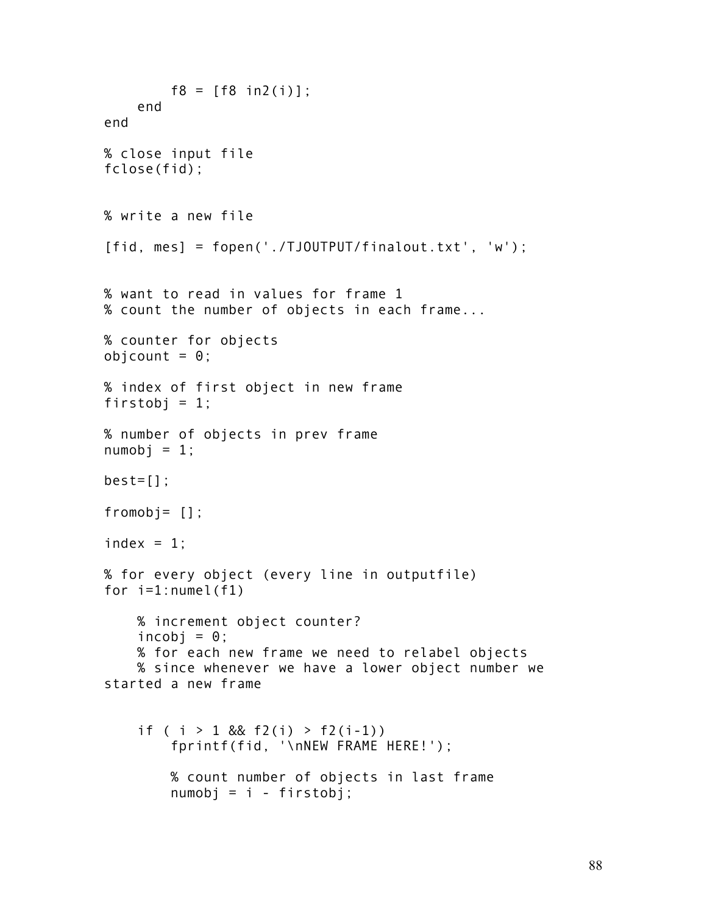```
        f8 = [f8 in2(i)];
    end
end

% close input file
fclose(fid);


% write a new file

[fid, mes] = fopen('./TJOUTPUT/finalout.txt', 'w');


% want to read in values for frame 1
% count the number of objects in each frame...

% counter for objects
objcount = 0;

% index of first object in new frame
firstobj = 1;

% number of objects in prev frame
numobj = 1;

best=[];

fromobj= [];

index = 1;

% for every object (every line in outputfile)
for i=1:numel(f1)

    % increment object counter?
    incobj = 0;
    % for each new frame we need to relabel objects
    % since whenever we have a lower object number we
started a new frame


    if ( i > 1 && f2(i) > f2(i-1))
        fprintf(fid, '\nNEW FRAME HERE!');

        % count number of objects in last frame
        numobj = i - firstobj;
```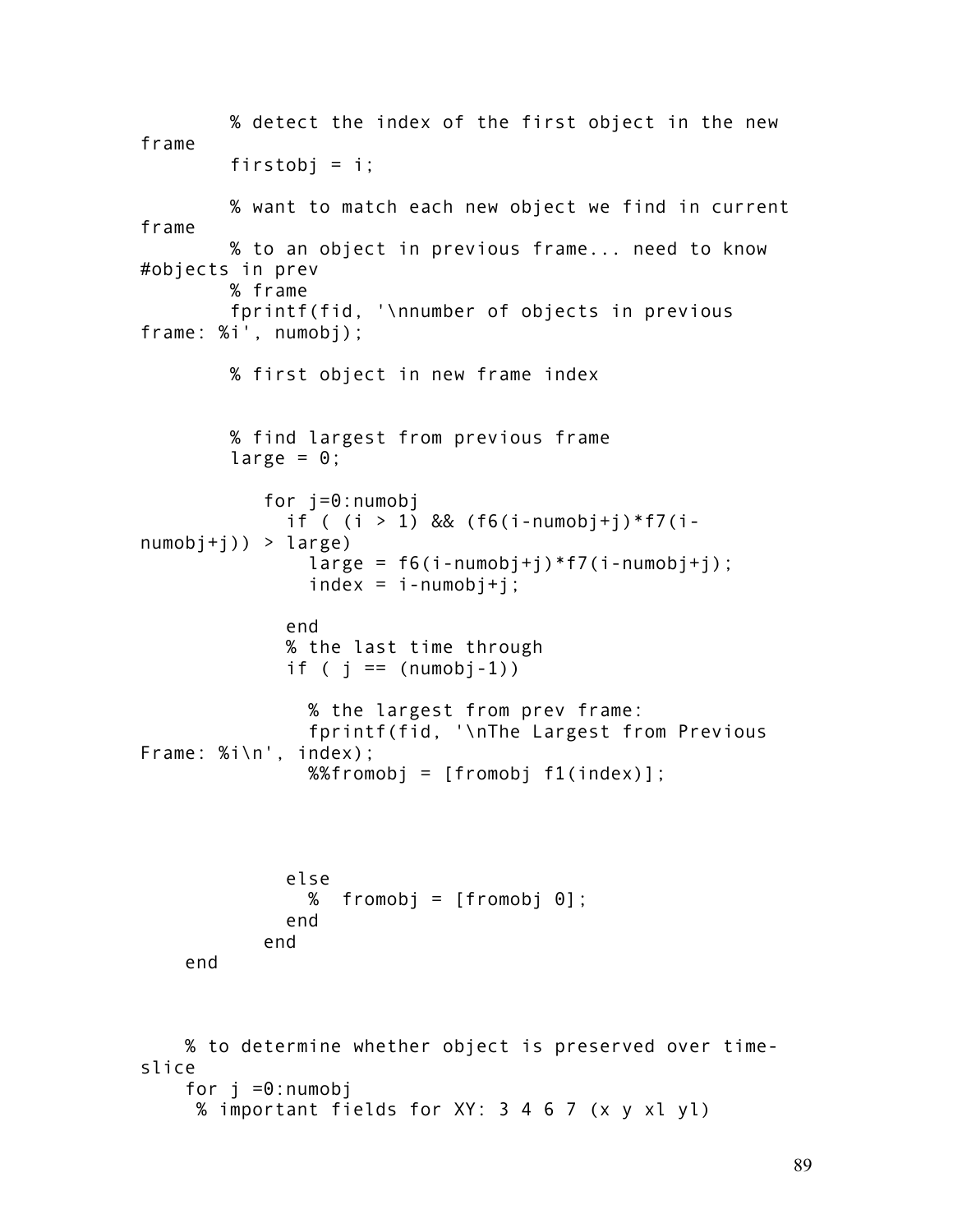```
        % detect the index of the first object in the new
frame
        firstobj = i;

        % want to match each new object we find in current
frame
        % to an object in previous frame... need to know
#objects in prev
        % frame
        fprintf(fid, '\nnumber of objects in previous
frame: %i', numobj);

        % first object in new frame index


        % find largest from previous frame
        large = 0;

           for j=0:numobj
             if ( (i > 1) && (f6(i-numobj+j)*f7(i-
numobj+j)) > large)
               large = f6(i-numobj+j)*f7(i-numobj+j);
               index = i-numobj+j;

             end
             % the last time through
             if ( j == (numobj-1))

               % the largest from prev frame:
               fprintf(fid, '\nThe Largest from Previous
Frame: %i\n', index);
               %%fromobj = [fromobj f1(index)];




             else
               %  fromobj = [fromobj 0];
             end
           end
    end



    % to determine whether object is preserved over time-
slice
    for j =0:numobj
     % important fields for XY: 3 4 6 7 (x y xl yl)
```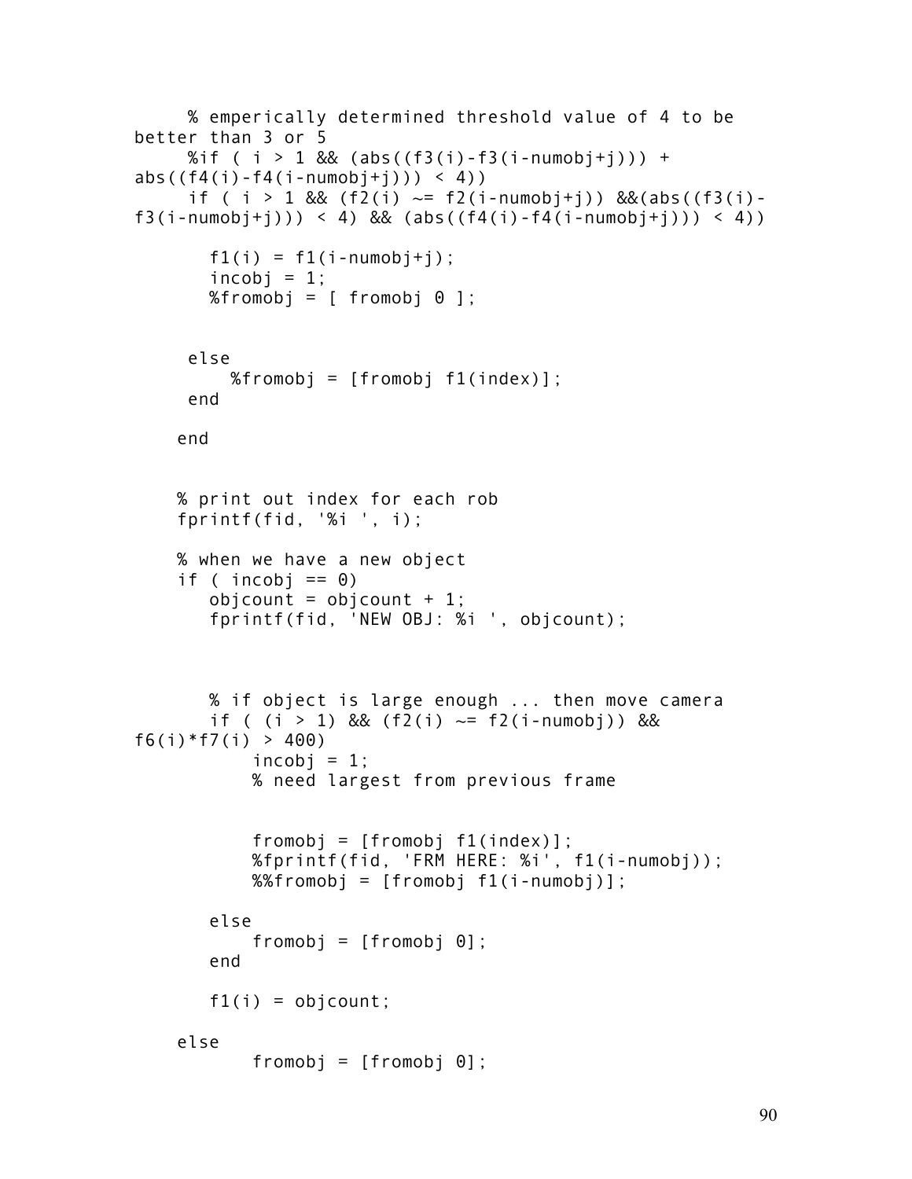```
     % emperically determined threshold value of 4 to be
better than 3 or 5
     %if ( i > 1 && (abs((f3(i)-f3(i-numobj+j))) +
abs((f4(i)-f4(i-numobj+j))) < 4))
     if ( i > 1 && (f2(i) ~= f2(i-numobj+j)) &&(abs((f3(i)-
f3(i-numobj+j))) < 4) && (abs((f4(i)-f4(i-numobj+j))) < 4))

       f1(i) = f1(i-numobj+j);
       incobj = 1;
       %fromobj = [ fromobj 0 ];


     else
         %fromobj = [fromobj f1(index)];
     end

    end


    % print out index for each rob
    fprintf(fid, '%i ', i);

    % when we have a new object
    if ( incobj == 0)
       objcount = objcount + 1;
       fprintf(fid, 'NEW OBJ: %i ', objcount);



       % if object is large enough ... then move camera
       if ( (i > 1) && (f2(i) ~= f2(i-numobj)) &&
f6(i)*f7(i) > 400)
           incobj = 1;
           % need largest from previous frame


           fromobj = [fromobj f1(index)];
           %fprintf(fid, 'FRM HERE: %i', f1(i-numobj));
           %%fromobj = [fromobj f1(i-numobj)];

       else
           fromobj = [fromobj 0];
       end

       f1(i) = objcount;

    else
           fromobj = [fromobj 0];
```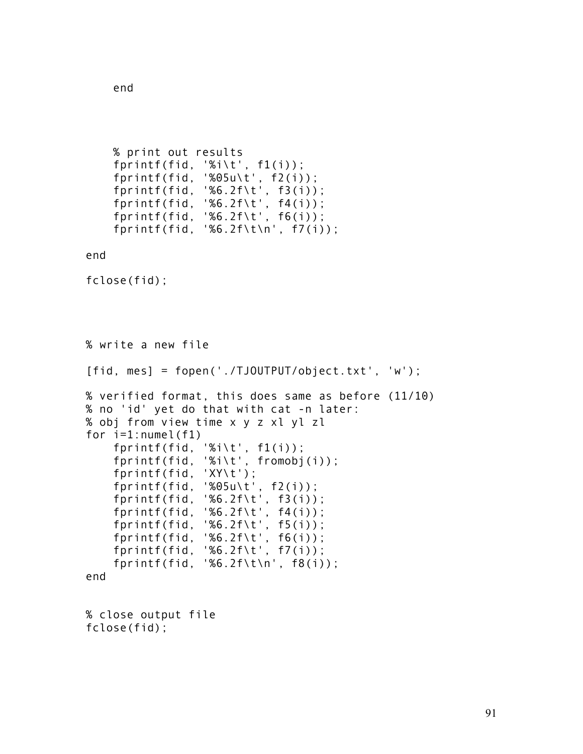```
    end



    % print out results
    fprintf(fid, '%i\t', f1(i));
    fprintf(fid, '%05u\t', f2(i));
    fprintf(fid, '%6.2f\t', f3(i));
    fprintf(fid, '%6.2f\t', f4(i));
    fprintf(fid, '%6.2f\t', f6(i));
    fprintf(fid, '%6.2f\t\n', f7(i));

end

fclose(fid);




% write a new file

[fid, mes] = fopen('./TJOUTPUT/object.txt', 'w');

% verified format, this does same as before (11/10)
% no 'id' yet do that with cat -n later:
% obj from view time x y z xl yl zl
for i=1:numel(f1)
    fprintf(fid, '%i\t', f1(i));
    fprintf(fid, '%i\t', fromobj(i));
    fprintf(fid, 'XY\t');
    fprintf(fid, '%05u\t', f2(i));
    fprintf(fid, '%6.2f\t', f3(i));
    fprintf(fid, '%6.2f\t', f4(i));
    fprintf(fid, '%6.2f\t', f5(i));
    fprintf(fid, '%6.2f\t', f6(i));
    fprintf(fid, '%6.2f\t', f7(i));
    fprintf(fid, '%6.2f\t\n', f8(i));
end


% close output file
fclose(fid);
```